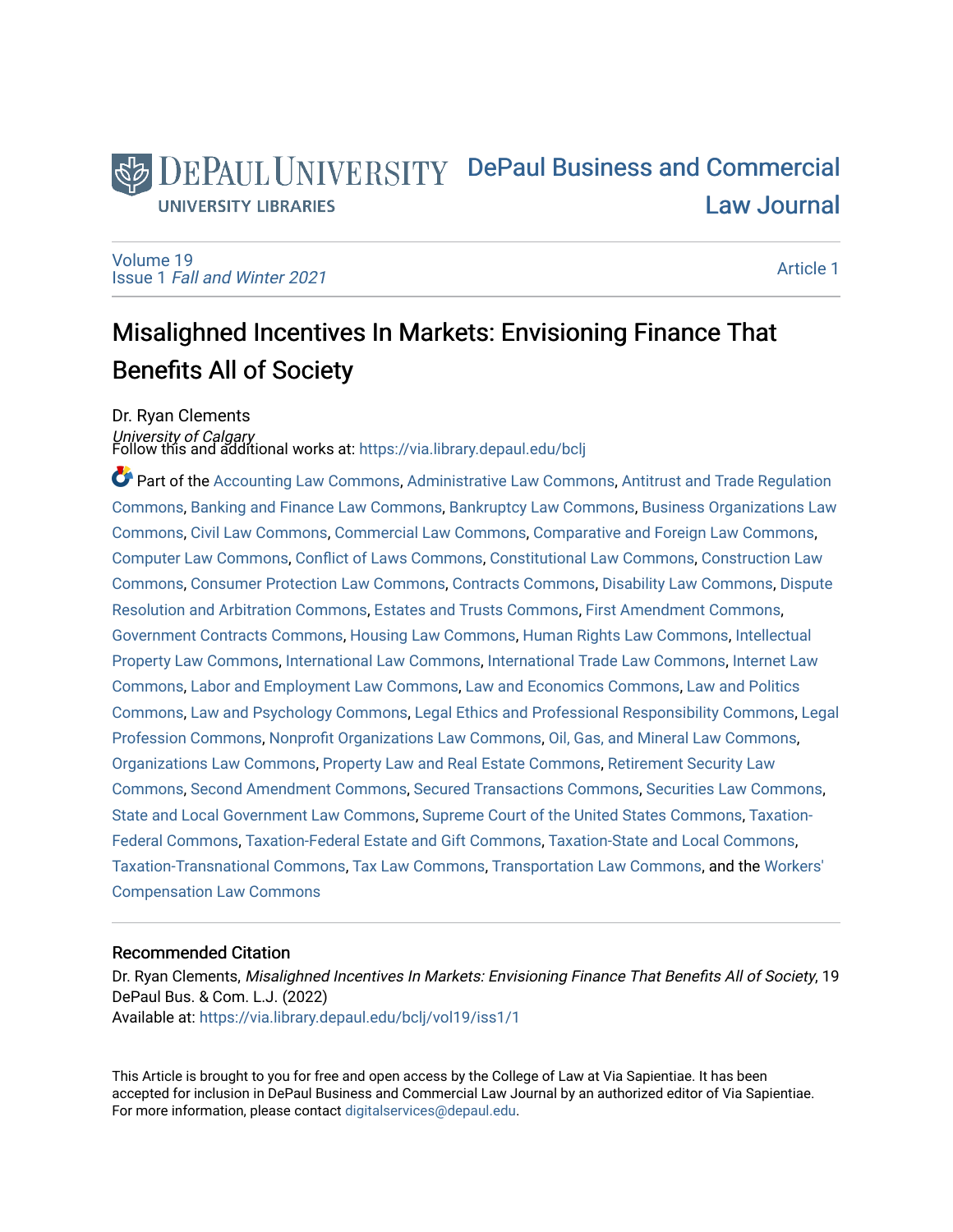DePaul University

University Libraries

# DePaul Business and Commercial Law Journal

Volume 19
Issue 1 *Fall and Winter 2021*

Article 1

## Misalighned Incentives In Markets: Envisioning Finance That Benefits All of Society

Dr. Ryan Clements
*University of Calgary*

Follow this and additional works at: https://via.library.depaul.edu/bclj

Part of the Accounting Law Commons, Administrative Law Commons, Antitrust and Trade Regulation Commons, Banking and Finance Law Commons, Bankruptcy Law Commons, Business Organizations Law Commons, Civil Law Commons, Commercial Law Commons, Comparative and Foreign Law Commons, Computer Law Commons, Conflict of Laws Commons, Constitutional Law Commons, Construction Law Commons, Consumer Protection Law Commons, Contracts Commons, Disability Law Commons, Dispute Resolution and Arbitration Commons, Estates and Trusts Commons, First Amendment Commons, Government Contracts Commons, Housing Law Commons, Human Rights Law Commons, Intellectual Property Law Commons, International Law Commons, International Trade Law Commons, Internet Law Commons, Labor and Employment Law Commons, Law and Economics Commons, Law and Politics Commons, Law and Psychology Commons, Legal Ethics and Professional Responsibility Commons, Legal Profession Commons, Nonprofit Organizations Law Commons, Oil, Gas, and Mineral Law Commons, Organizations Law Commons, Property Law and Real Estate Commons, Retirement Security Law Commons, Second Amendment Commons, Secured Transactions Commons, Securities Law Commons, State and Local Government Law Commons, Supreme Court of the United States Commons, Taxation-Federal Commons, Taxation-Federal Estate and Gift Commons, Taxation-State and Local Commons, Taxation-Transnational Commons, Tax Law Commons, Transportation Law Commons, and the Workers' Compensation Law Commons

### Recommended Citation

Dr. Ryan Clements, *Misalighned Incentives In Markets: Envisioning Finance That Benefits All of Society*, 19 DePaul Bus. & Com. L.J. (2022)
Available at: https://via.library.depaul.edu/bclj/vol19/iss1/1

This Article is brought to you for free and open access by the College of Law at Via Sapientiae. It has been accepted for inclusion in DePaul Business and Commercial Law Journal by an authorized editor of Via Sapientiae. For more information, please contact digitalservices@depaul.edu.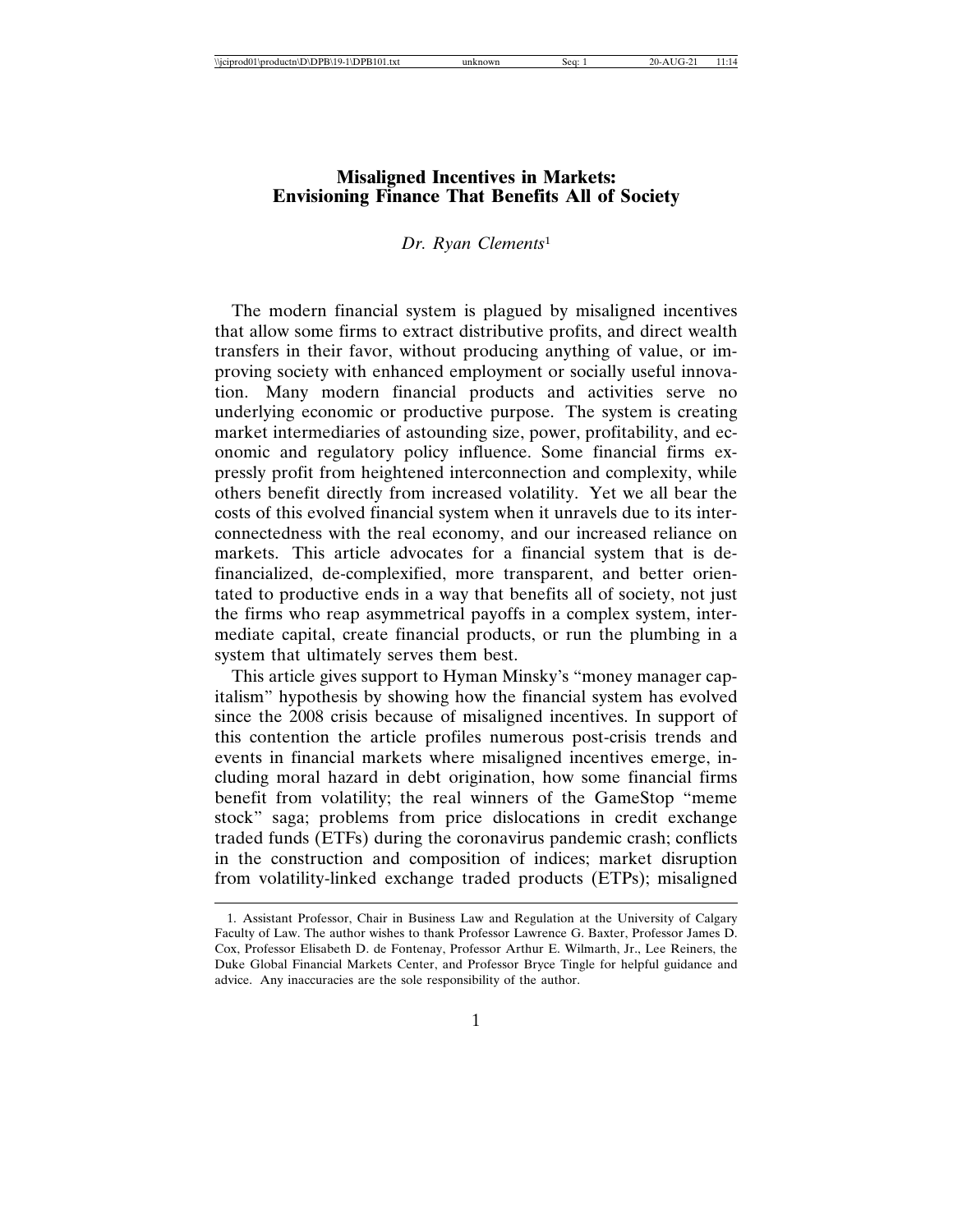# Misaligned Incentives in Markets: Envisioning Finance That Benefits All of Society

*Dr. Ryan Clements*[1]

The modern financial system is plagued by misaligned incentives that allow some firms to extract distributive profits, and direct wealth transfers in their favor, without producing anything of value, or improving society with enhanced employment or socially useful innovation. Many modern financial products and activities serve no underlying economic or productive purpose. The system is creating market intermediaries of astounding size, power, profitability, and economic and regulatory policy influence. Some financial firms expressly profit from heightened interconnection and complexity, while others benefit directly from increased volatility. Yet we all bear the costs of this evolved financial system when it unravels due to its interconnectedness with the real economy, and our increased reliance on markets. This article advocates for a financial system that is definancialized, de-complexified, more transparent, and better orientated to productive ends in a way that benefits all of society, not just the firms who reap asymmetrical payoffs in a complex system, intermediate capital, create financial products, or run the plumbing in a system that ultimately serves them best.

This article gives support to Hyman Minsky's "money manager capitalism" hypothesis by showing how the financial system has evolved since the 2008 crisis because of misaligned incentives. In support of this contention the article profiles numerous post-crisis trends and events in financial markets where misaligned incentives emerge, including moral hazard in debt origination, how some financial firms benefit from volatility; the real winners of the GameStop "meme stock" saga; problems from price dislocations in credit exchange traded funds (ETFs) during the coronavirus pandemic crash; conflicts in the construction and composition of indices; market disruption from volatility-linked exchange traded products (ETPs); misaligned

1. Assistant Professor, Chair in Business Law and Regulation at the University of Calgary Faculty of Law. The author wishes to thank Professor Lawrence G. Baxter, Professor James D. Cox, Professor Elisabeth D. de Fontenay, Professor Arthur E. Wilmarth, Jr., Lee Reiners, the Duke Global Financial Markets Center, and Professor Bryce Tingle for helpful guidance and advice. Any inaccuracies are the sole responsibility of the author.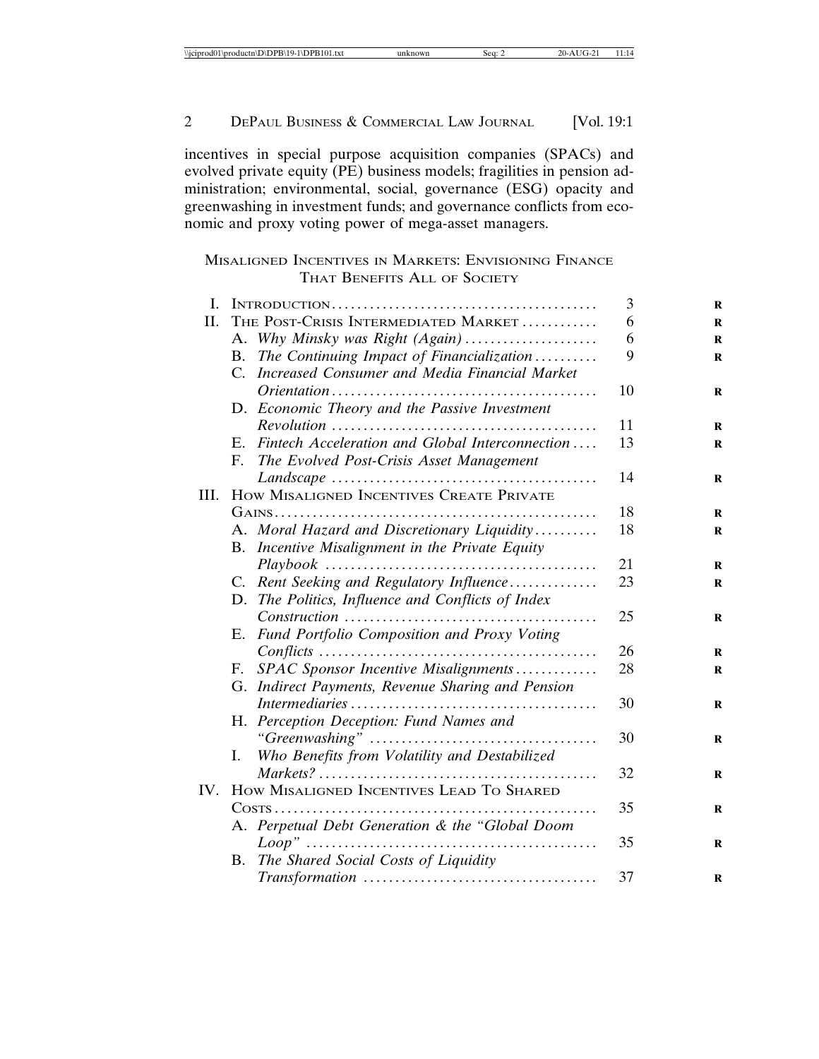incentives in special purpose acquisition companies (SPACs) and evolved private equity (PE) business models; fragilities in pension administration; environmental, social, governance (ESG) opacity and greenwashing in investment funds; and governance conflicts from economic and proxy voting power of mega-asset managers.

## Misaligned Incentives in Markets: Envisioning Finance That Benefits All of Society

| | | |
|---|---|---|
| I. | Introduction | 3 |
| II. | The Post-Crisis Intermediated Market | 6 |
| | A. *Why Minsky was Right (Again)* | 6 |
| | B. *The Continuing Impact of Financialization* | 9 |
| | C. *Increased Consumer and Media Financial Market Orientation* | 10 |
| | D. *Economic Theory and the Passive Investment Revolution* | 11 |
| | E. *Fintech Acceleration and Global Interconnection* | 13 |
| | F. *The Evolved Post-Crisis Asset Management Landscape* | 14 |
| III. | How Misaligned Incentives Create Private Gains | 18 |
| | A. *Moral Hazard and Discretionary Liquidity* | 18 |
| | B. *Incentive Misalignment in the Private Equity Playbook* | 21 |
| | C. *Rent Seeking and Regulatory Influence* | 23 |
| | D. *The Politics, Influence and Conflicts of Index Construction* | 25 |
| | E. *Fund Portfolio Composition and Proxy Voting Conflicts* | 26 |
| | F. *SPAC Sponsor Incentive Misalignments* | 28 |
| | G. *Indirect Payments, Revenue Sharing and Pension Intermediaries* | 30 |
| | H. *Perception Deception: Fund Names and "Greenwashing"* | 30 |
| | I. *Who Benefits from Volatility and Destabilized Markets?* | 32 |
| IV. | How Misaligned Incentives Lead To Shared Costs | 35 |
| | A. *Perpetual Debt Generation & the "Global Doom Loop"* | 35 |
| | B. *The Shared Social Costs of Liquidity Transformation* | 37 |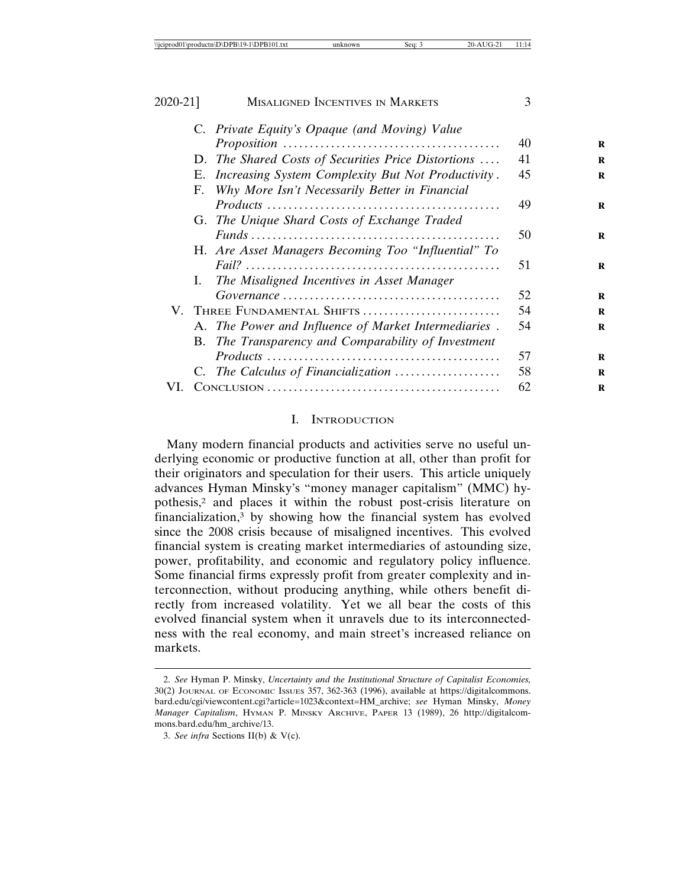C. *Private Equity's Opaque (and Moving) Value Proposition* .......... 40

D. *The Shared Costs of Securities Price Distortions* .......... 41

E. *Increasing System Complexity But Not Productivity* .......... 45

F. *Why More Isn't Necessarily Better in Financial Products* .......... 49

G. *The Unique Shard Costs of Exchange Traded Funds* .......... 50

H. *Are Asset Managers Becoming Too "Influential" To Fail?* .......... 51

I. *The Misaligned Incentives in Asset Manager Governance* .......... 52

V. THREE FUNDAMENTAL SHIFTS .......... 54

A. *The Power and Influence of Market Intermediaries* .......... 54

B. *The Transparency and Comparability of Investment Products* .......... 57

C. *The Calculus of Financialization* .......... 58

VI. CONCLUSION .......... 62

## I. INTRODUCTION

Many modern financial products and activities serve no useful underlying economic or productive function at all, other than profit for their originators and speculation for their users. This article uniquely advances Hyman Minsky's "money manager capitalism" (MMC) hypothesis,[2] and places it within the robust post-crisis literature on financialization,[3] by showing how the financial system has evolved since the 2008 crisis because of misaligned incentives. This evolved financial system is creating market intermediaries of astounding size, power, profitability, and economic and regulatory policy influence. Some financial firms expressly profit from greater complexity and interconnection, without producing anything, while others benefit directly from increased volatility. Yet we all bear the costs of this evolved financial system when it unravels due to its interconnectedness with the real economy, and main street's increased reliance on markets.

---

2. *See* Hyman P. Minsky, *Uncertainty and the Institutional Structure of Capitalist Economies,* 30(2) JOURNAL OF ECONOMIC ISSUES 357, 362-363 (1996), available at https://digitalcommons.bard.edu/cgi/viewcontent.cgi?article=1023&context=HM_archive; *see* Hyman Minsky, *Money Manager Capitalism*, HYMAN P. MINSKY ARCHIVE, PAPER 13 (1989), 26 http://digitalcommons.bard.edu/hm_archive/13.

3. *See infra* Sections II(b) & V(c).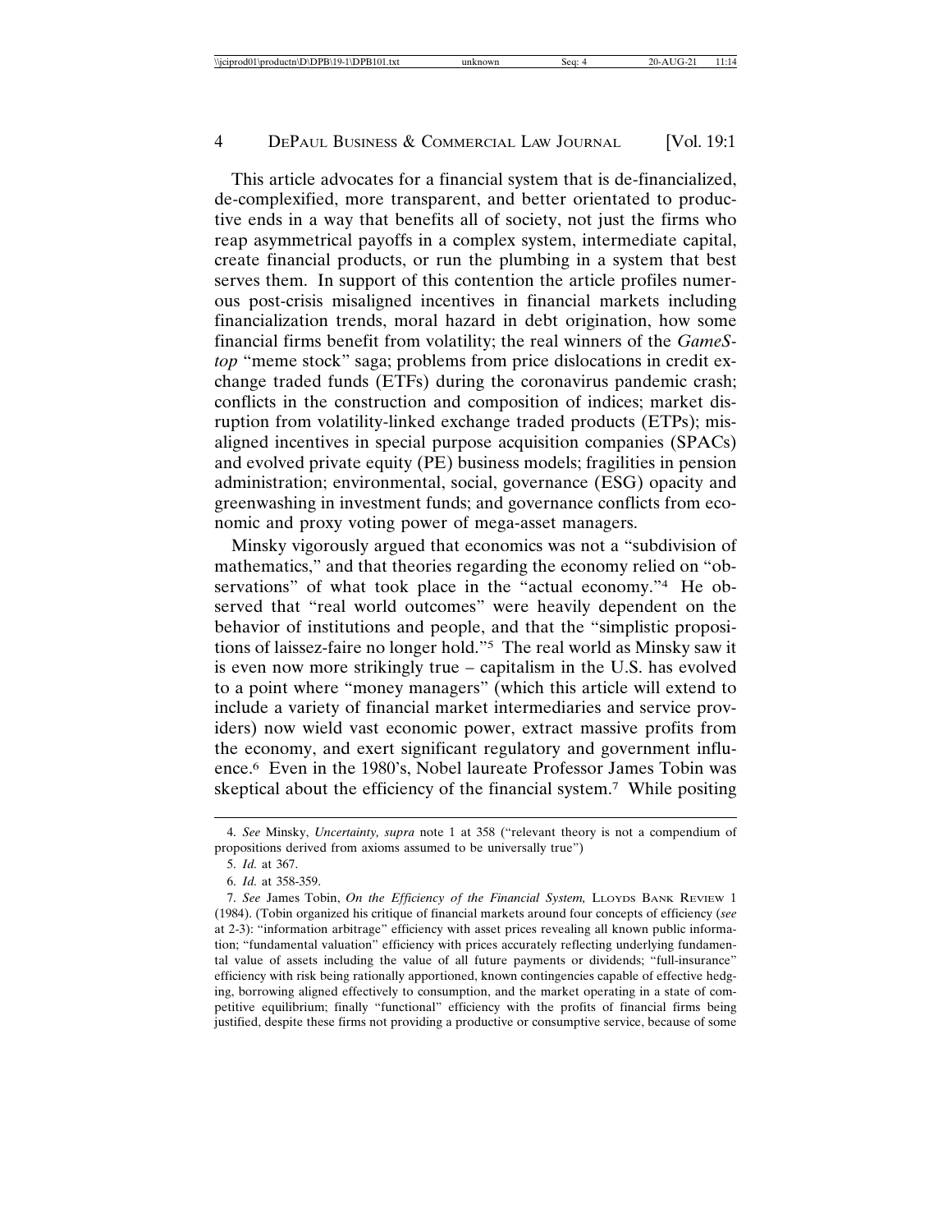This article advocates for a financial system that is de-financialized, de-complexified, more transparent, and better orientated to productive ends in a way that benefits all of society, not just the firms who reap asymmetrical payoffs in a complex system, intermediate capital, create financial products, or run the plumbing in a system that best serves them. In support of this contention the article profiles numerous post-crisis misaligned incentives in financial markets including financialization trends, moral hazard in debt origination, how some financial firms benefit from volatility; the real winners of the *GameStop* "meme stock" saga; problems from price dislocations in credit exchange traded funds (ETFs) during the coronavirus pandemic crash; conflicts in the construction and composition of indices; market disruption from volatility-linked exchange traded products (ETPs); misaligned incentives in special purpose acquisition companies (SPACs) and evolved private equity (PE) business models; fragilities in pension administration; environmental, social, governance (ESG) opacity and greenwashing in investment funds; and governance conflicts from economic and proxy voting power of mega-asset managers.

Minsky vigorously argued that economics was not a "subdivision of mathematics," and that theories regarding the economy relied on "observations" of what took place in the "actual economy."[4] He observed that "real world outcomes" were heavily dependent on the behavior of institutions and people, and that the "simplistic propositions of laissez-faire no longer hold."[5] The real world as Minsky saw it is even now more strikingly true – capitalism in the U.S. has evolved to a point where "money managers" (which this article will extend to include a variety of financial market intermediaries and service providers) now wield vast economic power, extract massive profits from the economy, and exert significant regulatory and government influence.[6] Even in the 1980's, Nobel laureate Professor James Tobin was skeptical about the efficiency of the financial system.[7] While positing

---

4. *See* Minsky, *Uncertainty, supra* note 1 at 358 ("relevant theory is not a compendium of propositions derived from axioms assumed to be universally true")

5. *Id.* at 367.

6. *Id.* at 358-359.

7. *See* James Tobin, *On the Efficiency of the Financial System,* LLOYDS BANK REVIEW 1 (1984). (Tobin organized his critique of financial markets around four concepts of efficiency (*see* at 2-3): "information arbitrage" efficiency with asset prices revealing all known public information; "fundamental valuation" efficiency with prices accurately reflecting underlying fundamental value of assets including the value of all future payments or dividends; "full-insurance" efficiency with risk being rationally apportioned, known contingencies capable of effective hedging, borrowing aligned effectively to consumption, and the market operating in a state of competitive equilibrium; finally "functional" efficiency with the profits of financial firms being justified, despite these firms not providing a productive or consumptive service, because of some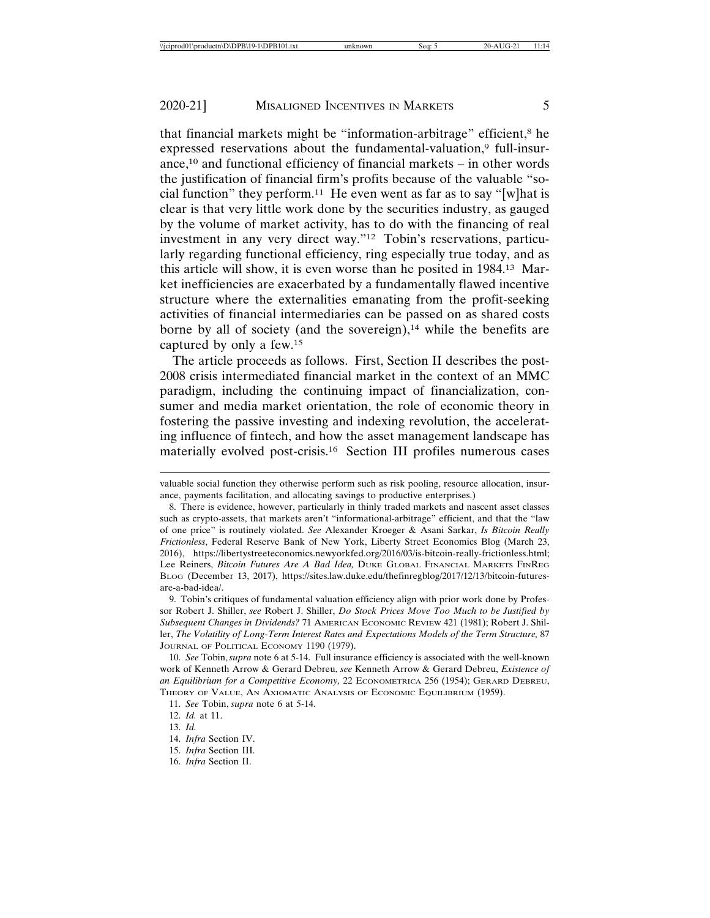that financial markets might be "information-arbitrage" efficient,[8] he expressed reservations about the fundamental-valuation,[9] full-insurance,[10] and functional efficiency of financial markets – in other words the justification of financial firm's profits because of the valuable "social function" they perform.[11] He even went as far as to say "[w]hat is clear is that very little work done by the securities industry, as gauged by the volume of market activity, has to do with the financing of real investment in any very direct way."[12] Tobin's reservations, particularly regarding functional efficiency, ring especially true today, and as this article will show, it is even worse than he posited in 1984.[13] Market inefficiencies are exacerbated by a fundamentally flawed incentive structure where the externalities emanating from the profit-seeking activities of financial intermediaries can be passed on as shared costs borne by all of society (and the sovereign),[14] while the benefits are captured by only a few.[15]

The article proceeds as follows. First, Section II describes the post-2008 crisis intermediated financial market in the context of an MMC paradigm, including the continuing impact of financialization, consumer and media market orientation, the role of economic theory in fostering the passive investing and indexing revolution, the accelerating influence of fintech, and how the asset management landscape has materially evolved post-crisis.[16] Section III profiles numerous cases

---

valuable social function they otherwise perform such as risk pooling, resource allocation, insurance, payments facilitation, and allocating savings to productive enterprises.)

8. There is evidence, however, particularly in thinly traded markets and nascent asset classes such as crypto-assets, that markets aren't "informational-arbitrage" efficient, and that the "law of one price" is routinely violated. *See* Alexander Kroeger & Asani Sarkar, *Is Bitcoin Really Frictionless*, Federal Reserve Bank of New York, Liberty Street Economics Blog (March 23, 2016), https://libertystreeteconomics.newyorkfed.org/2016/03/is-bitcoin-really-frictionless.html; Lee Reiners, *Bitcoin Futures Are A Bad Idea,* DUKE GLOBAL FINANCIAL MARKETS FINREG BLOG (December 13, 2017), https://sites.law.duke.edu/thefinregblog/2017/12/13/bitcoin-futures-are-a-bad-idea/.

9. Tobin's critiques of fundamental valuation efficiency align with prior work done by Professor Robert J. Shiller, *see* Robert J. Shiller, *Do Stock Prices Move Too Much to be Justified by Subsequent Changes in Dividends?* 71 AMERICAN ECONOMIC REVIEW 421 (1981); Robert J. Shiller, *The Volatility of Long-Term Interest Rates and Expectations Models of the Term Structure,* 87 JOURNAL OF POLITICAL ECONOMY 1190 (1979).

10. *See* Tobin, *supra* note 6 at 5-14. Full insurance efficiency is associated with the well-known work of Kenneth Arrow & Gerard Debreu, *see* Kenneth Arrow & Gerard Debreu, *Existence of an Equilibrium for a Competitive Economy,* 22 ECONOMETRICA 256 (1954); GERARD DEBREU, THEORY OF VALUE, AN AXIOMATIC ANALYSIS OF ECONOMIC EQUILIBRIUM (1959).

11. *See* Tobin, *supra* note 6 at 5-14.

12. *Id.* at 11.

13. *Id.*

14. *Infra* Section IV.

15. *Infra* Section III.

16. *Infra* Section II.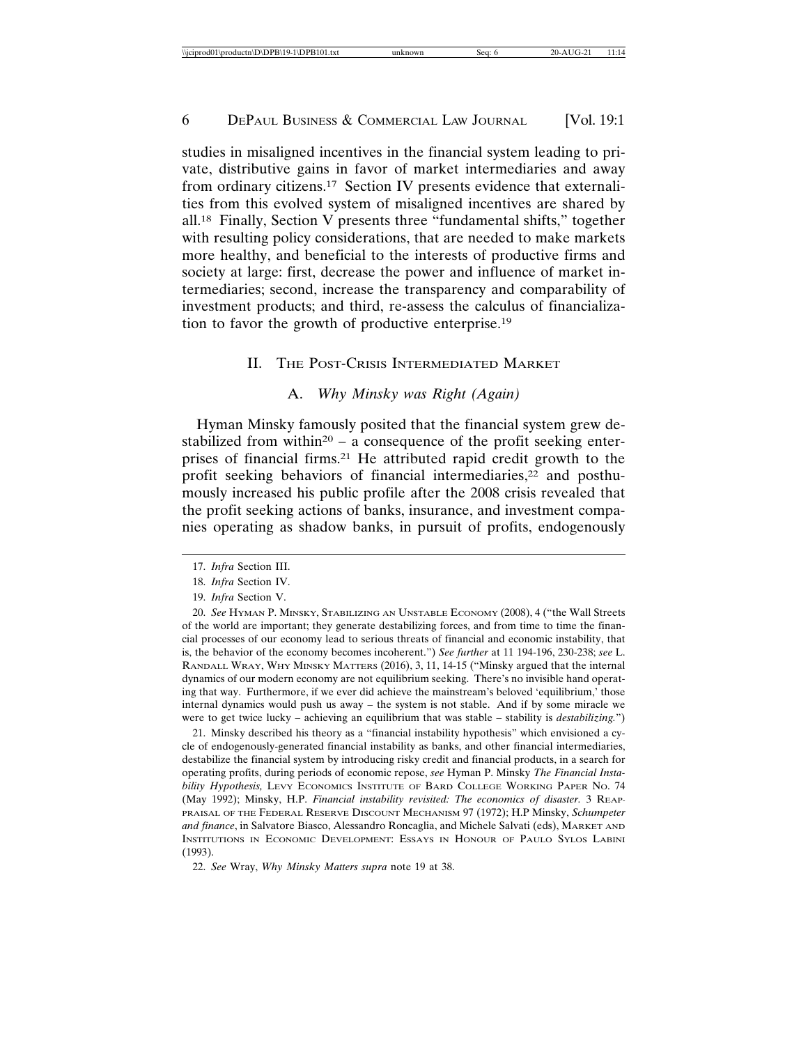studies in misaligned incentives in the financial system leading to private, distributive gains in favor of market intermediaries and away from ordinary citizens.[17] Section IV presents evidence that externalities from this evolved system of misaligned incentives are shared by all.[18] Finally, Section V presents three "fundamental shifts," together with resulting policy considerations, that are needed to make markets more healthy, and beneficial to the interests of productive firms and society at large: first, decrease the power and influence of market intermediaries; second, increase the transparency and comparability of investment products; and third, re-assess the calculus of financialization to favor the growth of productive enterprise.[19]

## II. The Post-Crisis Intermediated Market

### A. *Why Minsky was Right (Again)*

Hyman Minsky famously posited that the financial system grew destabilized from within[20] – a consequence of the profit seeking enterprises of financial firms.[21] He attributed rapid credit growth to the profit seeking behaviors of financial intermediaries,[22] and posthumously increased his public profile after the 2008 crisis revealed that the profit seeking actions of banks, insurance, and investment companies operating as shadow banks, in pursuit of profits, endogenously

---

17. *Infra* Section III.

18. *Infra* Section IV.

19. *Infra* Section V.

20. *See* Hyman P. Minsky, Stabilizing an Unstable Economy (2008), 4 ("the Wall Streets of the world are important; they generate destabilizing forces, and from time to time the financial processes of our economy lead to serious threats of financial and economic instability, that is, the behavior of the economy becomes incoherent.") *See further* at 11 194-196, 230-238; *see* L. Randall Wray, Why Minsky Matters (2016), 3, 11, 14-15 ("Minsky argued that the internal dynamics of our modern economy are not equilibrium seeking. There's no invisible hand operating that way. Furthermore, if we ever did achieve the mainstream's beloved 'equilibrium,' those internal dynamics would push us away – the system is not stable. And if by some miracle we were to get twice lucky – achieving an equilibrium that was stable – stability is *destabilizing.*")

21. Minsky described his theory as a "financial instability hypothesis" which envisioned a cycle of endogenously-generated financial instability as banks, and other financial intermediaries, destabilize the financial system by introducing risky credit and financial products, in a search for operating profits, during periods of economic repose, *see* Hyman P. Minsky *The Financial Instability Hypothesis,* Levy Economics Institute of Bard College Working Paper No. 74 (May 1992); Minsky, H.P. *Financial instability revisited: The economics of disaster.* 3 Reappraisal of the Federal Reserve Discount Mechanism 97 (1972); H.P Minsky, *Schumpeter and finance*, in Salvatore Biasco, Alessandro Roncaglia, and Michele Salvati (eds), Market and Institutions in Economic Development: Essays in Honour of Paulo Sylos Labini (1993).

22. *See* Wray, *Why Minsky Matters supra* note 19 at 38.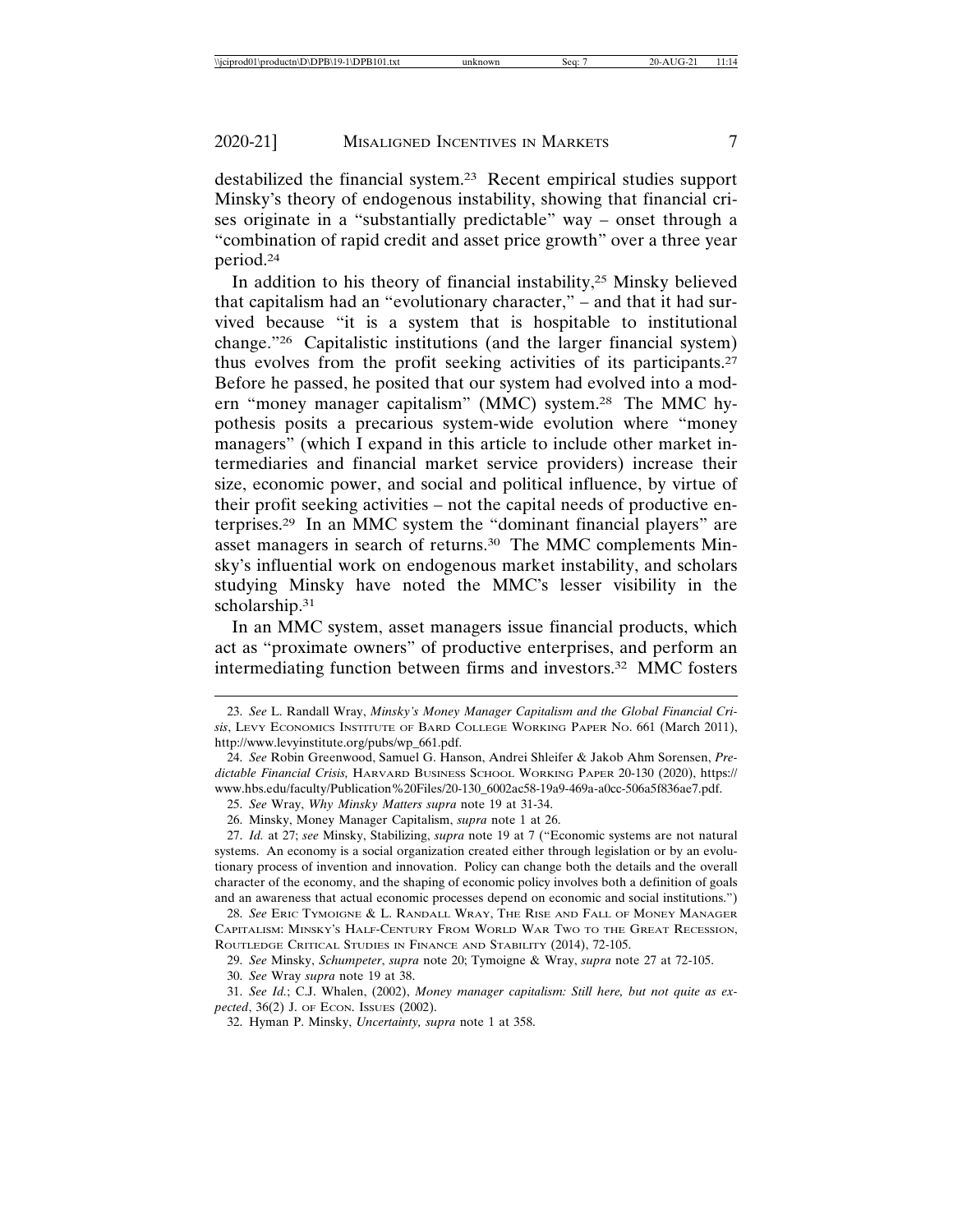destabilized the financial system.[23] Recent empirical studies support Minsky's theory of endogenous instability, showing that financial crises originate in a "substantially predictable" way – onset through a "combination of rapid credit and asset price growth" over a three year period.[24]

In addition to his theory of financial instability,[25] Minsky believed that capitalism had an "evolutionary character," – and that it had survived because "it is a system that is hospitable to institutional change."[26] Capitalistic institutions (and the larger financial system) thus evolves from the profit seeking activities of its participants.[27] Before he passed, he posited that our system had evolved into a modern "money manager capitalism" (MMC) system.[28] The MMC hypothesis posits a precarious system-wide evolution where "money managers" (which I expand in this article to include other market intermediaries and financial market service providers) increase their size, economic power, and social and political influence, by virtue of their profit seeking activities – not the capital needs of productive enterprises.[29] In an MMC system the "dominant financial players" are asset managers in search of returns.[30] The MMC complements Minsky's influential work on endogenous market instability, and scholars studying Minsky have noted the MMC's lesser visibility in the scholarship.[31]

In an MMC system, asset managers issue financial products, which act as "proximate owners" of productive enterprises, and perform an intermediating function between firms and investors.[32] MMC fosters

---

23. *See* L. Randall Wray, *Minsky's Money Manager Capitalism and the Global Financial Crisis*, Levy Economics Institute of Bard College Working Paper No. 661 (March 2011), http://www.levyinstitute.org/pubs/wp_661.pdf.

24. *See* Robin Greenwood, Samuel G. Hanson, Andrei Shleifer & Jakob Ahm Sorensen, *Predictable Financial Crisis,* Harvard Business School Working Paper 20-130 (2020), https://www.hbs.edu/faculty/Publication%20Files/20-130_6002ac58-19a9-469a-a0cc-506a5f836ae7.pdf.

25. *See* Wray, *Why Minsky Matters supra* note 19 at 31-34.

26. Minsky, Money Manager Capitalism, *supra* note 1 at 26.

27. *Id.* at 27; *see* Minsky, Stabilizing, *supra* note 19 at 7 ("Economic systems are not natural systems. An economy is a social organization created either through legislation or by an evolutionary process of invention and innovation. Policy can change both the details and the overall character of the economy, and the shaping of economic policy involves both a definition of goals and an awareness that actual economic processes depend on economic and social institutions.")

28. *See* Eric Tymoigne & L. Randall Wray, The Rise and Fall of Money Manager Capitalism: Minsky's Half-Century From World War Two to the Great Recession, Routledge Critical Studies in Finance and Stability (2014), 72-105.

29. *See* Minsky, *Schumpeter*, *supra* note 20; Tymoigne & Wray, *supra* note 27 at 72-105.

30. *See* Wray *supra* note 19 at 38.

31. *See Id.*; C.J. Whalen, (2002), *Money manager capitalism: Still here, but not quite as expected*, 36(2) J. of Econ. Issues (2002).

32. Hyman P. Minsky, *Uncertainty, supra* note 1 at 358.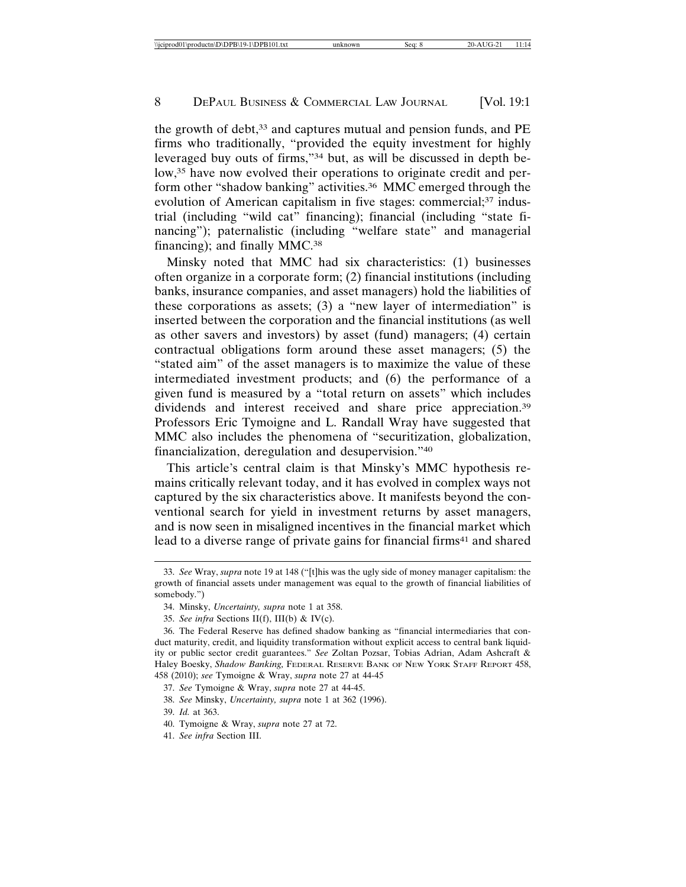the growth of debt,[33] and captures mutual and pension funds, and PE firms who traditionally, "provided the equity investment for highly leveraged buy outs of firms,"[34] but, as will be discussed in depth below,[35] have now evolved their operations to originate credit and perform other "shadow banking" activities.[36] MMC emerged through the evolution of American capitalism in five stages: commercial;[37] industrial (including "wild cat" financing); financial (including "state financing"); paternalistic (including "welfare state" and managerial financing); and finally MMC.[38]

Minsky noted that MMC had six characteristics: (1) businesses often organize in a corporate form; (2) financial institutions (including banks, insurance companies, and asset managers) hold the liabilities of these corporations as assets; (3) a "new layer of intermediation" is inserted between the corporation and the financial institutions (as well as other savers and investors) by asset (fund) managers; (4) certain contractual obligations form around these asset managers; (5) the "stated aim" of the asset managers is to maximize the value of these intermediated investment products; and (6) the performance of a given fund is measured by a "total return on assets" which includes dividends and interest received and share price appreciation.[39] Professors Eric Tymoigne and L. Randall Wray have suggested that MMC also includes the phenomena of "securitization, globalization, financialization, deregulation and desupervision."[40]

This article's central claim is that Minsky's MMC hypothesis remains critically relevant today, and it has evolved in complex ways not captured by the six characteristics above. It manifests beyond the conventional search for yield in investment returns by asset managers, and is now seen in misaligned incentives in the financial market which lead to a diverse range of private gains for financial firms[41] and shared

---

33. *See* Wray, *supra* note 19 at 148 ("[t]his was the ugly side of money manager capitalism: the growth of financial assets under management was equal to the growth of financial liabilities of somebody.")

34. Minsky, *Uncertainty, supra* note 1 at 358.

35. *See infra* Sections II(f), III(b) & IV(c).

36. The Federal Reserve has defined shadow banking as "financial intermediaries that conduct maturity, credit, and liquidity transformation without explicit access to central bank liquidity or public sector credit guarantees." *See* Zoltan Pozsar, Tobias Adrian, Adam Ashcraft & Haley Boesky, *Shadow Banking,* Federal Reserve Bank of New York Staff Report 458, 458 (2010); *see* Tymoigne & Wray, *supra* note 27 at 44-45

37. *See* Tymoigne & Wray, *supra* note 27 at 44-45.

38. *See* Minsky, *Uncertainty, supra* note 1 at 362 (1996).

39. *Id.* at 363.

40. Tymoigne & Wray, *supra* note 27 at 72.

41. *See infra* Section III.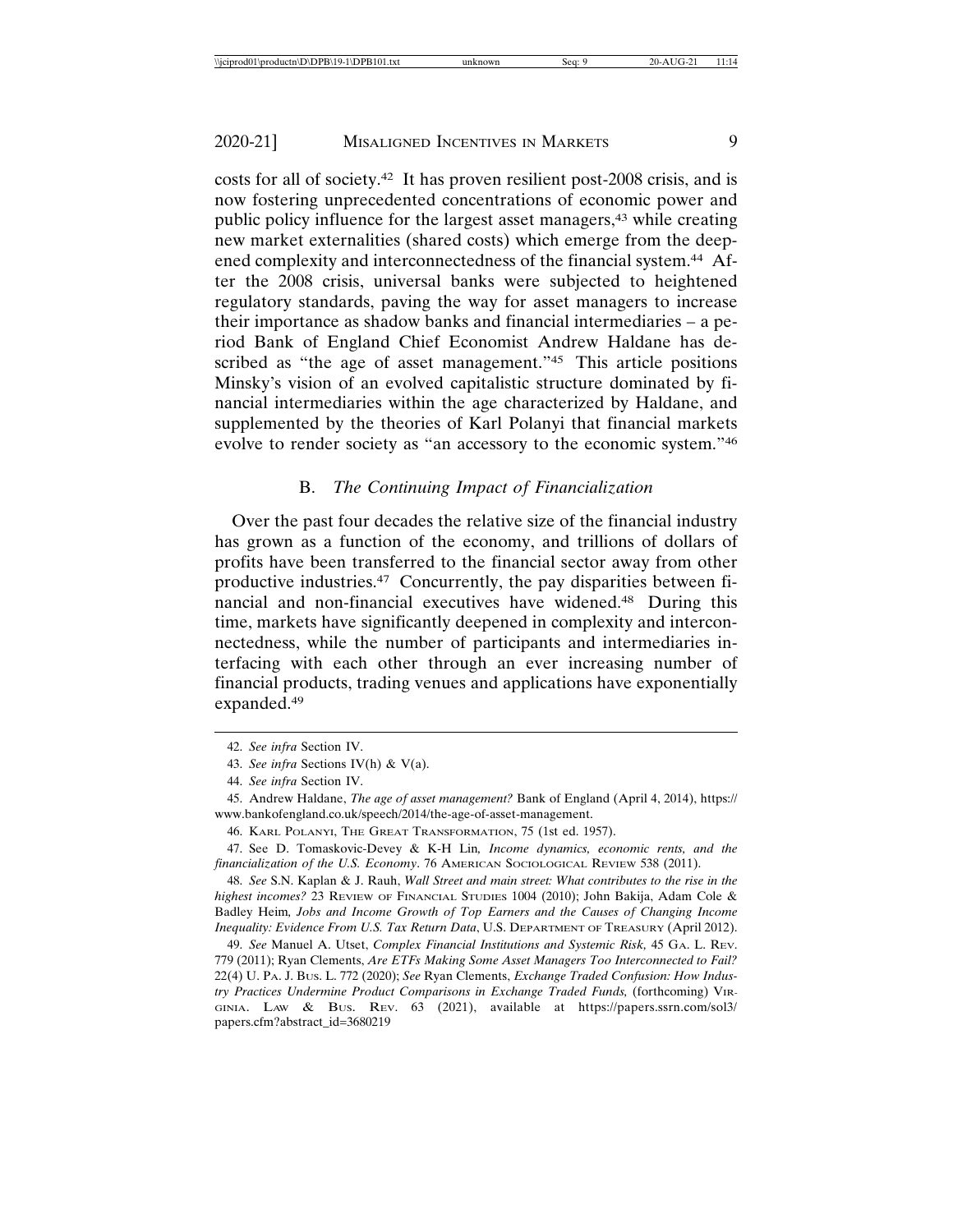costs for all of society.[42] It has proven resilient post-2008 crisis, and is now fostering unprecedented concentrations of economic power and public policy influence for the largest asset managers,[43] while creating new market externalities (shared costs) which emerge from the deepened complexity and interconnectedness of the financial system.[44] After the 2008 crisis, universal banks were subjected to heightened regulatory standards, paving the way for asset managers to increase their importance as shadow banks and financial intermediaries – a period Bank of England Chief Economist Andrew Haldane has described as "the age of asset management."[45] This article positions Minsky's vision of an evolved capitalistic structure dominated by financial intermediaries within the age characterized by Haldane, and supplemented by the theories of Karl Polanyi that financial markets evolve to render society as "an accessory to the economic system."[46]

### B. *The Continuing Impact of Financialization*

Over the past four decades the relative size of the financial industry has grown as a function of the economy, and trillions of dollars of profits have been transferred to the financial sector away from other productive industries.[47] Concurrently, the pay disparities between financial and non-financial executives have widened.[48] During this time, markets have significantly deepened in complexity and interconnectedness, while the number of participants and intermediaries interfacing with each other through an ever increasing number of financial products, trading venues and applications have exponentially expanded.[49]

---

42. *See infra* Section IV.

43. *See infra* Sections IV(h) & V(a).

44. *See infra* Section IV.

45. Andrew Haldane, *The age of asset management?* Bank of England (April 4, 2014), https://www.bankofengland.co.uk/speech/2014/the-age-of-asset-management.

46. KARL POLANYI, THE GREAT TRANSFORMATION, 75 (1st ed. 1957).

47. See D. Tomaskovic-Devey & K-H Lin*, Income dynamics, economic rents, and the financialization of the U.S. Economy*. 76 AMERICAN SOCIOLOGICAL REVIEW 538 (2011).

48. *See* S.N. Kaplan & J. Rauh, *Wall Street and main street: What contributes to the rise in the highest incomes?* 23 REVIEW OF FINANCIAL STUDIES 1004 (2010); John Bakija, Adam Cole & Badley Heim*, Jobs and Income Growth of Top Earners and the Causes of Changing Income Inequality: Evidence From U.S. Tax Return Data*, U.S. DEPARTMENT OF TREASURY (April 2012).

49. *See* Manuel A. Utset, *Complex Financial Institutions and Systemic Risk,* 45 GA. L. REV. 779 (2011); Ryan Clements, *Are ETFs Making Some Asset Managers Too Interconnected to Fail?* 22(4) U. PA. J. BUS. L. 772 (2020); *See* Ryan Clements, *Exchange Traded Confusion: How Industry Practices Undermine Product Comparisons in Exchange Traded Funds,* (forthcoming) VIRGINIA. LAW & BUS. REV. 63 (2021), available at https://papers.ssrn.com/sol3/papers.cfm?abstract_id=3680219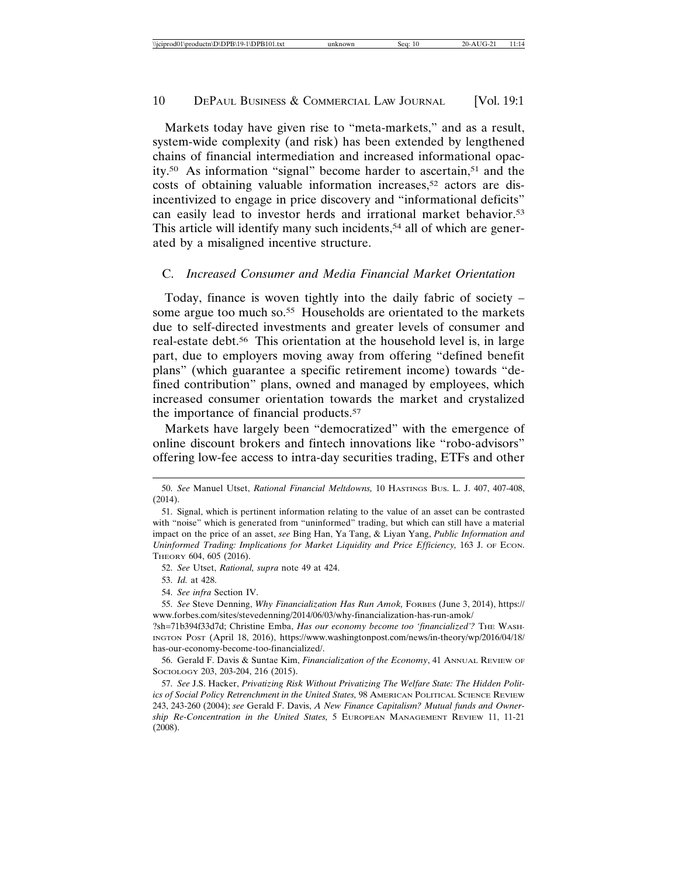Markets today have given rise to "meta-markets," and as a result, system-wide complexity (and risk) has been extended by lengthened chains of financial intermediation and increased informational opacity.[50] As information "signal" become harder to ascertain,[51] and the costs of obtaining valuable information increases,[52] actors are disincentivized to engage in price discovery and "informational deficits" can easily lead to investor herds and irrational market behavior.[53] This article will identify many such incidents,[54] all of which are generated by a misaligned incentive structure.

### C. *Increased Consumer and Media Financial Market Orientation*

Today, finance is woven tightly into the daily fabric of society – some argue too much so.[55] Households are orientated to the markets due to self-directed investments and greater levels of consumer and real-estate debt.[56] This orientation at the household level is, in large part, due to employers moving away from offering "defined benefit plans" (which guarantee a specific retirement income) towards "defined contribution" plans, owned and managed by employees, which increased consumer orientation towards the market and crystalized the importance of financial products.[57]

Markets have largely been "democratized" with the emergence of online discount brokers and fintech innovations like "robo-advisors" offering low-fee access to intra-day securities trading, ETFs and other

---

50. *See* Manuel Utset, *Rational Financial Meltdowns,* 10 HASTINGS BUS. L. J. 407, 407-408, (2014).

51. Signal, which is pertinent information relating to the value of an asset can be contrasted with "noise" which is generated from "uninformed" trading, but which can still have a material impact on the price of an asset, *see* Bing Han, Ya Tang, & Liyan Yang, *Public Information and Uninformed Trading: Implications for Market Liquidity and Price Efficiency,* 163 J. OF ECON. THEORY 604, 605 (2016).

52. *See* Utset, *Rational, supra* note 49 at 424.

53. *Id.* at 428.

54. *See infra* Section IV.

55. *See* Steve Denning, *Why Financialization Has Run Amok,* FORBES (June 3, 2014), https://www.forbes.com/sites/stevedenning/2014/06/03/why-financialization-has-run-amok/?sh=71b394f33d7d; Christine Emba, *Has our economy become too 'financialized'?* THE WASHINGTON POST (April 18, 2016), https://www.washingtonpost.com/news/in-theory/wp/2016/04/18/has-our-economy-become-too-financialized/.

56. Gerald F. Davis & Suntae Kim, *Financialization of the Economy*, 41 ANNUAL REVIEW OF SOCIOLOGY 203, 203-204, 216 (2015).

57. *See* J.S. Hacker, *Privatizing Risk Without Privatizing The Welfare State: The Hidden Politics of Social Policy Retrenchment in the United States,* 98 AMERICAN POLITICAL SCIENCE REVIEW 243, 243-260 (2004); *see* Gerald F. Davis, *A New Finance Capitalism? Mutual funds and Ownership Re-Concentration in the United States,* 5 EUROPEAN MANAGEMENT REVIEW 11, 11-21 (2008).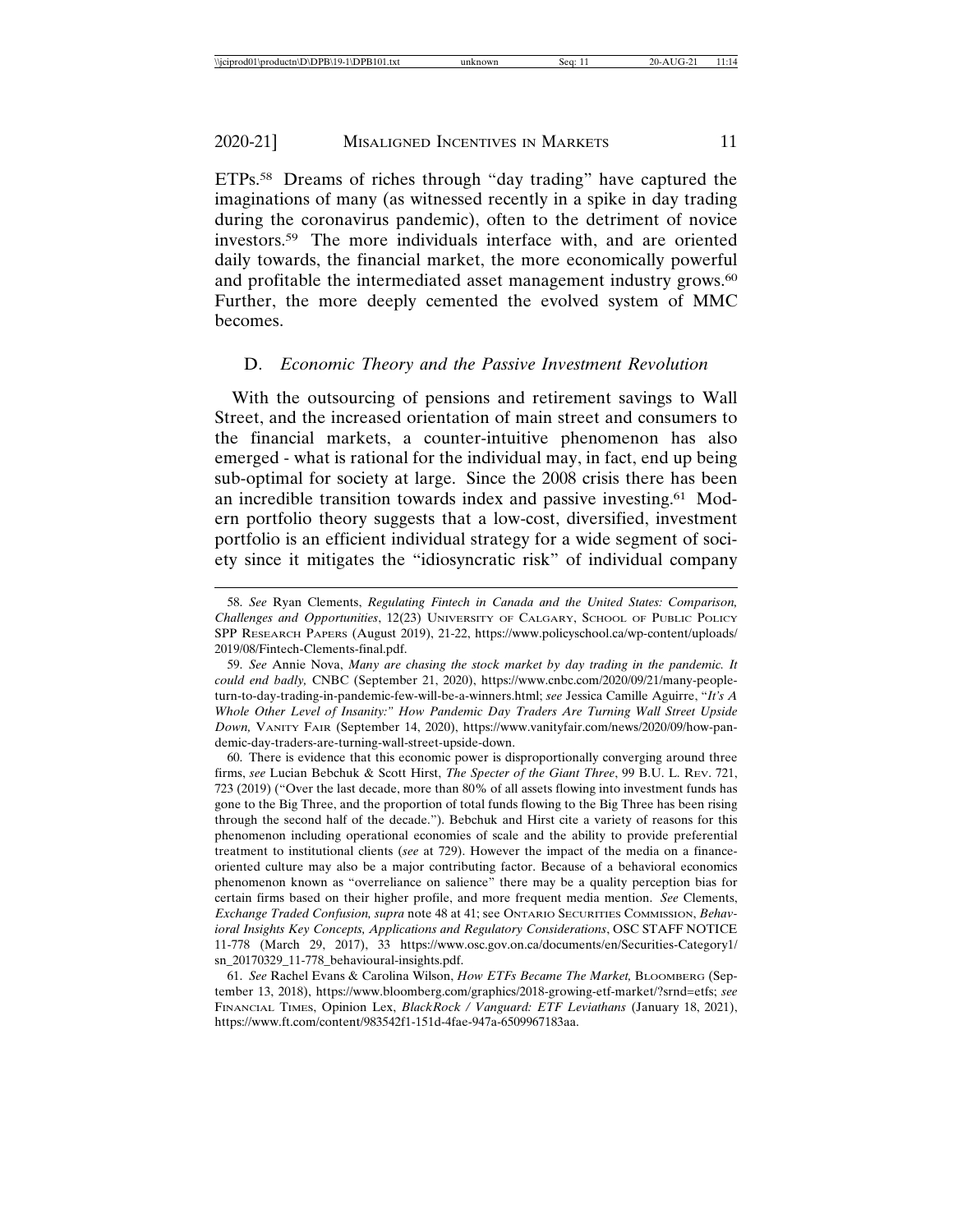ETPs.[58] Dreams of riches through "day trading" have captured the imaginations of many (as witnessed recently in a spike in day trading during the coronavirus pandemic), often to the detriment of novice investors.[59] The more individuals interface with, and are oriented daily towards, the financial market, the more economically powerful and profitable the intermediated asset management industry grows.[60] Further, the more deeply cemented the evolved system of MMC becomes.

### D. *Economic Theory and the Passive Investment Revolution*

With the outsourcing of pensions and retirement savings to Wall Street, and the increased orientation of main street and consumers to the financial markets, a counter-intuitive phenomenon has also emerged - what is rational for the individual may, in fact, end up being sub-optimal for society at large. Since the 2008 crisis there has been an incredible transition towards index and passive investing.[61] Modern portfolio theory suggests that a low-cost, diversified, investment portfolio is an efficient individual strategy for a wide segment of society since it mitigates the "idiosyncratic risk" of individual company

---

58. *See* Ryan Clements, *Regulating Fintech in Canada and the United States: Comparison, Challenges and Opportunities*, 12(23) University of Calgary, School of Public Policy SPP Research Papers (August 2019), 21-22, https://www.policyschool.ca/wp-content/uploads/2019/08/Fintech-Clements-final.pdf.

59. *See* Annie Nova, *Many are chasing the stock market by day trading in the pandemic. It could end badly,* CNBC (September 21, 2020), https://www.cnbc.com/2020/09/21/many-people-turn-to-day-trading-in-pandemic-few-will-be-a-winners.html; *see* Jessica Camille Aguirre, "*It's A Whole Other Level of Insanity:" How Pandemic Day Traders Are Turning Wall Street Upside Down,* Vanity Fair (September 14, 2020), https://www.vanityfair.com/news/2020/09/how-pandemic-day-traders-are-turning-wall-street-upside-down.

60. There is evidence that this economic power is disproportionally converging around three firms, *see* Lucian Bebchuk & Scott Hirst, *The Specter of the Giant Three*, 99 B.U. L. Rev. 721, 723 (2019) ("Over the last decade, more than 80% of all assets flowing into investment funds has gone to the Big Three, and the proportion of total funds flowing to the Big Three has been rising through the second half of the decade."). Bebchuk and Hirst cite a variety of reasons for this phenomenon including operational economies of scale and the ability to provide preferential treatment to institutional clients (*see* at 729). However the impact of the media on a finance-oriented culture may also be a major contributing factor. Because of a behavioral economics phenomenon known as "overreliance on salience" there may be a quality perception bias for certain firms based on their higher profile, and more frequent media mention. *See* Clements, *Exchange Traded Confusion, supra* note 48 at 41; see Ontario Securities Commission, *Behavioral Insights Key Concepts, Applications and Regulatory Considerations*, OSC STAFF NOTICE 11-778 (March 29, 2017), 33 https://www.osc.gov.on.ca/documents/en/Securities-Category1/sn_20170329_11-778_behavioural-insights.pdf.

61. *See* Rachel Evans & Carolina Wilson, *How ETFs Became The Market,* Bloomberg (September 13, 2018), https://www.bloomberg.com/graphics/2018-growing-etf-market/?srnd=etfs; *see* Financial Times, Opinion Lex, *BlackRock / Vanguard: ETF Leviathans* (January 18, 2021), https://www.ft.com/content/983542f1-151d-4fae-947a-6509967183aa.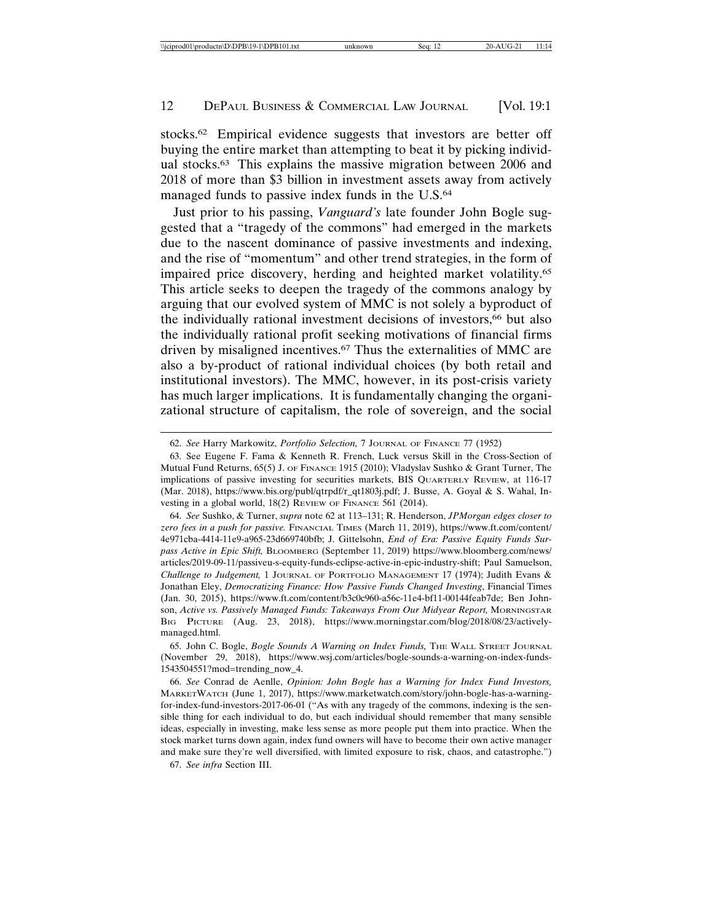stocks.[62] Empirical evidence suggests that investors are better off buying the entire market than attempting to beat it by picking individual stocks.[63] This explains the massive migration between 2006 and 2018 of more than $3 billion in investment assets away from actively managed funds to passive index funds in the U.S.[64]

Just prior to his passing, *Vanguard's* late founder John Bogle suggested that a "tragedy of the commons" had emerged in the markets due to the nascent dominance of passive investments and indexing, and the rise of "momentum" and other trend strategies, in the form of impaired price discovery, herding and heighted market volatility.[65] This article seeks to deepen the tragedy of the commons analogy by arguing that our evolved system of MMC is not solely a byproduct of the individually rational investment decisions of investors,[66] but also the individually rational profit seeking motivations of financial firms driven by misaligned incentives.[67] Thus the externalities of MMC are also a by-product of rational individual choices (by both retail and institutional investors). The MMC, however, in its post-crisis variety has much larger implications. It is fundamentally changing the organizational structure of capitalism, the role of sovereign, and the social

---

62. *See* Harry Markowitz, *Portfolio Selection,* 7 JOURNAL OF FINANCE 77 (1952)

63. See Eugene F. Fama & Kenneth R. French, Luck versus Skill in the Cross-Section of Mutual Fund Returns, 65(5) J. OF FINANCE 1915 (2010); Vladyslav Sushko & Grant Turner, The implications of passive investing for securities markets, BIS QUARTERLY REVIEW, at 116-17 (Mar. 2018), https://www.bis.org/publ/qtrpdf/r_qt1803j.pdf; J. Busse, A. Goyal & S. Wahal, Investing in a global world, 18(2) REVIEW OF FINANCE 561 (2014).

64. *See* Sushko, & Turner, *supra* note 62 at 113–131; R. Henderson, *JPMorgan edges closer to zero fees in a push for passive.* FINANCIAL TIMES (March 11, 2019), https://www.ft.com/content/4e971cba-4414-11e9-a965-23d669740bfb; J. Gittelsohn, *End of Era: Passive Equity Funds Surpass Active in Epic Shift,* BLOOMBERG (September 11, 2019) https://www.bloomberg.com/news/articles/2019-09-11/passiveu-s-equity-funds-eclipse-active-in-epic-industry-shift; Paul Samuelson, *Challenge to Judgement,* 1 JOURNAL OF PORTFOLIO MANAGEMENT 17 (1974); Judith Evans & Jonathan Eley, *Democratizing Finance: How Passive Funds Changed Investing*, Financial Times (Jan. 30, 2015), https://www.ft.com/content/b3c0c960-a56c-11e4-bf11-00144feab7de; Ben Johnson, *Active vs. Passively Managed Funds: Takeaways From Our Midyear Report,* MORNINGSTAR BIG PICTURE (Aug. 23, 2018), https://www.morningstar.com/blog/2018/08/23/actively-managed.html.

65. John C. Bogle, *Bogle Sounds A Warning on Index Funds,* THE WALL STREET JOURNAL (November 29, 2018), https://www.wsj.com/articles/bogle-sounds-a-warning-on-index-funds-1543504551?mod=trending_now_4.

66. *See* Conrad de Aenlle, *Opinion: John Bogle has a Warning for Index Fund Investors,* MARKETWATCH (June 1, 2017), https://www.marketwatch.com/story/john-bogle-has-a-warning-for-index-fund-investors-2017-06-01 ("As with any tragedy of the commons, indexing is the sensible thing for each individual to do, but each individual should remember that many sensible ideas, especially in investing, make less sense as more people put them into practice. When the stock market turns down again, index fund owners will have to become their own active manager and make sure they're well diversified, with limited exposure to risk, chaos, and catastrophe.")

67. *See infra* Section III.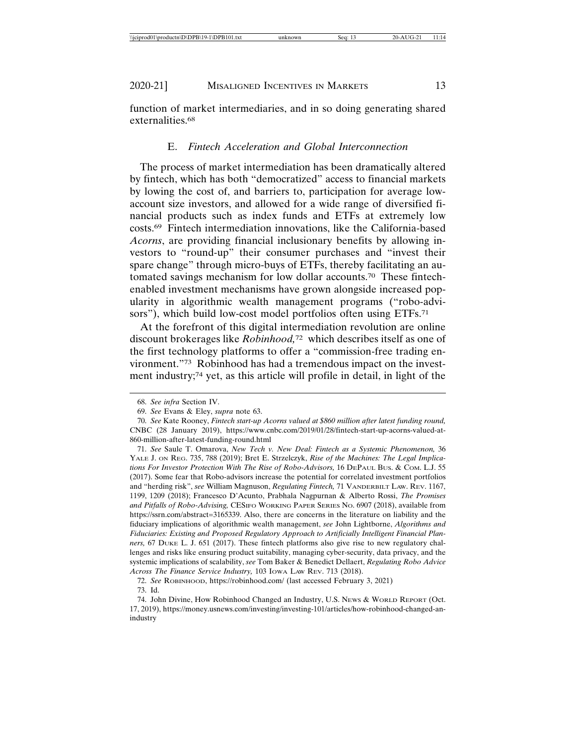function of market intermediaries, and in so doing generating shared externalities.[68]

### E. *Fintech Acceleration and Global Interconnection*

The process of market intermediation has been dramatically altered by fintech, which has both "democratized" access to financial markets by lowing the cost of, and barriers to, participation for average low-account size investors, and allowed for a wide range of diversified financial products such as index funds and ETFs at extremely low costs.[69] Fintech intermediation innovations, like the California-based *Acorns*, are providing financial inclusionary benefits by allowing investors to "round-up" their consumer purchases and "invest their spare change" through micro-buys of ETFs, thereby facilitating an automated savings mechanism for low dollar accounts.[70] These fintech-enabled investment mechanisms have grown alongside increased popularity in algorithmic wealth management programs ("robo-advisors"), which build low-cost model portfolios often using ETFs.[71]

At the forefront of this digital intermediation revolution are online discount brokerages like *Robinhood*,[72] which describes itself as one of the first technology platforms to offer a "commission-free trading environment."[73] Robinhood has had a tremendous impact on the investment industry;[74] yet, as this article will profile in detail, in light of the

---

68. *See infra* Section IV.

69. *See* Evans & Eley, *supra* note 63.

70. *See* Kate Rooney, *Fintech start-up Acorns valued at $860 million after latest funding round,* CNBC (28 January 2019), https://www.cnbc.com/2019/01/28/fintech-start-up-acorns-valued-at-860-million-after-latest-funding-round.html

71. *See* Saule T. Omarova, *New Tech v. New Deal: Fintech as a Systemic Phenomenon,* 36 YALE J. ON REG. 735, 788 (2019); Bret E. Strzelczyk, *Rise of the Machines: The Legal Implications For Investor Protection With The Rise of Robo-Advisors,* 16 DEPAUL BUS. & COM. L.J. 55 (2017). Some fear that Robo-advisors increase the potential for correlated investment portfolios and "herding risk", *see* William Magnuson, *Regulating Fintech,* 71 VANDERBILT LAW. REV. 1167, 1199, 1209 (2018); Francesco D'Acunto, Prabhala Nagpurnan & Alberto Rossi, *The Promises and Pitfalls of Robo-Advising,* CESIFO WORKING PAPER SERIES NO. 6907 (2018), available from https://ssrn.com/abstract=3165339. Also, there are concerns in the literature on liability and the fiduciary implications of algorithmic wealth management, *see* John Lightborne, *Algorithms and Fiduciaries: Existing and Proposed Regulatory Approach to Artificially Intelligent Financial Planners,* 67 DUKE L. J. 651 (2017). These fintech platforms also give rise to new regulatory challenges and risks like ensuring product suitability, managing cyber-security, data privacy, and the systemic implications of scalability, *see* Tom Baker & Benedict Dellaert, *Regulating Robo Advice Across The Finance Service Industry,* 103 IOWA LAW REV. 713 (2018).

72. *See* ROBINHOOD, https://robinhood.com/ (last accessed February 3, 2021)

73. Id.

74. John Divine, How Robinhood Changed an Industry, U.S. NEWS & WORLD REPORT (Oct. 17, 2019), https://money.usnews.com/investing/investing-101/articles/how-robinhood-changed-an-industry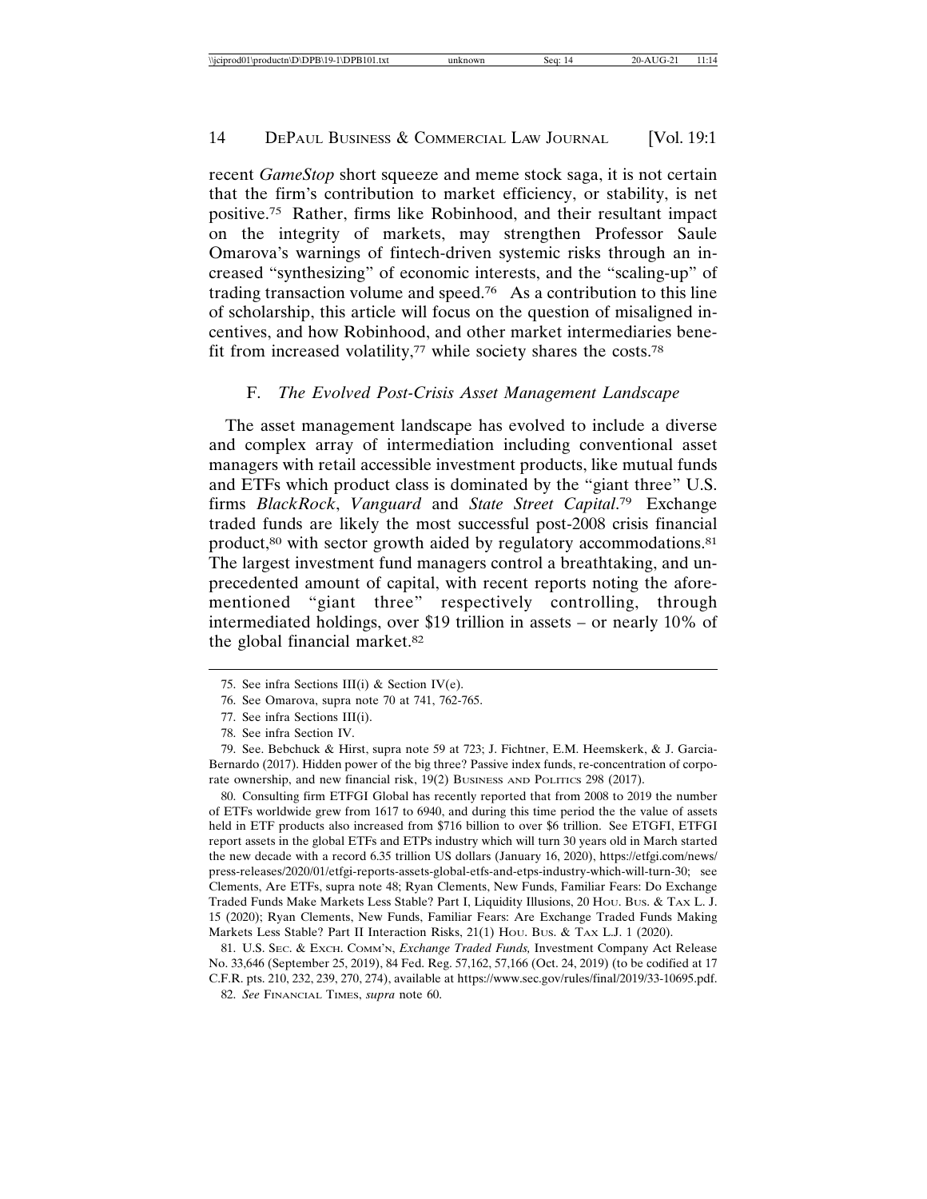recent *GameStop* short squeeze and meme stock saga, it is not certain that the firm's contribution to market efficiency, or stability, is net positive.[75] Rather, firms like Robinhood, and their resultant impact on the integrity of markets, may strengthen Professor Saule Omarova's warnings of fintech-driven systemic risks through an increased "synthesizing" of economic interests, and the "scaling-up" of trading transaction volume and speed.[76] As a contribution to this line of scholarship, this article will focus on the question of misaligned incentives, and how Robinhood, and other market intermediaries benefit from increased volatility,[77] while society shares the costs.[78]

### F. *The Evolved Post-Crisis Asset Management Landscape*

The asset management landscape has evolved to include a diverse and complex array of intermediation including conventional asset managers with retail accessible investment products, like mutual funds and ETFs which product class is dominated by the "giant three" U.S. firms *BlackRock*, *Vanguard* and *State Street Capital*.[79] Exchange traded funds are likely the most successful post-2008 crisis financial product,[80] with sector growth aided by regulatory accommodations.[81] The largest investment fund managers control a breathtaking, and unprecedented amount of capital, with recent reports noting the aforementioned "giant three" respectively controlling, through intermediated holdings, over $19 trillion in assets – or nearly 10% of the global financial market.[82]

---

75. See infra Sections III(i) & Section IV(e).

76. See Omarova, supra note 70 at 741, 762-765.

77. See infra Sections III(i).

78. See infra Section IV.

79. See. Bebchuck & Hirst, supra note 59 at 723; J. Fichtner, E.M. Heemskerk, & J. Garcia-Bernardo (2017). Hidden power of the big three? Passive index funds, re-concentration of corporate ownership, and new financial risk, 19(2) BUSINESS AND POLITICS 298 (2017).

80. Consulting firm ETFGI Global has recently reported that from 2008 to 2019 the number of ETFs worldwide grew from 1617 to 6940, and during this time period the the value of assets held in ETF products also increased from $716 billion to over $6 trillion. See ETGFI, ETFGI report assets in the global ETFs and ETPs industry which will turn 30 years old in March started the new decade with a record 6.35 trillion US dollars (January 16, 2020), https://etfgi.com/news/press-releases/2020/01/etfgi-reports-assets-global-etfs-and-etps-industry-which-will-turn-30; see Clements, Are ETFs, supra note 48; Ryan Clements, New Funds, Familiar Fears: Do Exchange Traded Funds Make Markets Less Stable? Part I, Liquidity Illusions, 20 HOU. BUS. & TAX L. J. 15 (2020); Ryan Clements, New Funds, Familiar Fears: Are Exchange Traded Funds Making Markets Less Stable? Part II Interaction Risks, 21(1) HOU. BUS. & TAX L.J. 1 (2020).

81. U.S. SEC. & EXCH. COMM'N, *Exchange Traded Funds,* Investment Company Act Release No. 33,646 (September 25, 2019), 84 Fed. Reg. 57,162, 57,166 (Oct. 24, 2019) (to be codified at 17 C.F.R. pts. 210, 232, 239, 270, 274), available at https://www.sec.gov/rules/final/2019/33-10695.pdf.

82. *See* FINANCIAL TIMES, *supra* note 60.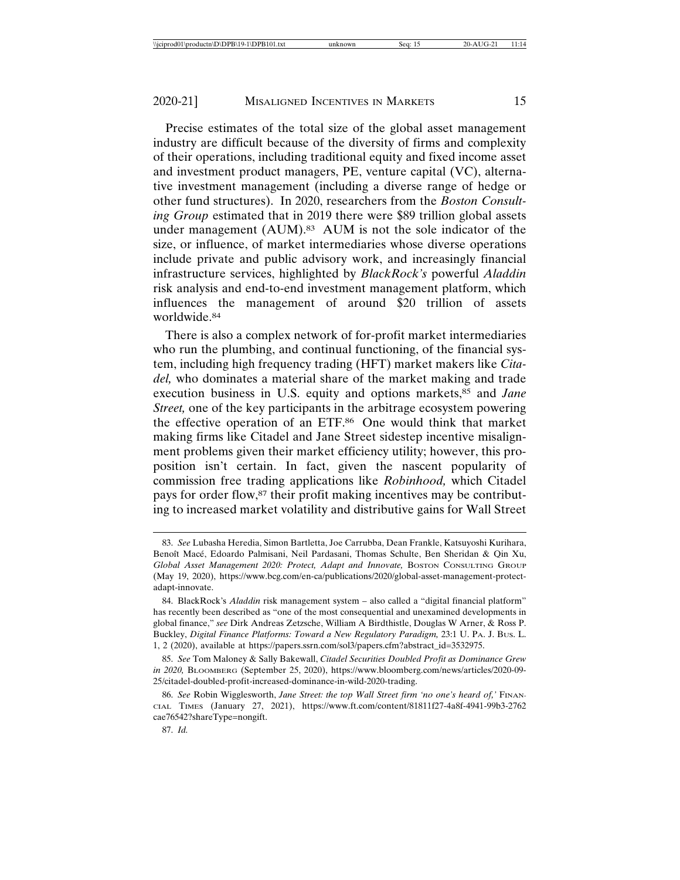Precise estimates of the total size of the global asset management industry are difficult because of the diversity of firms and complexity of their operations, including traditional equity and fixed income asset and investment product managers, PE, venture capital (VC), alternative investment management (including a diverse range of hedge or other fund structures). In 2020, researchers from the *Boston Consulting Group* estimated that in 2019 there were $89 trillion global assets under management (AUM).[83] AUM is not the sole indicator of the size, or influence, of market intermediaries whose diverse operations include private and public advisory work, and increasingly financial infrastructure services, highlighted by *BlackRock's* powerful *Aladdin* risk analysis and end-to-end investment management platform, which influences the management of around $20 trillion of assets worldwide.[84]

There is also a complex network of for-profit market intermediaries who run the plumbing, and continual functioning, of the financial system, including high frequency trading (HFT) market makers like *Citadel,* who dominates a material share of the market making and trade execution business in U.S. equity and options markets,[85] and *Jane Street,* one of the key participants in the arbitrage ecosystem powering the effective operation of an ETF.[86] One would think that market making firms like Citadel and Jane Street sidestep incentive misalignment problems given their market efficiency utility; however, this proposition isn't certain. In fact, given the nascent popularity of commission free trading applications like *Robinhood,* which Citadel pays for order flow,[87] their profit making incentives may be contributing to increased market volatility and distributive gains for Wall Street

---

83. *See* Lubasha Heredia, Simon Bartletta, Joe Carrubba, Dean Frankle, Katsuyoshi Kurihara, Benoît Macé, Edoardo Palmisani, Neil Pardasani, Thomas Schulte, Ben Sheridan & Qin Xu, *Global Asset Management 2020: Protect, Adapt and Innovate,* BOSTON CONSULTING GROUP (May 19, 2020), https://www.bcg.com/en-ca/publications/2020/global-asset-management-protect-adapt-innovate.

84. BlackRock's *Aladdin* risk management system – also called a "digital financial platform" has recently been described as "one of the most consequential and unexamined developments in global finance," *see* Dirk Andreas Zetzsche, William A Birdthistle, Douglas W Arner, & Ross P. Buckley, *Digital Finance Platforms: Toward a New Regulatory Paradigm,* 23:1 U. PA. J. BUS. L. 1, 2 (2020), available at https://papers.ssrn.com/sol3/papers.cfm?abstract_id=3532975.

85. *See* Tom Maloney & Sally Bakewall, *Citadel Securities Doubled Profit as Dominance Grew in 2020,* BLOOMBERG (September 25, 2020), https://www.bloomberg.com/news/articles/2020-09-25/citadel-doubled-profit-increased-dominance-in-wild-2020-trading.

86. *See* Robin Wigglesworth, *Jane Street: the top Wall Street firm 'no one's heard of,'* FINANCIAL TIMES (January 27, 2021), https://www.ft.com/content/81811f27-4a8f-4941-99b3-2762cae76542?shareType=nongift.

87. *Id.*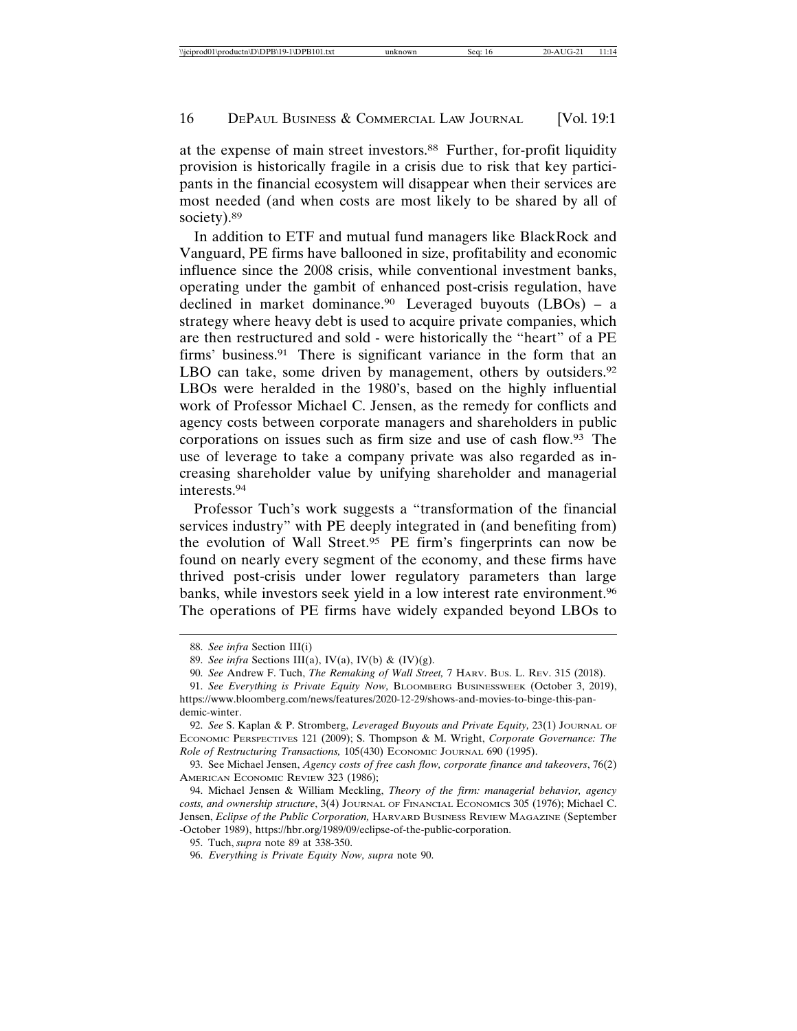at the expense of main street investors.[88] Further, for-profit liquidity provision is historically fragile in a crisis due to risk that key participants in the financial ecosystem will disappear when their services are most needed (and when costs are most likely to be shared by all of society).[89]

In addition to ETF and mutual fund managers like BlackRock and Vanguard, PE firms have ballooned in size, profitability and economic influence since the 2008 crisis, while conventional investment banks, operating under the gambit of enhanced post-crisis regulation, have declined in market dominance.[90] Leveraged buyouts (LBOs) – a strategy where heavy debt is used to acquire private companies, which are then restructured and sold - were historically the "heart" of a PE firms' business.[91] There is significant variance in the form that an LBO can take, some driven by management, others by outsiders.[92] LBOs were heralded in the 1980's, based on the highly influential work of Professor Michael C. Jensen, as the remedy for conflicts and agency costs between corporate managers and shareholders in public corporations on issues such as firm size and use of cash flow.[93] The use of leverage to take a company private was also regarded as increasing shareholder value by unifying shareholder and managerial interests.[94]

Professor Tuch's work suggests a "transformation of the financial services industry" with PE deeply integrated in (and benefiting from) the evolution of Wall Street.[95] PE firm's fingerprints can now be found on nearly every segment of the economy, and these firms have thrived post-crisis under lower regulatory parameters than large banks, while investors seek yield in a low interest rate environment.[96] The operations of PE firms have widely expanded beyond LBOs to

---

88. *See infra* Section III(i)

89. *See infra* Sections III(a), IV(a), IV(b) & (IV)(g).

90. *See* Andrew F. Tuch, *The Remaking of Wall Street,* 7 Harv. Bus. L. Rev. 315 (2018).

91. *See Everything is Private Equity Now,* Bloomberg Businessweek (October 3, 2019), https://www.bloomberg.com/news/features/2020-12-29/shows-and-movies-to-binge-this-pandemic-winter.

92. *See* S. Kaplan & P. Stromberg, *Leveraged Buyouts and Private Equity,* 23(1) Journal of Economic Perspectives 121 (2009); S. Thompson & M. Wright, *Corporate Governance: The Role of Restructuring Transactions,* 105(430) Economic Journal 690 (1995).

93. See Michael Jensen, *Agency costs of free cash flow, corporate finance and takeovers*, 76(2) American Economic Review 323 (1986);

94. Michael Jensen & William Meckling, *Theory of the firm: managerial behavior, agency costs, and ownership structure*, 3(4) Journal of Financial Economics 305 (1976); Michael C. Jensen, *Eclipse of the Public Corporation,* Harvard Business Review Magazine (September -October 1989), https://hbr.org/1989/09/eclipse-of-the-public-corporation.

95. Tuch, *supra* note 89 at 338-350.

96. *Everything is Private Equity Now, supra* note 90.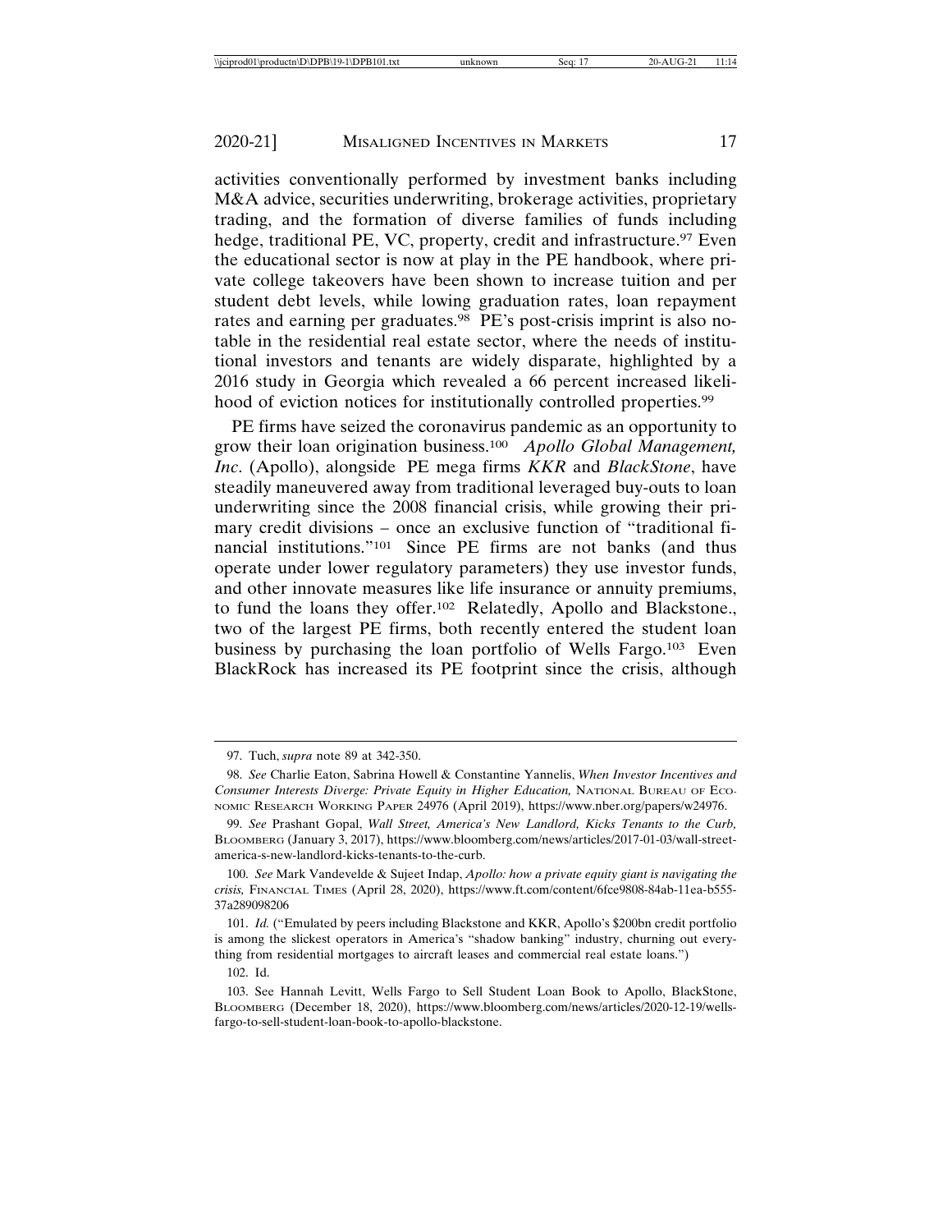activities conventionally performed by investment banks including M&A advice, securities underwriting, brokerage activities, proprietary trading, and the formation of diverse families of funds including hedge, traditional PE, VC, property, credit and infrastructure.[97] Even the educational sector is now at play in the PE handbook, where private college takeovers have been shown to increase tuition and per student debt levels, while lowing graduation rates, loan repayment rates and earning per graduates.[98] PE's post-crisis imprint is also notable in the residential real estate sector, where the needs of institutional investors and tenants are widely disparate, highlighted by a 2016 study in Georgia which revealed a 66 percent increased likelihood of eviction notices for institutionally controlled properties.[99]

PE firms have seized the coronavirus pandemic as an opportunity to grow their loan origination business.[100] *Apollo Global Management, Inc*. (Apollo), alongside PE mega firms *KKR* and *BlackStone*, have steadily maneuvered away from traditional leveraged buy-outs to loan underwriting since the 2008 financial crisis, while growing their primary credit divisions – once an exclusive function of "traditional financial institutions."[101] Since PE firms are not banks (and thus operate under lower regulatory parameters) they use investor funds, and other innovate measures like life insurance or annuity premiums, to fund the loans they offer.[102] Relatedly, Apollo and Blackstone., two of the largest PE firms, both recently entered the student loan business by purchasing the loan portfolio of Wells Fargo.[103] Even BlackRock has increased its PE footprint since the crisis, although

---

97. Tuch, *supra* note 89 at 342-350.

98. *See* Charlie Eaton, Sabrina Howell & Constantine Yannelis, *When Investor Incentives and Consumer Interests Diverge: Private Equity in Higher Education,* National Bureau of Economic Research Working Paper 24976 (April 2019), https://www.nber.org/papers/w24976.

99. *See* Prashant Gopal, *Wall Street, America's New Landlord, Kicks Tenants to the Curb,* Bloomberg (January 3, 2017), https://www.bloomberg.com/news/articles/2017-01-03/wall-street-america-s-new-landlord-kicks-tenants-to-the-curb.

100. *See* Mark Vandevelde & Sujeet Indap, *Apollo: how a private equity giant is navigating the crisis,* Financial Times (April 28, 2020), https://www.ft.com/content/6fce9808-84ab-11ea-b555-37a289098206

101. *Id.* ("Emulated by peers including Blackstone and KKR, Apollo's $200bn credit portfolio is among the slickest operators in America's "shadow banking" industry, churning out everything from residential mortgages to aircraft leases and commercial real estate loans.")

102. Id.

103. See Hannah Levitt, Wells Fargo to Sell Student Loan Book to Apollo, BlackStone, Bloomberg (December 18, 2020), https://www.bloomberg.com/news/articles/2020-12-19/wells-fargo-to-sell-student-loan-book-to-apollo-blackstone.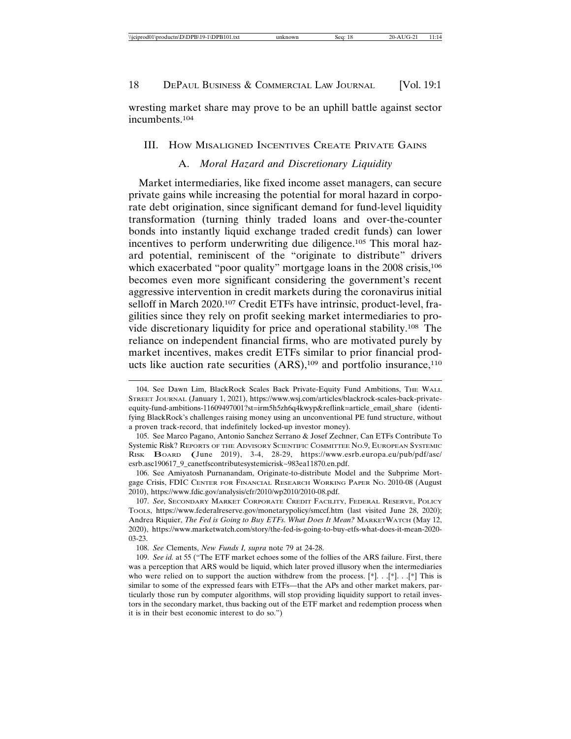wresting market share may prove to be an uphill battle against sector incumbents.[104]

## III. How Misaligned Incentives Create Private Gains

### A. *Moral Hazard and Discretionary Liquidity*

Market intermediaries, like fixed income asset managers, can secure private gains while increasing the potential for moral hazard in corporate debt origination, since significant demand for fund-level liquidity transformation (turning thinly traded loans and over-the-counter bonds into instantly liquid exchange traded credit funds) can lower incentives to perform underwriting due diligence.[105] This moral hazard potential, reminiscent of the "originate to distribute" drivers which exacerbated "poor quality" mortgage loans in the 2008 crisis,[106] becomes even more significant considering the government's recent aggressive intervention in credit markets during the coronavirus initial selloff in March 2020.[107] Credit ETFs have intrinsic, product-level, fragilities since they rely on profit seeking market intermediaries to provide discretionary liquidity for price and operational stability.[108] The reliance on independent financial firms, who are motivated purely by market incentives, makes credit ETFs similar to prior financial products like auction rate securities (ARS),[109] and portfolio insurance,[110]

---

104. See Dawn Lim, BlackRock Scales Back Private-Equity Fund Ambitions, The Wall Street Journal (January 1, 2021), https://www.wsj.com/articles/blackrock-scales-back-private-equity-fund-ambitions-11609497001?st=irm5h5zh6q4kwyp&reflink=article_email_share (identifying BlackRock's challenges raising money using an unconventional PE fund structure, without a proven track-record, that indefinitely locked-up investor money).

105. See Marco Pagano, Antonio Sanchez Serrano & Josef Zechner, Can ETFs Contribute To Systemic Risk? Reports of the Advisory Scientific Committee No.9, European Systemic Risk Board (June 2019), 3-4, 28-29, https://www.esrb.europa.eu/pub/pdf/asc/esrb.asc190617_9_canetfscontributesystemicrisk~983ea11870.en.pdf.

106. See Amiyatosh Purnanandam, Originate-to-distribute Model and the Subprime Mortgage Crisis, FDIC Center for Financial Research Working Paper No. 2010-08 (August 2010), https://www.fdic.gov/analysis/cfr/2010/wp2010/2010-08.pdf.

107. *See*, Secondary Market Corporate Credit Facility, Federal Reserve, Policy Tools, https://www.federalreserve.gov/monetarypolicy/smccf.htm (last visited June 28, 2020); Andrea Riquier, *The Fed is Going to Buy ETFs. What Does It Mean?* MarketWatch (May 12, 2020), https://www.marketwatch.com/story/the-fed-is-going-to-buy-etfs-what-does-it-mean-2020-03-23.

108. *See* Clements, *New Funds I, supra* note 79 at 24-28.

109. *See id.* at 55 ("The ETF market echoes some of the follies of the ARS failure. First, there was a perception that ARS would be liquid, which later proved illusory when the intermediaries who were relied on to support the auction withdrew from the process. [*]. . .[*]. . .[*] This is similar to some of the expressed fears with ETFs—that the APs and other market makers, particularly those run by computer algorithms, will stop providing liquidity support to retail investors in the secondary market, thus backing out of the ETF market and redemption process when it is in their best economic interest to do so.")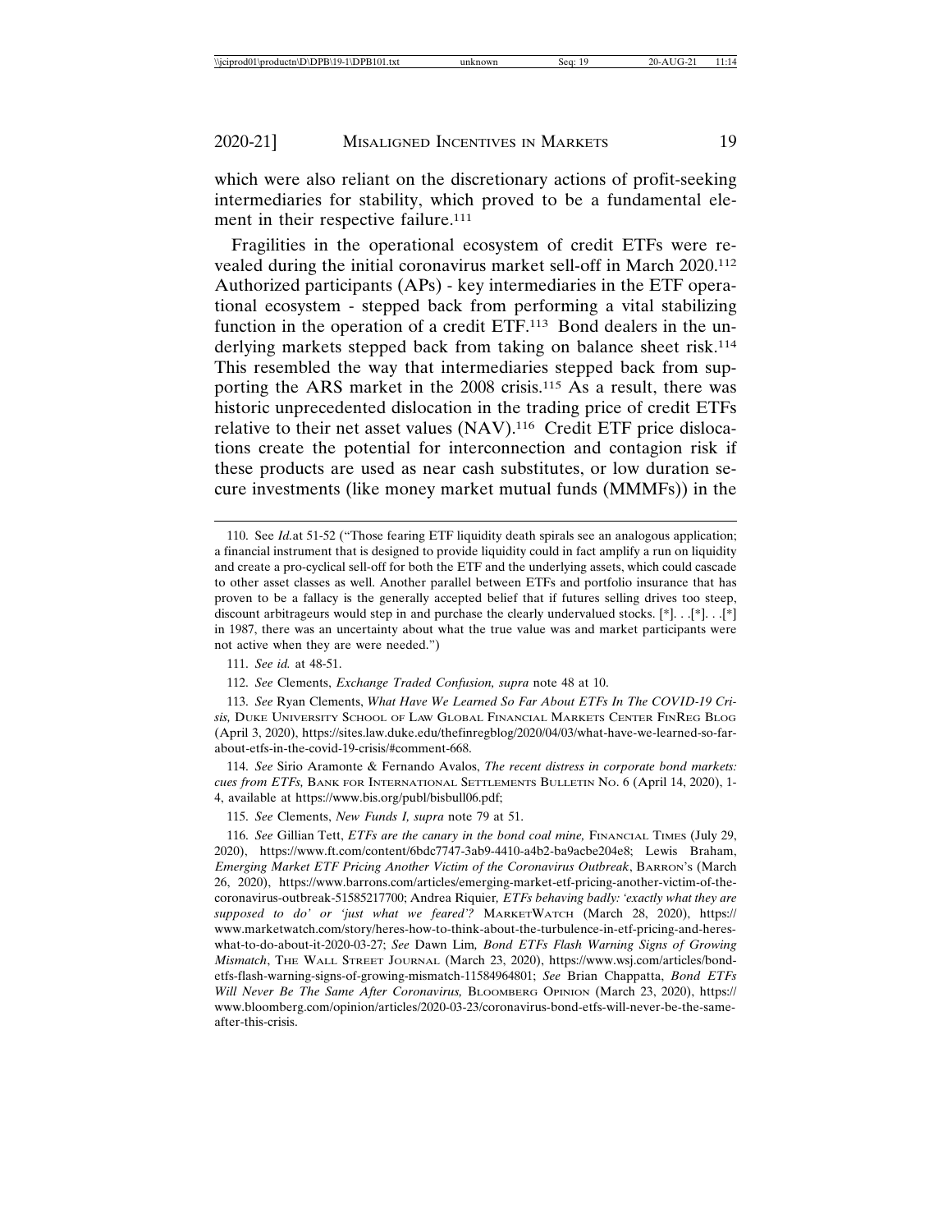which were also reliant on the discretionary actions of profit-seeking intermediaries for stability, which proved to be a fundamental element in their respective failure.[111]

Fragilities in the operational ecosystem of credit ETFs were revealed during the initial coronavirus market sell-off in March 2020.[112] Authorized participants (APs) - key intermediaries in the ETF operational ecosystem - stepped back from performing a vital stabilizing function in the operation of a credit ETF.[113] Bond dealers in the underlying markets stepped back from taking on balance sheet risk.[114] This resembled the way that intermediaries stepped back from supporting the ARS market in the 2008 crisis.[115] As a result, there was historic unprecedented dislocation in the trading price of credit ETFs relative to their net asset values (NAV).[116] Credit ETF price dislocations create the potential for interconnection and contagion risk if these products are used as near cash substitutes, or low duration secure investments (like money market mutual funds (MMMFs)) in the

---

110. See *Id.* at 51-52 ("Those fearing ETF liquidity death spirals see an analogous application; a financial instrument that is designed to provide liquidity could in fact amplify a run on liquidity and create a pro-cyclical sell-off for both the ETF and the underlying assets, which could cascade to other asset classes as well. Another parallel between ETFs and portfolio insurance that has proven to be a fallacy is the generally accepted belief that if futures selling drives too steep, discount arbitrageurs would step in and purchase the clearly undervalued stocks. [*]. . .[*]. . .[*] in 1987, there was an uncertainty about what the true value was and market participants were not active when they are were needed.")

111. *See id.* at 48-51.

112. *See* Clements, *Exchange Traded Confusion, supra* note 48 at 10.

113. *See* Ryan Clements, *What Have We Learned So Far About ETFs In The COVID-19 Crisis,* Duke University School of Law Global Financial Markets Center FinReg Blog (April 3, 2020), https://sites.law.duke.edu/thefinregblog/2020/04/03/what-have-we-learned-so-far-about-etfs-in-the-covid-19-crisis/#comment-668.

114. *See* Sirio Aramonte & Fernando Avalos, *The recent distress in corporate bond markets: cues from ETFs,* Bank for International Settlements Bulletin No. 6 (April 14, 2020), 1-4, available at https://www.bis.org/publ/bisbull06.pdf;

115. *See* Clements, *New Funds I, supra* note 79 at 51.

116. *See* Gillian Tett, *ETFs are the canary in the bond coal mine,* Financial Times (July 29, 2020), https://www.ft.com/content/6bdc7747-3ab9-4410-a4b2-ba9acbe204e8; Lewis Braham, *Emerging Market ETF Pricing Another Victim of the Coronavirus Outbreak*, Barron's (March 26, 2020), https://www.barrons.com/articles/emerging-market-etf-pricing-another-victim-of-the-coronavirus-outbreak-51585217700; Andrea Riquier, *ETFs behaving badly: 'exactly what they are supposed to do' or 'just what we feared'?* MarketWatch (March 28, 2020), https://www.marketwatch.com/story/heres-how-to-think-about-the-turbulence-in-etf-pricing-and-heres-what-to-do-about-it-2020-03-27; *See* Dawn Lim, *Bond ETFs Flash Warning Signs of Growing Mismatch*, The Wall Street Journal (March 23, 2020), https://www.wsj.com/articles/bond-etfs-flash-warning-signs-of-growing-mismatch-11584964801; *See* Brian Chappatta, *Bond ETFs Will Never Be The Same After Coronavirus,* Bloomberg Opinion (March 23, 2020), https://www.bloomberg.com/opinion/articles/2020-03-23/coronavirus-bond-etfs-will-never-be-the-same-after-this-crisis.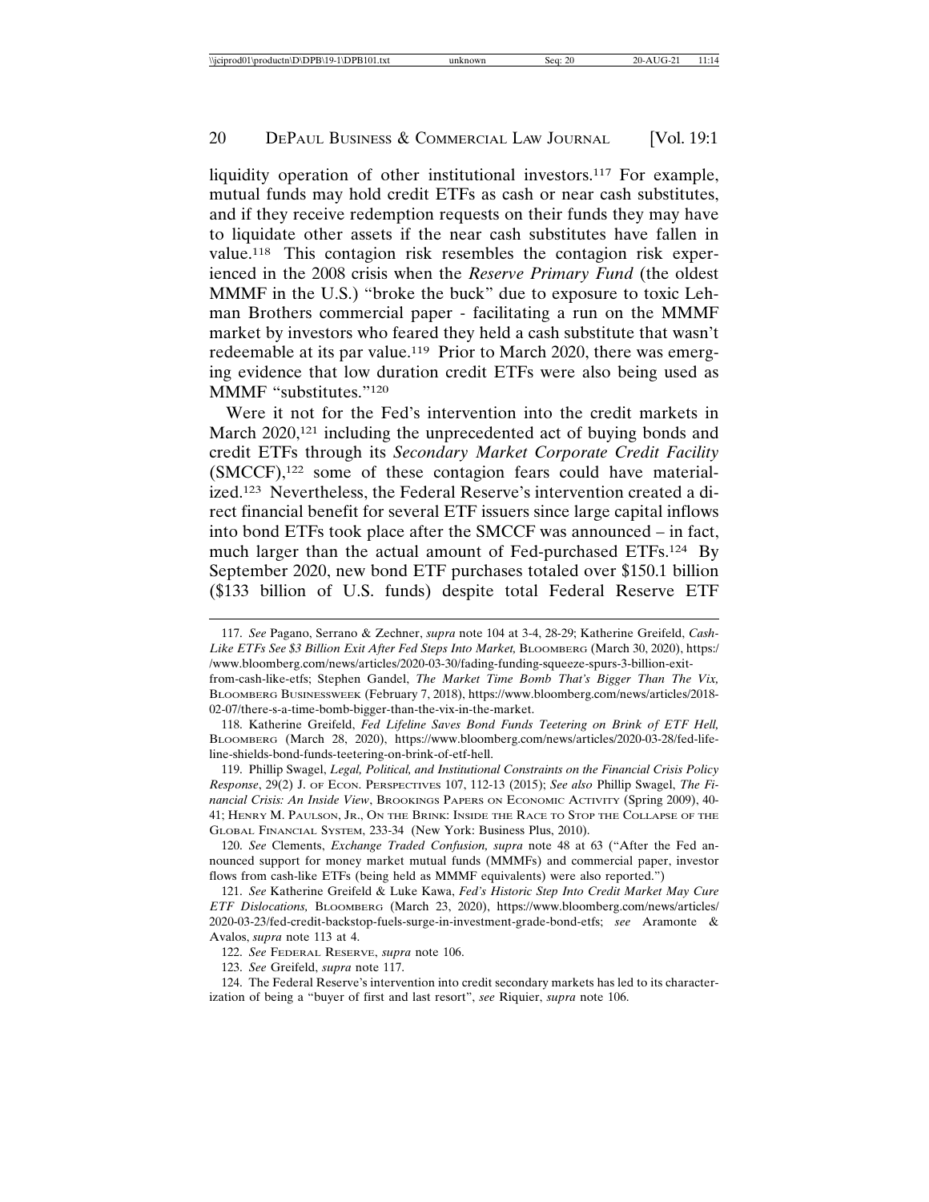liquidity operation of other institutional investors.[117] For example, mutual funds may hold credit ETFs as cash or near cash substitutes, and if they receive redemption requests on their funds they may have to liquidate other assets if the near cash substitutes have fallen in value.[118] This contagion risk resembles the contagion risk experienced in the 2008 crisis when the *Reserve Primary Fund* (the oldest MMMF in the U.S.) "broke the buck" due to exposure to toxic Lehman Brothers commercial paper - facilitating a run on the MMMF market by investors who feared they held a cash substitute that wasn't redeemable at its par value.[119] Prior to March 2020, there was emerging evidence that low duration credit ETFs were also being used as MMMF "substitutes."[120]

Were it not for the Fed's intervention into the credit markets in March 2020,[121] including the unprecedented act of buying bonds and credit ETFs through its *Secondary Market Corporate Credit Facility* (SMCCF),[122] some of these contagion fears could have materialized.[123] Nevertheless, the Federal Reserve's intervention created a direct financial benefit for several ETF issuers since large capital inflows into bond ETFs took place after the SMCCF was announced – in fact, much larger than the actual amount of Fed-purchased ETFs.[124] By September 2020, new bond ETF purchases totaled over $150.1 billion ($133 billion of U.S. funds) despite total Federal Reserve ETF

---

117. *See* Pagano, Serrano & Zechner, *supra* note 104 at 3-4, 28-29; Katherine Greifeld, *Cash-Like ETFs See $3 Billion Exit After Fed Steps Into Market,* BLOOMBERG (March 30, 2020), https://www.bloomberg.com/news/articles/2020-03-30/fading-funding-squeeze-spurs-3-billion-exit-from-cash-like-etfs; Stephen Gandel, *The Market Time Bomb That's Bigger Than The Vix,* BLOOMBERG BUSINESSWEEK (February 7, 2018), https://www.bloomberg.com/news/articles/2018-02-07/there-s-a-time-bomb-bigger-than-the-vix-in-the-market.

118. Katherine Greifeld, *Fed Lifeline Saves Bond Funds Teetering on Brink of ETF Hell,* BLOOMBERG (March 28, 2020), https://www.bloomberg.com/news/articles/2020-03-28/fed-life-line-shields-bond-funds-teetering-on-brink-of-etf-hell.

119. Phillip Swagel, *Legal, Political, and Institutional Constraints on the Financial Crisis Policy Response*, 29(2) J. OF ECON. PERSPECTIVES 107, 112-13 (2015); *See also* Phillip Swagel, *The Financial Crisis: An Inside View*, BROOKINGS PAPERS ON ECONOMIC ACTIVITY (Spring 2009), 40-41; HENRY M. PAULSON, JR., ON THE BRINK: INSIDE THE RACE TO STOP THE COLLAPSE OF THE GLOBAL FINANCIAL SYSTEM, 233-34 (New York: Business Plus, 2010).

120. *See* Clements, *Exchange Traded Confusion, supra* note 48 at 63 ("After the Fed announced support for money market mutual funds (MMMFs) and commercial paper, investor flows from cash-like ETFs (being held as MMMF equivalents) were also reported.")

121. *See* Katherine Greifeld & Luke Kawa, *Fed's Historic Step Into Credit Market May Cure ETF Dislocations,* BLOOMBERG (March 23, 2020), https://www.bloomberg.com/news/articles/2020-03-23/fed-credit-backstop-fuels-surge-in-investment-grade-bond-etfs; *see* Aramonte & Avalos, *supra* note 113 at 4.

122. *See* FEDERAL RESERVE, *supra* note 106.

123. *See* Greifeld, *supra* note 117.

124. The Federal Reserve's intervention into credit secondary markets has led to its characterization of being a "buyer of first and last resort", *see* Riquier, *supra* note 106.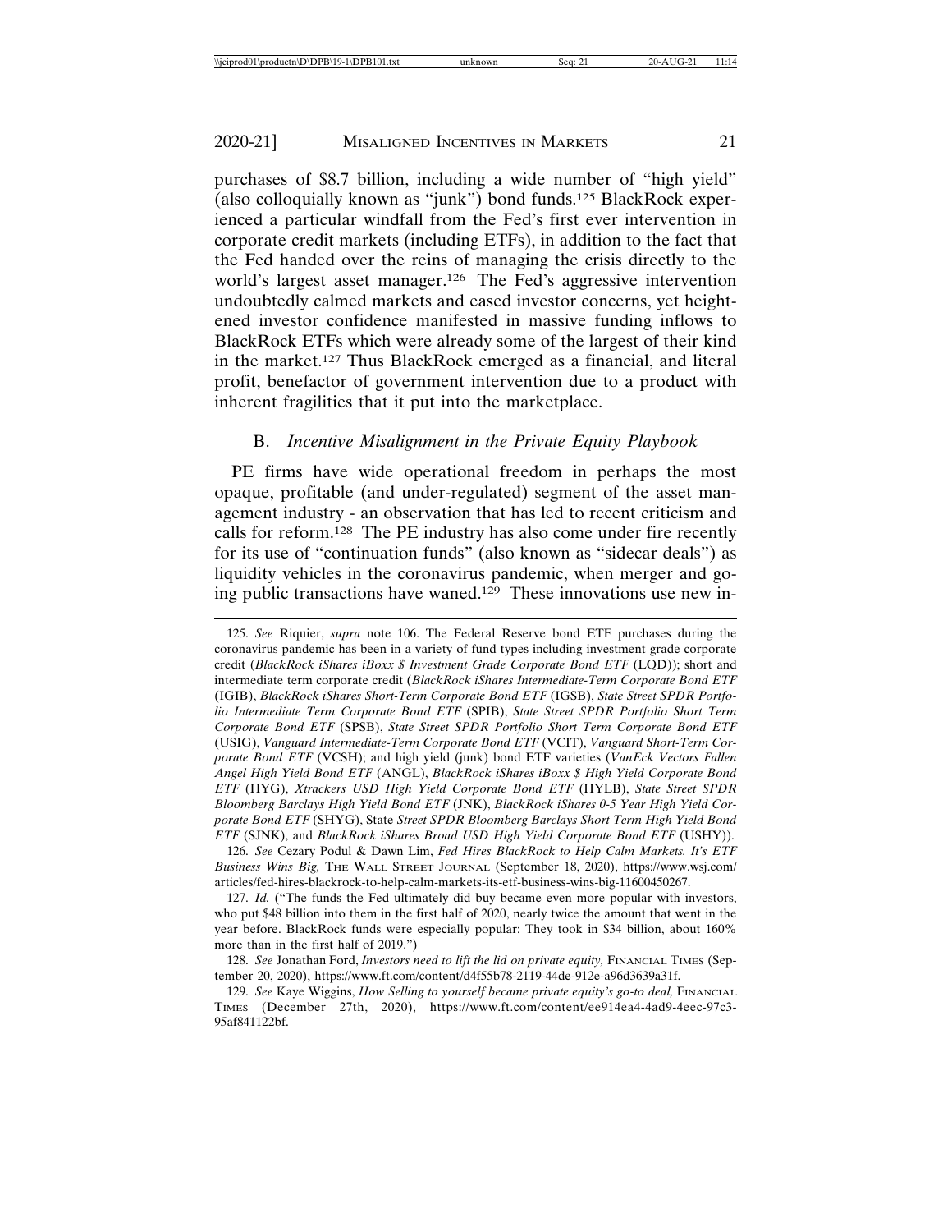purchases of $8.7 billion, including a wide number of "high yield" (also colloquially known as "junk") bond funds.[125] BlackRock experienced a particular windfall from the Fed's first ever intervention in corporate credit markets (including ETFs), in addition to the fact that the Fed handed over the reins of managing the crisis directly to the world's largest asset manager.[126] The Fed's aggressive intervention undoubtedly calmed markets and eased investor concerns, yet heightened investor confidence manifested in massive funding inflows to BlackRock ETFs which were already some of the largest of their kind in the market.[127] Thus BlackRock emerged as a financial, and literal profit, benefactor of government intervention due to a product with inherent fragilities that it put into the marketplace.

### B. *Incentive Misalignment in the Private Equity Playbook*

PE firms have wide operational freedom in perhaps the most opaque, profitable (and under-regulated) segment of the asset management industry - an observation that has led to recent criticism and calls for reform.[128] The PE industry has also come under fire recently for its use of "continuation funds" (also known as "sidecar deals") as liquidity vehicles in the coronavirus pandemic, when merger and going public transactions have waned.[129] These innovations use new in-

---

125. *See* Riquier, *supra* note 106. The Federal Reserve bond ETF purchases during the coronavirus pandemic has been in a variety of fund types including investment grade corporate credit (*BlackRock iShares iBoxx $ Investment Grade Corporate Bond ETF* (LQD)); short and intermediate term corporate credit (*BlackRock iShares Intermediate-Term Corporate Bond ETF* (IGIB), *BlackRock iShares Short-Term Corporate Bond ETF* (IGSB), *State Street SPDR Portfolio Intermediate Term Corporate Bond ETF* (SPIB), *State Street SPDR Portfolio Short Term Corporate Bond ETF* (SPSB), *State Street SPDR Portfolio Short Term Corporate Bond ETF* (USIG), *Vanguard Intermediate-Term Corporate Bond ETF* (VCIT), *Vanguard Short-Term Corporate Bond ETF* (VCSH); and high yield (junk) bond ETF varieties (*VanEck Vectors Fallen Angel High Yield Bond ETF* (ANGL), *BlackRock iShares iBoxx $ High Yield Corporate Bond ETF* (HYG), *Xtrackers USD High Yield Corporate Bond ETF* (HYLB), *State Street SPDR Bloomberg Barclays High Yield Bond ETF* (JNK), *BlackRock iShares 0-5 Year High Yield Corporate Bond ETF* (SHYG), State *Street SPDR Bloomberg Barclays Short Term High Yield Bond ETF* (SJNK), and *BlackRock iShares Broad USD High Yield Corporate Bond ETF* (USHY)).

126. *See* Cezary Podul & Dawn Lim, *Fed Hires BlackRock to Help Calm Markets. It's ETF Business Wins Big,* THE WALL STREET JOURNAL (September 18, 2020), https://www.wsj.com/articles/fed-hires-blackrock-to-help-calm-markets-its-etf-business-wins-big-11600450267.

127. *Id.* ("The funds the Fed ultimately did buy became even more popular with investors, who put $48 billion into them in the first half of 2020, nearly twice the amount that went in the year before. BlackRock funds were especially popular: They took in $34 billion, about 160% more than in the first half of 2019.")

128. *See* Jonathan Ford, *Investors need to lift the lid on private equity,* FINANCIAL TIMES (September 20, 2020), https://www.ft.com/content/d4f55b78-2119-44de-912e-a96d3639a31f.

129. *See* Kaye Wiggins, *How Selling to yourself became private equity's go-to deal,* FINANCIAL TIMES (December 27th, 2020), https://www.ft.com/content/ee914ea4-4ad9-4eec-97c3-95af841122bf.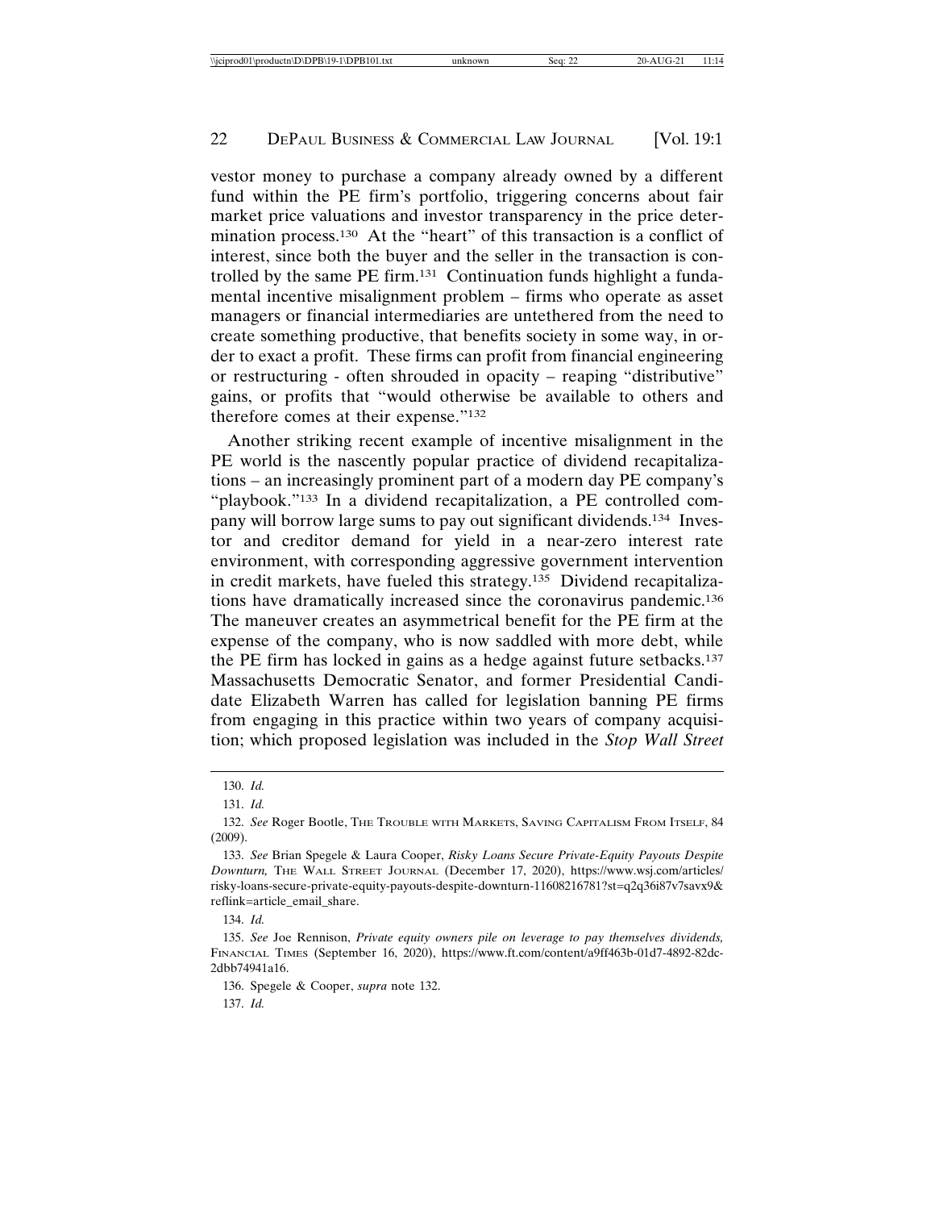vestor money to purchase a company already owned by a different fund within the PE firm's portfolio, triggering concerns about fair market price valuations and investor transparency in the price determination process.[130] At the "heart" of this transaction is a conflict of interest, since both the buyer and the seller in the transaction is controlled by the same PE firm.[131] Continuation funds highlight a fundamental incentive misalignment problem – firms who operate as asset managers or financial intermediaries are untethered from the need to create something productive, that benefits society in some way, in order to exact a profit. These firms can profit from financial engineering or restructuring - often shrouded in opacity – reaping "distributive" gains, or profits that "would otherwise be available to others and therefore comes at their expense."[132]

Another striking recent example of incentive misalignment in the PE world is the nascently popular practice of dividend recapitalizations – an increasingly prominent part of a modern day PE company's "playbook."[133] In a dividend recapitalization, a PE controlled company will borrow large sums to pay out significant dividends.[134] Investor and creditor demand for yield in a near-zero interest rate environment, with corresponding aggressive government intervention in credit markets, have fueled this strategy.[135] Dividend recapitalizations have dramatically increased since the coronavirus pandemic.[136] The maneuver creates an asymmetrical benefit for the PE firm at the expense of the company, who is now saddled with more debt, while the PE firm has locked in gains as a hedge against future setbacks.[137] Massachusetts Democratic Senator, and former Presidential Candidate Elizabeth Warren has called for legislation banning PE firms from engaging in this practice within two years of company acquisition; which proposed legislation was included in the *Stop Wall Street*

---

130. *Id.*

131. *Id.*

132. *See* Roger Bootle, The Trouble with Markets, Saving Capitalism From Itself, 84 (2009).

133. *See* Brian Spegele & Laura Cooper, *Risky Loans Secure Private-Equity Payouts Despite Downturn,* The Wall Street Journal (December 17, 2020), https://www.wsj.com/articles/risky-loans-secure-private-equity-payouts-despite-downturn-11608216781?st=q2q36i87v7savx9&reflink=article_email_share.

134. *Id.*

135. *See* Joe Rennison, *Private equity owners pile on leverage to pay themselves dividends,* Financial Times (September 16, 2020), https://www.ft.com/content/a9ff463b-01d7-4892-82dc-2dbb74941a16.

136. Spegele & Cooper, *supra* note 132.

137. *Id.*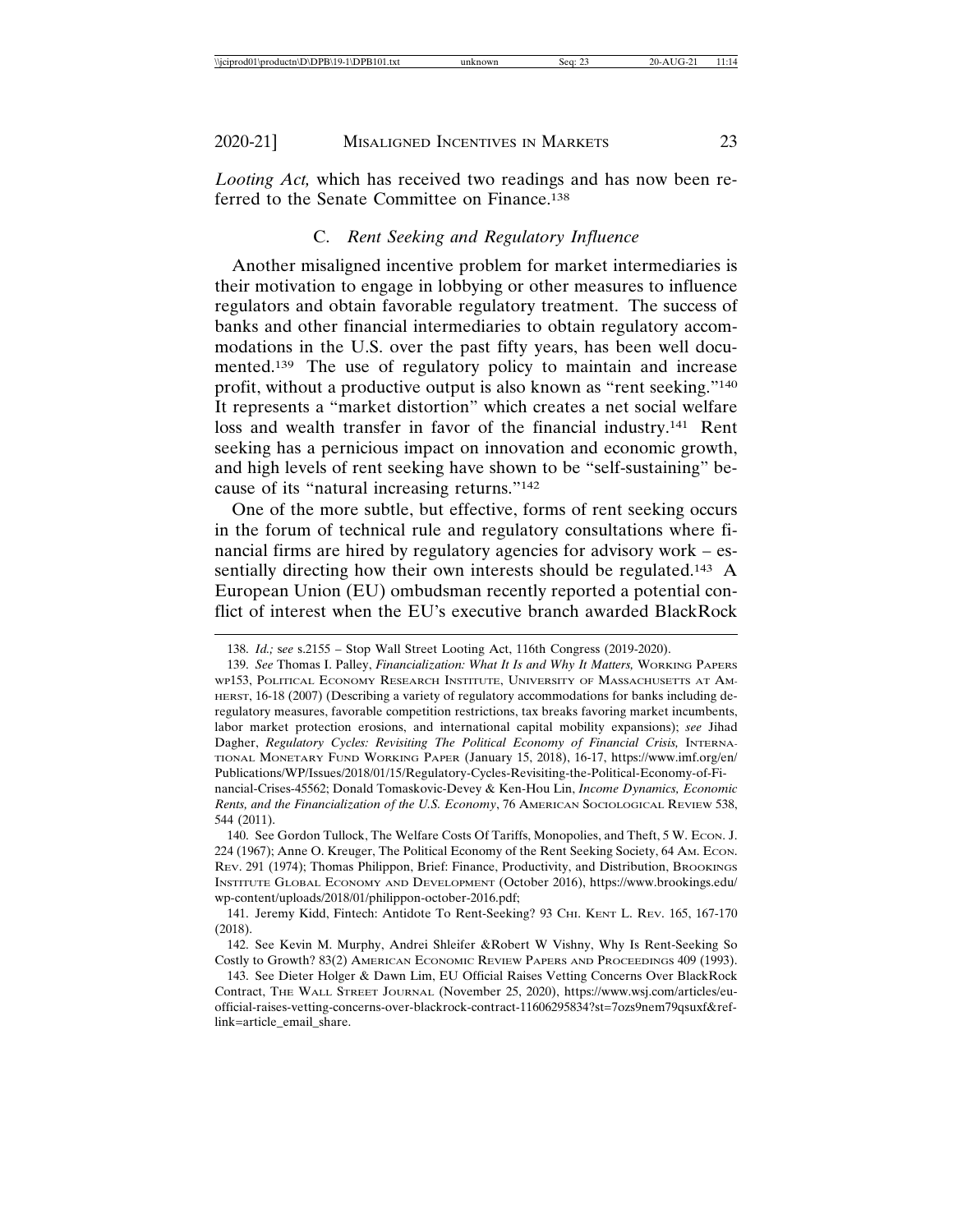*Looting Act,* which has received two readings and has now been referred to the Senate Committee on Finance.[138]

### C. *Rent Seeking and Regulatory Influence*

Another misaligned incentive problem for market intermediaries is their motivation to engage in lobbying or other measures to influence regulators and obtain favorable regulatory treatment. The success of banks and other financial intermediaries to obtain regulatory accommodations in the U.S. over the past fifty years, has been well documented.[139] The use of regulatory policy to maintain and increase profit, without a productive output is also known as "rent seeking."[140] It represents a "market distortion" which creates a net social welfare loss and wealth transfer in favor of the financial industry.[141] Rent seeking has a pernicious impact on innovation and economic growth, and high levels of rent seeking have shown to be "self-sustaining" because of its "natural increasing returns."[142]

One of the more subtle, but effective, forms of rent seeking occurs in the forum of technical rule and regulatory consultations where financial firms are hired by regulatory agencies for advisory work – essentially directing how their own interests should be regulated.[143] A European Union (EU) ombudsman recently reported a potential conflict of interest when the EU's executive branch awarded BlackRock

---

138. *Id.;* s*ee* s.2155 – Stop Wall Street Looting Act, 116th Congress (2019-2020).

139. *See* Thomas I. Palley, *Financialization: What It Is and Why It Matters,* Working Papers wp153, Political Economy Research Institute, University of Massachusetts at Amherst, 16-18 (2007) (Describing a variety of regulatory accommodations for banks including deregulatory measures, favorable competition restrictions, tax breaks favoring market incumbents, labor market protection erosions, and international capital mobility expansions); *see* Jihad Dagher, *Regulatory Cycles: Revisiting The Political Economy of Financial Crisis,* International Monetary Fund Working Paper (January 15, 2018), 16-17, https://www.imf.org/en/Publications/WP/Issues/2018/01/15/Regulatory-Cycles-Revisiting-the-Political-Economy-of-Financial-Crises-45562; Donald Tomaskovic-Devey & Ken-Hou Lin, *Income Dynamics, Economic Rents, and the Financialization of the U.S. Economy*, 76 American Sociological Review 538, 544 (2011).

140. See Gordon Tullock, The Welfare Costs Of Tariffs, Monopolies, and Theft, 5 W. Econ. J. 224 (1967); Anne O. Kreuger, The Political Economy of the Rent Seeking Society, 64 Am. Econ. Rev. 291 (1974); Thomas Philippon, Brief: Finance, Productivity, and Distribution, Brookings Institute Global Economy and Development (October 2016), https://www.brookings.edu/wp-content/uploads/2018/01/philippon-october-2016.pdf;

141. Jeremy Kidd, Fintech: Antidote To Rent-Seeking? 93 Chi. Kent L. Rev. 165, 167-170 (2018).

142. See Kevin M. Murphy, Andrei Shleifer &Robert W Vishny, Why Is Rent-Seeking So Costly to Growth? 83(2) American Economic Review Papers and Proceedings 409 (1993).

143. See Dieter Holger & Dawn Lim, EU Official Raises Vetting Concerns Over BlackRock Contract, The Wall Street Journal (November 25, 2020), https://www.wsj.com/articles/eu-official-raises-vetting-concerns-over-blackrock-contract-11606295834?st=7ozs9nem79qsuxf&reflink=article_email_share.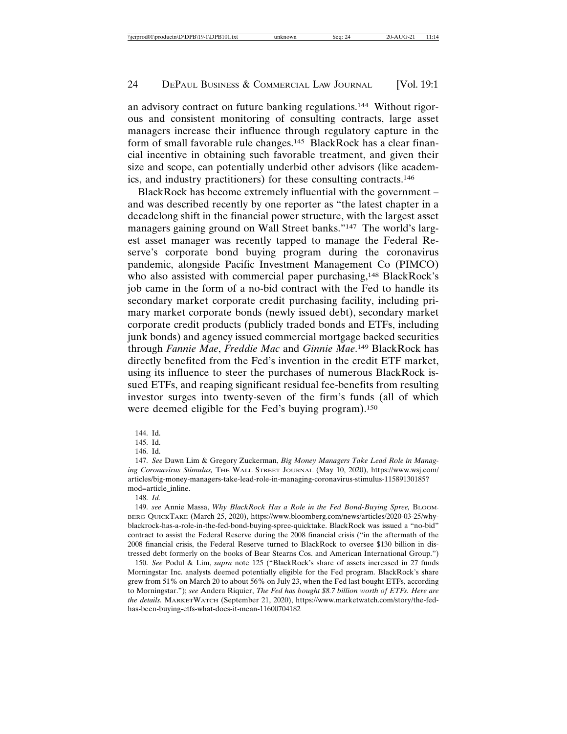an advisory contract on future banking regulations.[144] Without rigorous and consistent monitoring of consulting contracts, large asset managers increase their influence through regulatory capture in the form of small favorable rule changes.[145] BlackRock has a clear financial incentive in obtaining such favorable treatment, and given their size and scope, can potentially underbid other advisors (like academics, and industry practitioners) for these consulting contracts.[146]

BlackRock has become extremely influential with the government – and was described recently by one reporter as "the latest chapter in a decadelong shift in the financial power structure, with the largest asset managers gaining ground on Wall Street banks."[147] The world's largest asset manager was recently tapped to manage the Federal Reserve's corporate bond buying program during the coronavirus pandemic, alongside Pacific Investment Management Co (PIMCO) who also assisted with commercial paper purchasing,[148] BlackRock's job came in the form of a no-bid contract with the Fed to handle its secondary market corporate credit purchasing facility, including primary market corporate bonds (newly issued debt), secondary market corporate credit products (publicly traded bonds and ETFs, including junk bonds) and agency issued commercial mortgage backed securities through *Fannie Mae*, *Freddie Mac* and *Ginnie Mae*.[149] BlackRock has directly benefited from the Fed's invention in the credit ETF market, using its influence to steer the purchases of numerous BlackRock issued ETFs, and reaping significant residual fee-benefits from resulting investor surges into twenty-seven of the firm's funds (all of which were deemed eligible for the Fed's buying program).[150]

---

144. Id.

145. Id.

146. Id.

147. *See* Dawn Lim & Gregory Zuckerman, *Big Money Managers Take Lead Role in Managing Coronavirus Stimulus,* THE WALL STREET JOURNAL (May 10, 2020), https://www.wsj.com/articles/big-money-managers-take-lead-role-in-managing-coronavirus-stimulus-11589130185?mod=article_inline.

148. *Id.*

149. *see* Annie Massa, *Why BlackRock Has a Role in the Fed Bond-Buying Spree,* BLOOMBERG QUICKTAKE (March 25, 2020), https://www.bloomberg.com/news/articles/2020-03-25/why-blackrock-has-a-role-in-the-fed-bond-buying-spree-quicktake. BlackRock was issued a "no-bid" contract to assist the Federal Reserve during the 2008 financial crisis ("in the aftermath of the 2008 financial crisis, the Federal Reserve turned to BlackRock to oversee $130 billion in distressed debt formerly on the books of Bear Stearns Cos. and American International Group.")

150. *See* Podul & Lim, *supra* note 125 ("BlackRock's share of assets increased in 27 funds Morningstar Inc. analysts deemed potentially eligible for the Fed program. BlackRock's share grew from 51% on March 20 to about 56% on July 23, when the Fed last bought ETFs, according to Morningstar."); *see* Andera Riquier, *The Fed has bought $8.7 billion worth of ETFs. Here are the details.* MARKETWATCH (September 21, 2020), https://www.marketwatch.com/story/the-fed-has-been-buying-etfs-what-does-it-mean-11600704182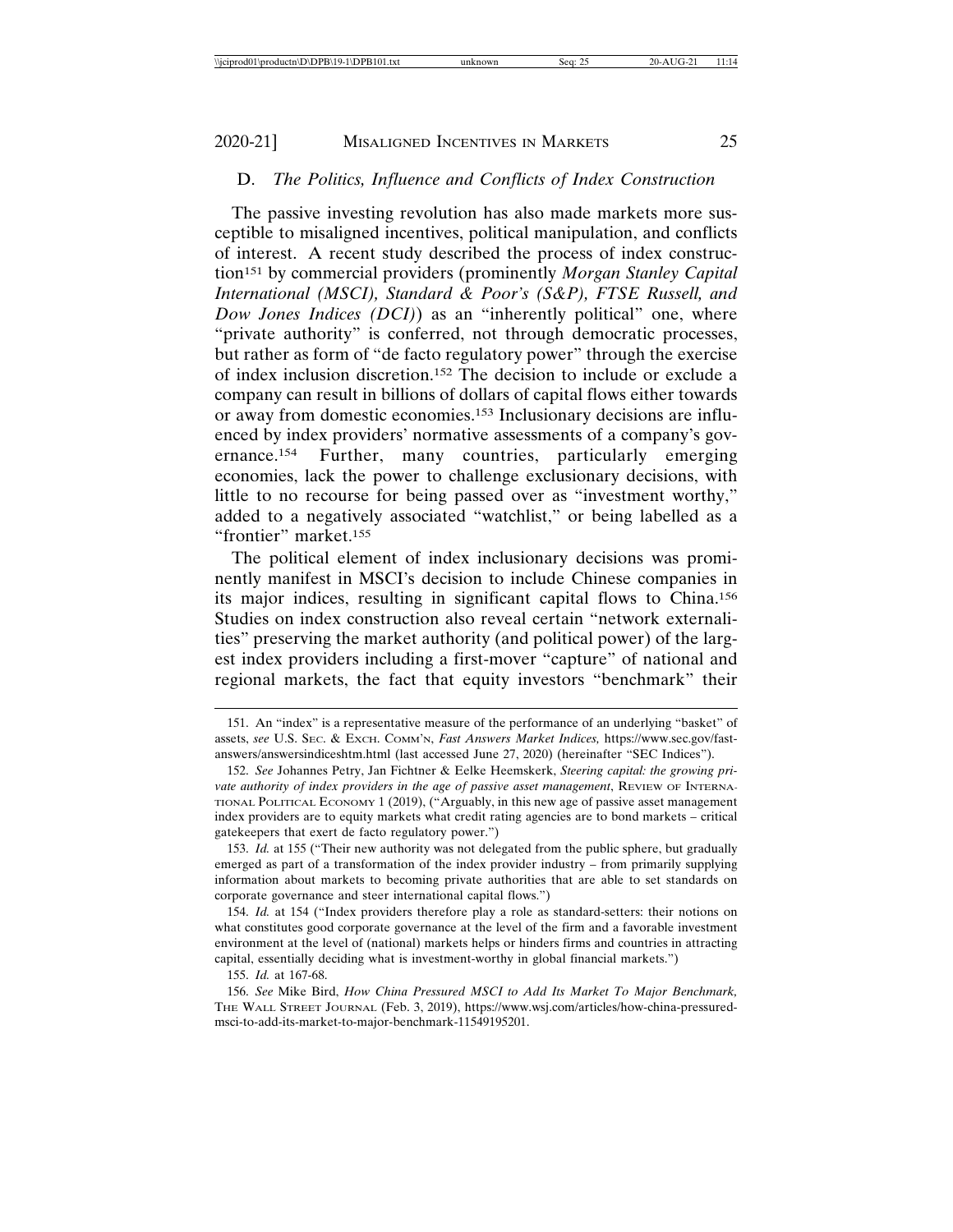### D. *The Politics, Influence and Conflicts of Index Construction*

The passive investing revolution has also made markets more susceptible to misaligned incentives, political manipulation, and conflicts of interest. A recent study described the process of index construction[151] by commercial providers (prominently *Morgan Stanley Capital International (MSCI), Standard & Poor's (S&P), FTSE Russell, and Dow Jones Indices (DCI)*) as an "inherently political" one, where "private authority" is conferred, not through democratic processes, but rather as form of "de facto regulatory power" through the exercise of index inclusion discretion.[152] The decision to include or exclude a company can result in billions of dollars of capital flows either towards or away from domestic economies.[153] Inclusionary decisions are influenced by index providers' normative assessments of a company's governance.[154] Further, many countries, particularly emerging economies, lack the power to challenge exclusionary decisions, with little to no recourse for being passed over as "investment worthy," added to a negatively associated "watchlist," or being labelled as a "frontier" market.[155]

The political element of index inclusionary decisions was prominently manifest in MSCI's decision to include Chinese companies in its major indices, resulting in significant capital flows to China.[156] Studies on index construction also reveal certain "network externalities" preserving the market authority (and political power) of the largest index providers including a first-mover "capture" of national and regional markets, the fact that equity investors "benchmark" their

---

151. An "index" is a representative measure of the performance of an underlying "basket" of assets, *see* U.S. SEC. & EXCH. COMM'N, *Fast Answers Market Indices,* https://www.sec.gov/fast-answers/answersindiceshtm.html (last accessed June 27, 2020) (hereinafter "SEC Indices").

152. *See* Johannes Petry, Jan Fichtner & Eelke Heemskerk, *Steering capital: the growing private authority of index providers in the age of passive asset management*, REVIEW OF INTERNATIONAL POLITICAL ECONOMY 1 (2019), ("Arguably, in this new age of passive asset management index providers are to equity markets what credit rating agencies are to bond markets – critical gatekeepers that exert de facto regulatory power.")

153. *Id.* at 155 ("Their new authority was not delegated from the public sphere, but gradually emerged as part of a transformation of the index provider industry – from primarily supplying information about markets to becoming private authorities that are able to set standards on corporate governance and steer international capital flows.")

154. *Id.* at 154 ("Index providers therefore play a role as standard-setters: their notions on what constitutes good corporate governance at the level of the firm and a favorable investment environment at the level of (national) markets helps or hinders firms and countries in attracting capital, essentially deciding what is investment-worthy in global financial markets.")

155. *Id.* at 167-68.

156. *See* Mike Bird, *How China Pressured MSCI to Add Its Market To Major Benchmark,* THE WALL STREET JOURNAL (Feb. 3, 2019), https://www.wsj.com/articles/how-china-pressured-msci-to-add-its-market-to-major-benchmark-11549195201.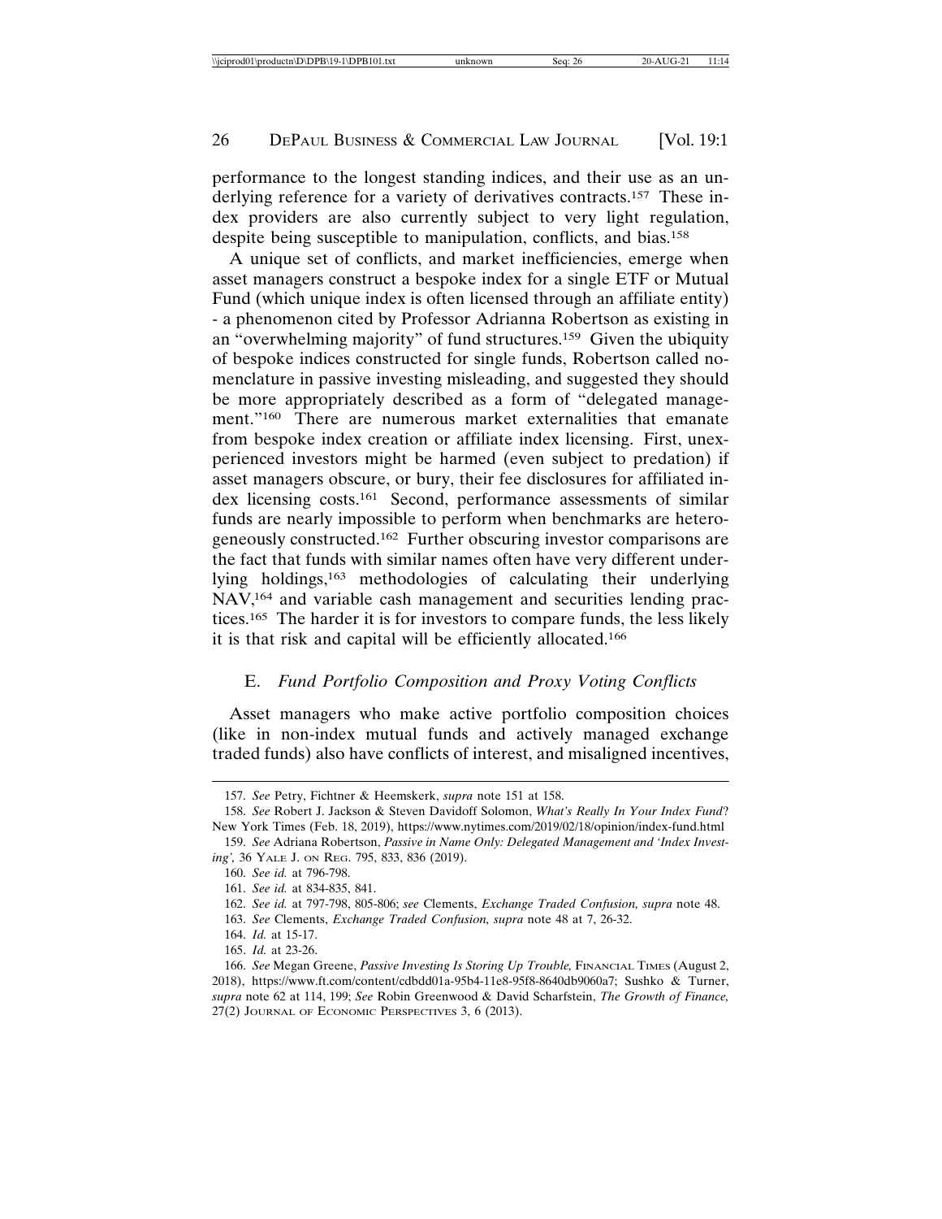performance to the longest standing indices, and their use as an underlying reference for a variety of derivatives contracts.[157] These index providers are also currently subject to very light regulation, despite being susceptible to manipulation, conflicts, and bias.[158]

A unique set of conflicts, and market inefficiencies, emerge when asset managers construct a bespoke index for a single ETF or Mutual Fund (which unique index is often licensed through an affiliate entity) - a phenomenon cited by Professor Adrianna Robertson as existing in an "overwhelming majority" of fund structures.[159] Given the ubiquity of bespoke indices constructed for single funds, Robertson called nomenclature in passive investing misleading, and suggested they should be more appropriately described as a form of "delegated management."[160] There are numerous market externalities that emanate from bespoke index creation or affiliate index licensing. First, unexperienced investors might be harmed (even subject to predation) if asset managers obscure, or bury, their fee disclosures for affiliated index licensing costs.[161] Second, performance assessments of similar funds are nearly impossible to perform when benchmarks are heterogeneously constructed.[162] Further obscuring investor comparisons are the fact that funds with similar names often have very different underlying holdings,[163] methodologies of calculating their underlying NAV,[164] and variable cash management and securities lending practices.[165] The harder it is for investors to compare funds, the less likely it is that risk and capital will be efficiently allocated.[166]

### E. *Fund Portfolio Composition and Proxy Voting Conflicts*

Asset managers who make active portfolio composition choices (like in non-index mutual funds and actively managed exchange traded funds) also have conflicts of interest, and misaligned incentives,

---

157. *See* Petry, Fichtner & Heemskerk, *supra* note 151 at 158.

158. *See* Robert J. Jackson & Steven Davidoff Solomon, *What's Really In Your Index Fund*? New York Times (Feb. 18, 2019), https://www.nytimes.com/2019/02/18/opinion/index-fund.html

159. *See* Adriana Robertson, *Passive in Name Only: Delegated Management and 'Index Investing',* 36 YALE J. ON REG. 795, 833, 836 (2019).

160. *See id.* at 796-798.

161. *See id.* at 834-835, 841.

162. *See id.* at 797-798, 805-806; *see* Clements, *Exchange Traded Confusion, supra* note 48.

163. *See* Clements, *Exchange Traded Confusion, supra* note 48 at 7, 26-32.

164. *Id.* at 15-17.

165. *Id.* at 23-26.

166. *See* Megan Greene, *Passive Investing Is Storing Up Trouble,* FINANCIAL TIMES (August 2, 2018), https://www.ft.com/content/cdbdd01a-95b4-11e8-95f8-8640db9060a7; Sushko & Turner, *supra* note 62 at 114, 199; *See* Robin Greenwood & David Scharfstein, *The Growth of Finance,* 27(2) JOURNAL OF ECONOMIC PERSPECTIVES 3, 6 (2013).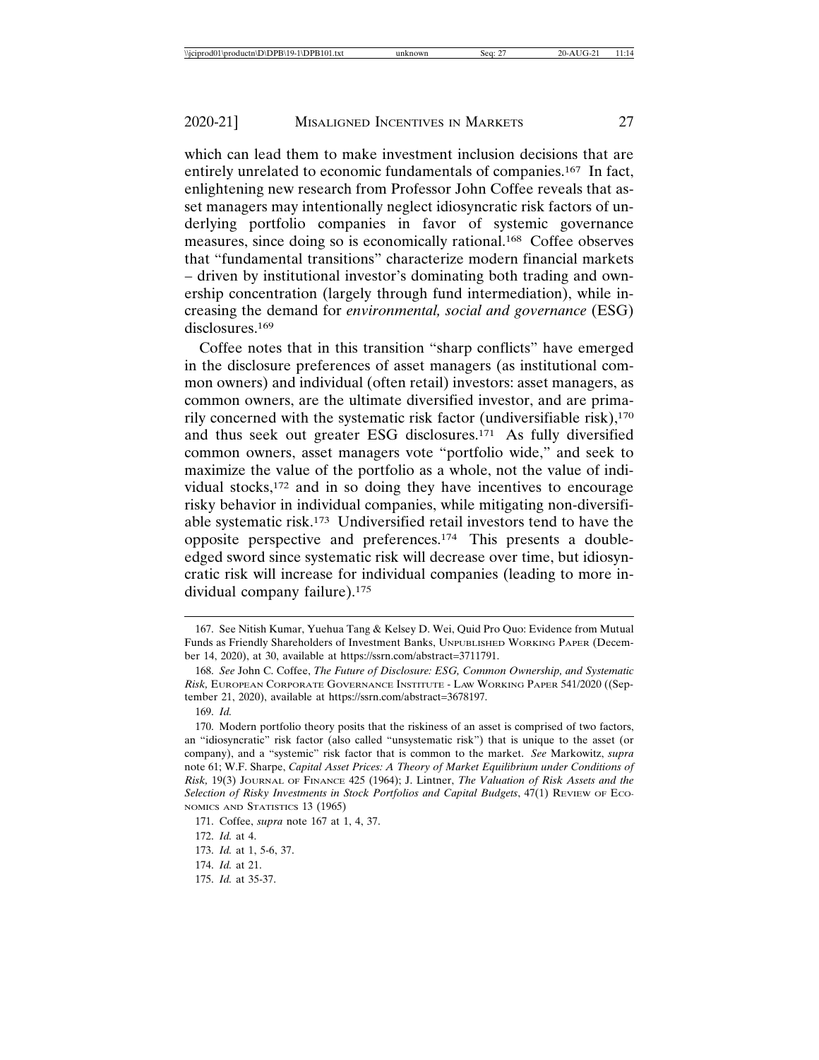which can lead them to make investment inclusion decisions that are entirely unrelated to economic fundamentals of companies.[167] In fact, enlightening new research from Professor John Coffee reveals that asset managers may intentionally neglect idiosyncratic risk factors of underlying portfolio companies in favor of systemic governance measures, since doing so is economically rational.[168] Coffee observes that "fundamental transitions" characterize modern financial markets – driven by institutional investor's dominating both trading and ownership concentration (largely through fund intermediation), while increasing the demand for *environmental, social and governance* (ESG) disclosures.[169]

Coffee notes that in this transition "sharp conflicts" have emerged in the disclosure preferences of asset managers (as institutional common owners) and individual (often retail) investors: asset managers, as common owners, are the ultimate diversified investor, and are primarily concerned with the systematic risk factor (undiversifiable risk),[170] and thus seek out greater ESG disclosures.[171] As fully diversified common owners, asset managers vote "portfolio wide," and seek to maximize the value of the portfolio as a whole, not the value of individual stocks,[172] and in so doing they have incentives to encourage risky behavior in individual companies, while mitigating non-diversifiable systematic risk.[173] Undiversified retail investors tend to have the opposite perspective and preferences.[174] This presents a double-edged sword since systematic risk will decrease over time, but idiosyncratic risk will increase for individual companies (leading to more individual company failure).[175]

---

167. See Nitish Kumar, Yuehua Tang & Kelsey D. Wei, Quid Pro Quo: Evidence from Mutual Funds as Friendly Shareholders of Investment Banks, UNPUBLISHED WORKING PAPER (December 14, 2020), at 30, available at https://ssrn.com/abstract=3711791.

168. *See* John C. Coffee, *The Future of Disclosure: ESG, Common Ownership, and Systematic Risk,* EUROPEAN CORPORATE GOVERNANCE INSTITUTE - LAW WORKING PAPER 541/2020 ((September 21, 2020), available at https://ssrn.com/abstract=3678197.

169. *Id.*

170. Modern portfolio theory posits that the riskiness of an asset is comprised of two factors, an "idiosyncratic" risk factor (also called "unsystematic risk") that is unique to the asset (or company), and a "systemic" risk factor that is common to the market. *See* Markowitz, *supra* note 61; W.F. Sharpe, *Capital Asset Prices: A Theory of Market Equilibrium under Conditions of Risk,* 19(3) JOURNAL OF FINANCE 425 (1964); J. Lintner, *The Valuation of Risk Assets and the Selection of Risky Investments in Stock Portfolios and Capital Budgets*, 47(1) REVIEW OF ECONOMICS AND STATISTICS 13 (1965)

171. Coffee, *supra* note 167 at 1, 4, 37.

172. *Id.* at 4.

173. *Id.* at 1, 5-6, 37.

174. *Id.* at 21.

175. *Id.* at 35-37.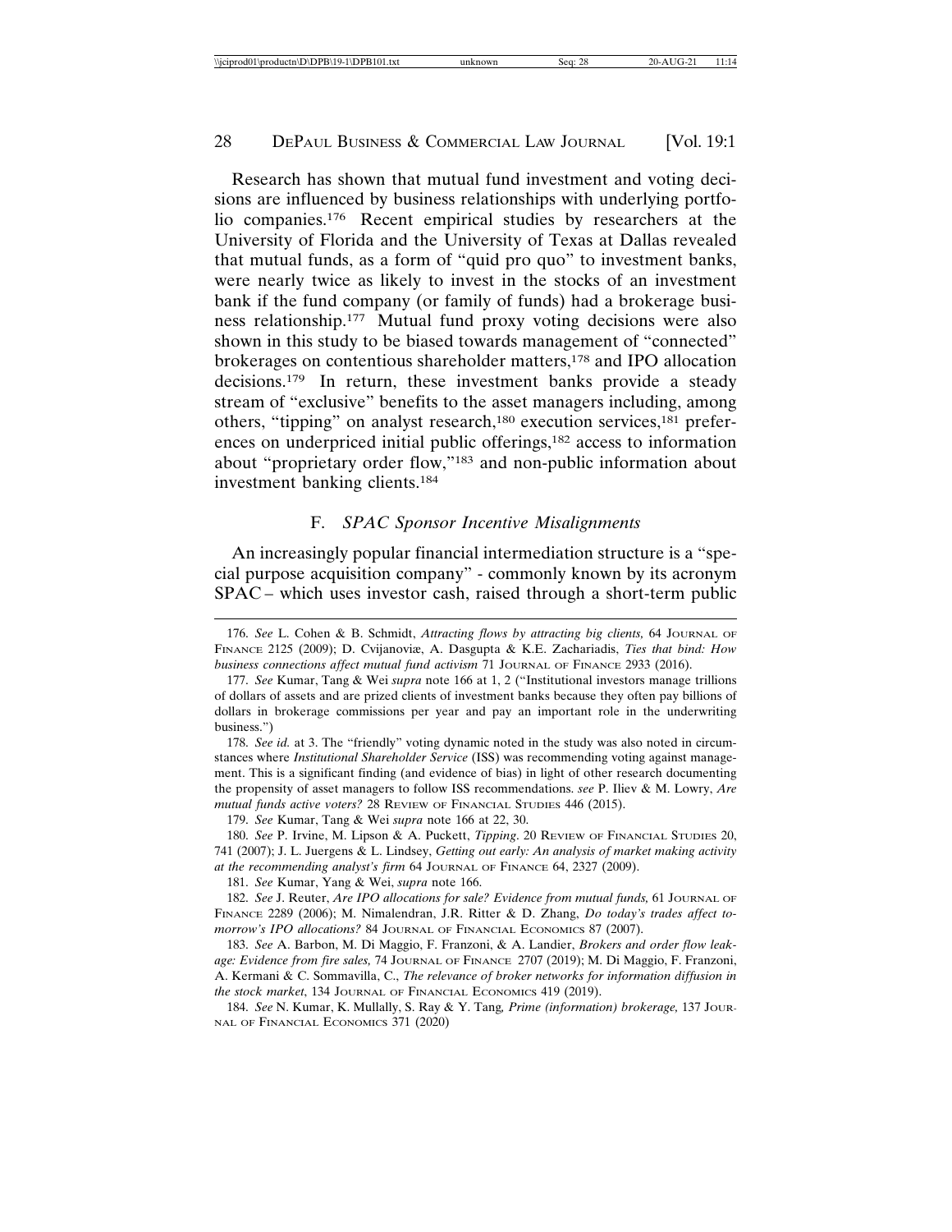Research has shown that mutual fund investment and voting decisions are influenced by business relationships with underlying portfolio companies.[176] Recent empirical studies by researchers at the University of Florida and the University of Texas at Dallas revealed that mutual funds, as a form of "quid pro quo" to investment banks, were nearly twice as likely to invest in the stocks of an investment bank if the fund company (or family of funds) had a brokerage business relationship.[177] Mutual fund proxy voting decisions were also shown in this study to be biased towards management of "connected" brokerages on contentious shareholder matters,[178] and IPO allocation decisions.[179] In return, these investment banks provide a steady stream of "exclusive" benefits to the asset managers including, among others, "tipping" on analyst research,[180] execution services,[181] preferences on underpriced initial public offerings,[182] access to information about "proprietary order flow,"[183] and non-public information about investment banking clients.[184]

### F. *SPAC Sponsor Incentive Misalignments*

An increasingly popular financial intermediation structure is a "special purpose acquisition company" - commonly known by its acronym SPAC – which uses investor cash, raised through a short-term public

---

176. *See* L. Cohen & B. Schmidt, *Attracting flows by attracting big clients,* 64 JOURNAL OF FINANCE 2125 (2009); D. Cvijanoviæ, A. Dasgupta & K.E. Zachariadis, *Ties that bind: How business connections affect mutual fund activism* 71 JOURNAL OF FINANCE 2933 (2016).

177. *See* Kumar, Tang & Wei *supra* note 166 at 1, 2 ("Institutional investors manage trillions of dollars of assets and are prized clients of investment banks because they often pay billions of dollars in brokerage commissions per year and pay an important role in the underwriting business.")

178. *See id.* at 3. The "friendly" voting dynamic noted in the study was also noted in circumstances where *Institutional Shareholder Service* (ISS) was recommending voting against management. This is a significant finding (and evidence of bias) in light of other research documenting the propensity of asset managers to follow ISS recommendations. *see* P. Iliev & M. Lowry, *Are mutual funds active voters?* 28 REVIEW OF FINANCIAL STUDIES 446 (2015).

179. *See* Kumar, Tang & Wei *supra* note 166 at 22, 30.

180. *See* P. Irvine, M. Lipson & A. Puckett, *Tipping*. 20 REVIEW OF FINANCIAL STUDIES 20, 741 (2007); J. L. Juergens & L. Lindsey, *Getting out early: An analysis of market making activity at the recommending analyst's firm* 64 JOURNAL OF FINANCE 64, 2327 (2009).

181. *See* Kumar, Yang & Wei, *supra* note 166.

182. *See* J. Reuter, *Are IPO allocations for sale? Evidence from mutual funds,* 61 JOURNAL OF FINANCE 2289 (2006); M. Nimalendran, J.R. Ritter & D. Zhang, *Do today's trades affect tomorrow's IPO allocations?* 84 JOURNAL OF FINANCIAL ECONOMICS 87 (2007).

183. *See* A. Barbon, M. Di Maggio, F. Franzoni, & A. Landier, *Brokers and order flow leakage: Evidence from fire sales,* 74 JOURNAL OF FINANCE 2707 (2019); M. Di Maggio, F. Franzoni, A. Kermani & C. Sommavilla, C., *The relevance of broker networks for information diffusion in the stock market*, 134 JOURNAL OF FINANCIAL ECONOMICS 419 (2019).

184. *See* N. Kumar, K. Mullally, S. Ray & Y. Tang*, Prime (information) brokerage,* 137 JOURNAL OF FINANCIAL ECONOMICS 371 (2020)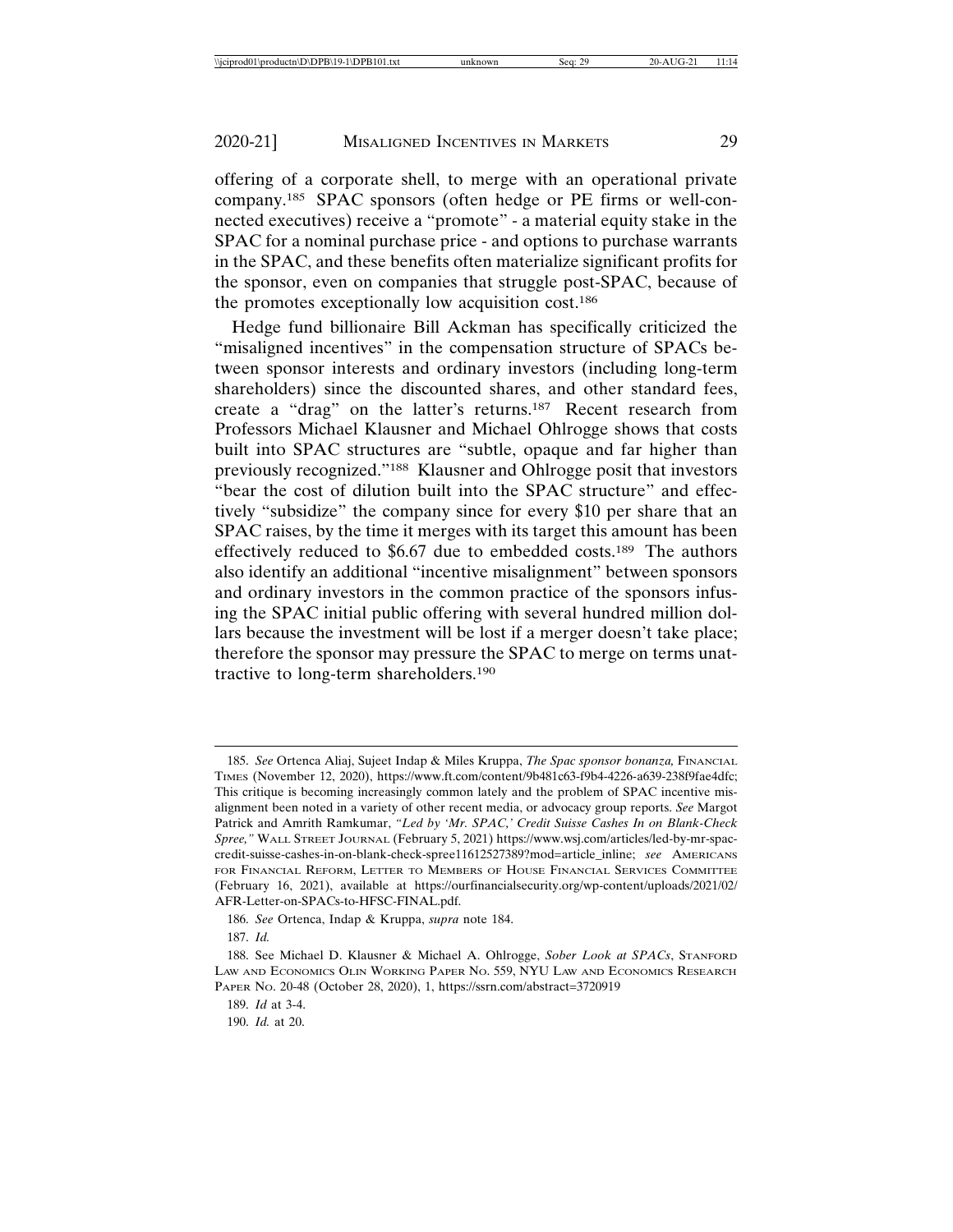offering of a corporate shell, to merge with an operational private company.[185] SPAC sponsors (often hedge or PE firms or well-connected executives) receive a "promote" - a material equity stake in the SPAC for a nominal purchase price - and options to purchase warrants in the SPAC, and these benefits often materialize significant profits for the sponsor, even on companies that struggle post-SPAC, because of the promotes exceptionally low acquisition cost.[186]

Hedge fund billionaire Bill Ackman has specifically criticized the "misaligned incentives" in the compensation structure of SPACs between sponsor interests and ordinary investors (including long-term shareholders) since the discounted shares, and other standard fees, create a "drag" on the latter's returns.[187] Recent research from Professors Michael Klausner and Michael Ohlrogge shows that costs built into SPAC structures are "subtle, opaque and far higher than previously recognized."[188] Klausner and Ohlrogge posit that investors "bear the cost of dilution built into the SPAC structure" and effectively "subsidize" the company since for every $10 per share that an SPAC raises, by the time it merges with its target this amount has been effectively reduced to $6.67 due to embedded costs.[189] The authors also identify an additional "incentive misalignment" between sponsors and ordinary investors in the common practice of the sponsors infusing the SPAC initial public offering with several hundred million dollars because the investment will be lost if a merger doesn't take place; therefore the sponsor may pressure the SPAC to merge on terms unattractive to long-term shareholders.[190]

---

185. *See* Ortenca Aliaj, Sujeet Indap & Miles Kruppa, *The Spac sponsor bonanza,* Financial Times (November 12, 2020), https://www.ft.com/content/9b481c63-f9b4-4226-a639-238f9fae4dfc; This critique is becoming increasingly common lately and the problem of SPAC incentive misalignment been noted in a variety of other recent media, or advocacy group reports. *See* Margot Patrick and Amrith Ramkumar, *"Led by 'Mr. SPAC,' Credit Suisse Cashes In on Blank-Check Spree,"* Wall Street Journal (February 5, 2021) https://www.wsj.com/articles/led-by-mr-spac-credit-suisse-cashes-in-on-blank-check-spree11612527389?mod=article_inline; *see* Americans for Financial Reform, Letter to Members of House Financial Services Committee (February 16, 2021), available at https://ourfinancialsecurity.org/wp-content/uploads/2021/02/AFR-Letter-on-SPACs-to-HFSC-FINAL.pdf.

186. *See* Ortenca, Indap & Kruppa, *supra* note 184.

187. *Id.*

188. See Michael D. Klausner & Michael A. Ohlrogge, *Sober Look at SPACs*, Stanford Law and Economics Olin Working Paper No. 559, NYU Law and Economics Research Paper No. 20-48 (October 28, 2020), 1, https://ssrn.com/abstract=3720919

189. *Id* at 3-4.

190. *Id.* at 20.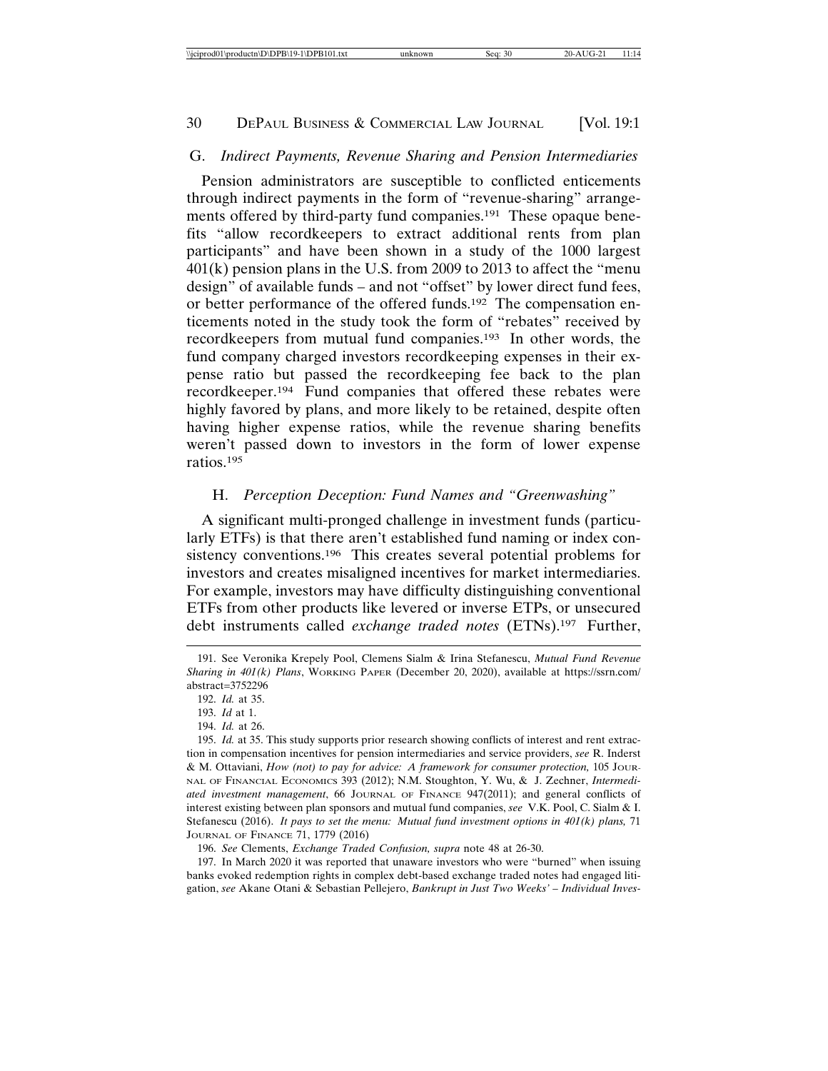### G. *Indirect Payments, Revenue Sharing and Pension Intermediaries*

Pension administrators are susceptible to conflicted enticements through indirect payments in the form of "revenue-sharing" arrangements offered by third-party fund companies.[191] These opaque benefits "allow recordkeepers to extract additional rents from plan participants" and have been shown in a study of the 1000 largest 401(k) pension plans in the U.S. from 2009 to 2013 to affect the "menu design" of available funds – and not "offset" by lower direct fund fees, or better performance of the offered funds.[192] The compensation enticements noted in the study took the form of "rebates" received by recordkeepers from mutual fund companies.[193] In other words, the fund company charged investors recordkeeping expenses in their expense ratio but passed the recordkeeping fee back to the plan recordkeeper.[194] Fund companies that offered these rebates were highly favored by plans, and more likely to be retained, despite often having higher expense ratios, while the revenue sharing benefits weren't passed down to investors in the form of lower expense ratios.[195]

### H. *Perception Deception: Fund Names and "Greenwashing"*

A significant multi-pronged challenge in investment funds (particularly ETFs) is that there aren't established fund naming or index consistency conventions.[196] This creates several potential problems for investors and creates misaligned incentives for market intermediaries. For example, investors may have difficulty distinguishing conventional ETFs from other products like levered or inverse ETPs, or unsecured debt instruments called *exchange traded notes* (ETNs).[197] Further,

---

191. See Veronika Krepely Pool, Clemens Sialm & Irina Stefanescu, *Mutual Fund Revenue Sharing in 401(k) Plans*, WORKING PAPER (December 20, 2020), available at https://ssrn.com/abstract=3752296

192. *Id.* at 35.

193. *Id* at 1.

194. *Id.* at 26.

195. *Id.* at 35. This study supports prior research showing conflicts of interest and rent extraction in compensation incentives for pension intermediaries and service providers, *see* R. Inderst & M. Ottaviani, *How (not) to pay for advice: A framework for consumer protection,* 105 JOURNAL OF FINANCIAL ECONOMICS 393 (2012); N.M. Stoughton, Y. Wu, & J. Zechner, *Intermediated investment management*, 66 JOURNAL OF FINANCE 947(2011); and general conflicts of interest existing between plan sponsors and mutual fund companies, *see* V.K. Pool, C. Sialm & I. Stefanescu (2016). *It pays to set the menu: Mutual fund investment options in 401(k) plans,* 71 JOURNAL OF FINANCE 71, 1779 (2016)

196. *See* Clements, *Exchange Traded Confusion, supra* note 48 at 26-30.

197. In March 2020 it was reported that unaware investors who were "burned" when issuing banks evoked redemption rights in complex debt-based exchange traded notes had engaged litigation, *see* Akane Otani & Sebastian Pellejero, *Bankrupt in Just Two Weeks' – Individual Inves-*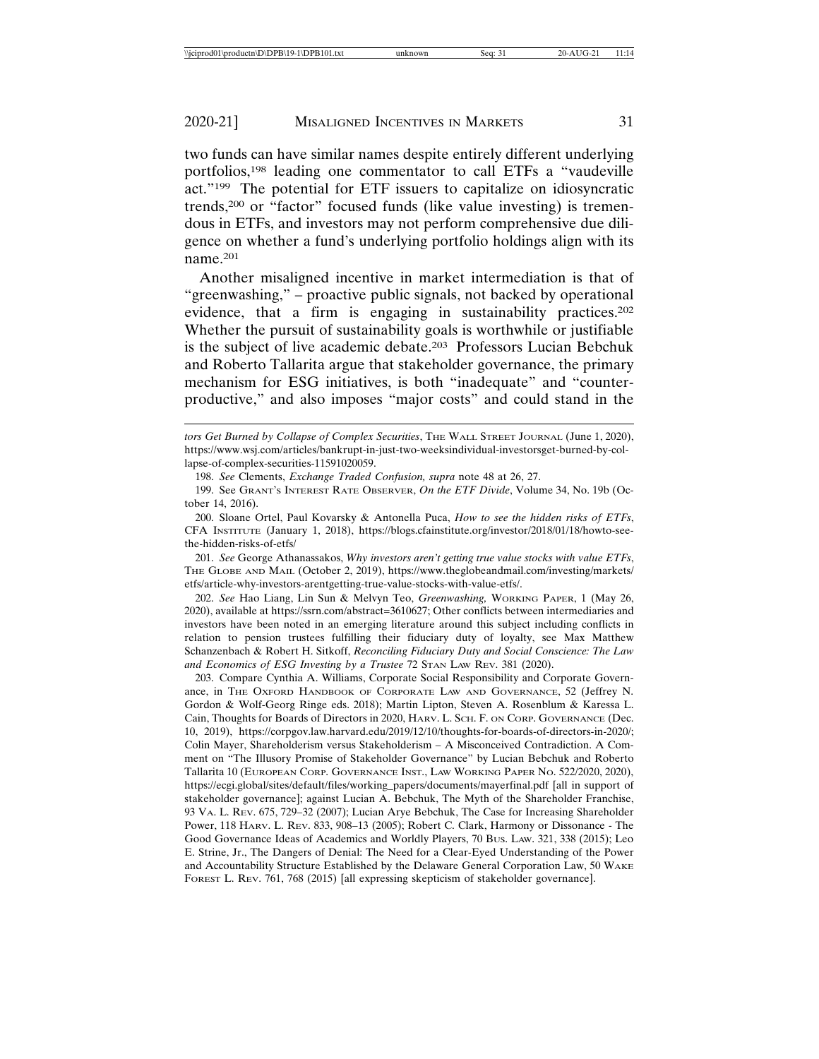two funds can have similar names despite entirely different underlying portfolios,[198] leading one commentator to call ETFs a "vaudeville act."[199] The potential for ETF issuers to capitalize on idiosyncratic trends,[200] or "factor" focused funds (like value investing) is tremendous in ETFs, and investors may not perform comprehensive due diligence on whether a fund's underlying portfolio holdings align with its name.[201]

Another misaligned incentive in market intermediation is that of "greenwashing," – proactive public signals, not backed by operational evidence, that a firm is engaging in sustainability practices.[202] Whether the pursuit of sustainability goals is worthwhile or justifiable is the subject of live academic debate.[203] Professors Lucian Bebchuk and Roberto Tallarita argue that stakeholder governance, the primary mechanism for ESG initiatives, is both "inadequate" and "counterproductive," and also imposes "major costs" and could stand in the

---

*tors Get Burned by Collapse of Complex Securities*, THE WALL STREET JOURNAL (June 1, 2020), https://www.wsj.com/articles/bankrupt-in-just-two-weeksindividual-investorsget-burned-by-collapse-of-complex-securities-11591020059.

198. *See* Clements, *Exchange Traded Confusion, supra* note 48 at 26, 27.

199. See GRANT'S INTEREST RATE OBSERVER, *On the ETF Divide*, Volume 34, No. 19b (October 14, 2016).

200. Sloane Ortel, Paul Kovarsky & Antonella Puca, *How to see the hidden risks of ETFs*, CFA INSTITUTE (January 1, 2018), https://blogs.cfainstitute.org/investor/2018/01/18/howto-see-the-hidden-risks-of-etfs/

201. *See* George Athanassakos, *Why investors aren't getting true value stocks with value ETFs*, THE GLOBE AND MAIL (October 2, 2019), https://www.theglobeandmail.com/investing/markets/etfs/article-why-investors-arentgetting-true-value-stocks-with-value-etfs/.

202. *See* Hao Liang, Lin Sun & Melvyn Teo, *Greenwashing,* WORKING PAPER, 1 (May 26, 2020), available at https://ssrn.com/abstract=3610627; Other conflicts between intermediaries and investors have been noted in an emerging literature around this subject including conflicts in relation to pension trustees fulfilling their fiduciary duty of loyalty, see Max Matthew Schanzenbach & Robert H. Sitkoff, *Reconciling Fiduciary Duty and Social Conscience: The Law and Economics of ESG Investing by a Trustee* 72 STAN LAW REV. 381 (2020).

203. Compare Cynthia A. Williams, Corporate Social Responsibility and Corporate Governance, in THE OXFORD HANDBOOK OF CORPORATE LAW AND GOVERNANCE, 52 (Jeffrey N. Gordon & Wolf-Georg Ringe eds. 2018); Martin Lipton, Steven A. Rosenblum & Karessa L. Cain, Thoughts for Boards of Directors in 2020, HARV. L. SCH. F. ON CORP. GOVERNANCE (Dec. 10, 2019), https://corpgov.law.harvard.edu/2019/12/10/thoughts-for-boards-of-directors-in-2020/; Colin Mayer, Shareholderism versus Stakeholderism – A Misconceived Contradiction. A Comment on "The Illusory Promise of Stakeholder Governance" by Lucian Bebchuk and Roberto Tallarita 10 (EUROPEAN CORP. GOVERNANCE INST., LAW WORKING PAPER NO. 522/2020, 2020), https://ecgi.global/sites/default/files/working_papers/documents/mayerfinal.pdf [all in support of stakeholder governance]; against Lucian A. Bebchuk, The Myth of the Shareholder Franchise, 93 VA. L. REV. 675, 729–32 (2007); Lucian Arye Bebchuk, The Case for Increasing Shareholder Power, 118 HARV. L. REV. 833, 908–13 (2005); Robert C. Clark, Harmony or Dissonance - The Good Governance Ideas of Academics and Worldly Players, 70 BUS. LAW. 321, 338 (2015); Leo E. Strine, Jr., The Dangers of Denial: The Need for a Clear-Eyed Understanding of the Power and Accountability Structure Established by the Delaware General Corporation Law, 50 WAKE FOREST L. REV. 761, 768 (2015) [all expressing skepticism of stakeholder governance].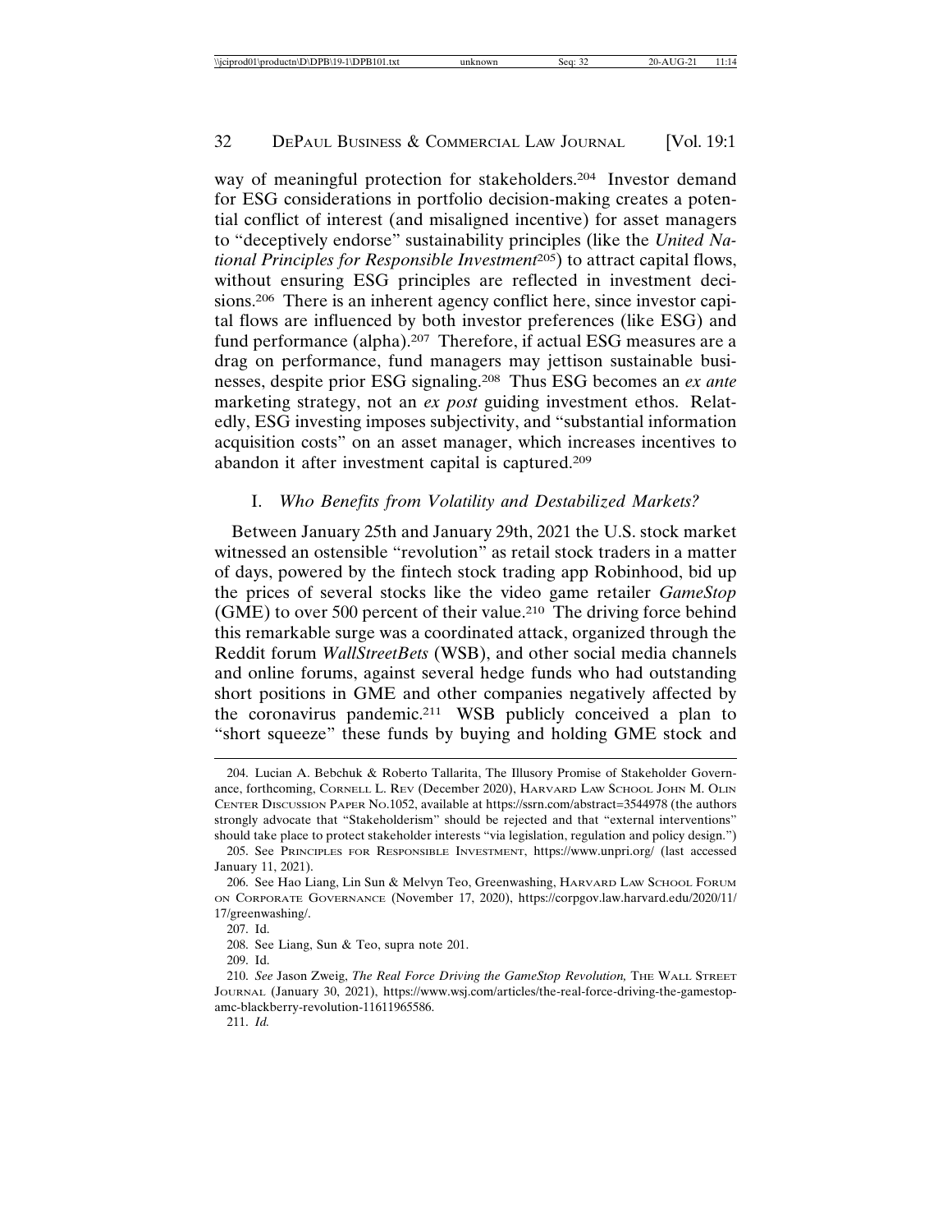way of meaningful protection for stakeholders.[204] Investor demand for ESG considerations in portfolio decision-making creates a potential conflict of interest (and misaligned incentive) for asset managers to "deceptively endorse" sustainability principles (like the *United National Principles for Responsible Investment*[205]) to attract capital flows, without ensuring ESG principles are reflected in investment decisions.[206] There is an inherent agency conflict here, since investor capital flows are influenced by both investor preferences (like ESG) and fund performance (alpha).[207] Therefore, if actual ESG measures are a drag on performance, fund managers may jettison sustainable businesses, despite prior ESG signaling.[208] Thus ESG becomes an *ex ante* marketing strategy, not an *ex post* guiding investment ethos. Relatedly, ESG investing imposes subjectivity, and "substantial information acquisition costs" on an asset manager, which increases incentives to abandon it after investment capital is captured.[209]

### I. *Who Benefits from Volatility and Destabilized Markets?*

Between January 25th and January 29th, 2021 the U.S. stock market witnessed an ostensible "revolution" as retail stock traders in a matter of days, powered by the fintech stock trading app Robinhood, bid up the prices of several stocks like the video game retailer *GameStop* (GME) to over 500 percent of their value.[210] The driving force behind this remarkable surge was a coordinated attack, organized through the Reddit forum *WallStreetBets* (WSB), and other social media channels and online forums, against several hedge funds who had outstanding short positions in GME and other companies negatively affected by the coronavirus pandemic.[211] WSB publicly conceived a plan to "short squeeze" these funds by buying and holding GME stock and

---

204. Lucian A. Bebchuk & Roberto Tallarita, The Illusory Promise of Stakeholder Governance, forthcoming, CORNELL L. REV (December 2020), HARVARD LAW SCHOOL JOHN M. OLIN CENTER DISCUSSION PAPER NO.1052, available at https://ssrn.com/abstract=3544978 (the authors strongly advocate that "Stakeholderism" should be rejected and that "external interventions" should take place to protect stakeholder interests "via legislation, regulation and policy design.")

205. See PRINCIPLES FOR RESPONSIBLE INVESTMENT, https://www.unpri.org/ (last accessed January 11, 2021).

206. See Hao Liang, Lin Sun & Melvyn Teo, Greenwashing, HARVARD LAW SCHOOL FORUM ON CORPORATE GOVERNANCE (November 17, 2020), https://corpgov.law.harvard.edu/2020/11/17/greenwashing/.

207. Id.

208. See Liang, Sun & Teo, supra note 201.

209. Id.

210. *See* Jason Zweig, *The Real Force Driving the GameStop Revolution,* THE WALL STREET JOURNAL (January 30, 2021), https://www.wsj.com/articles/the-real-force-driving-the-gamestop-amc-blackberry-revolution-11611965586.

211. *Id.*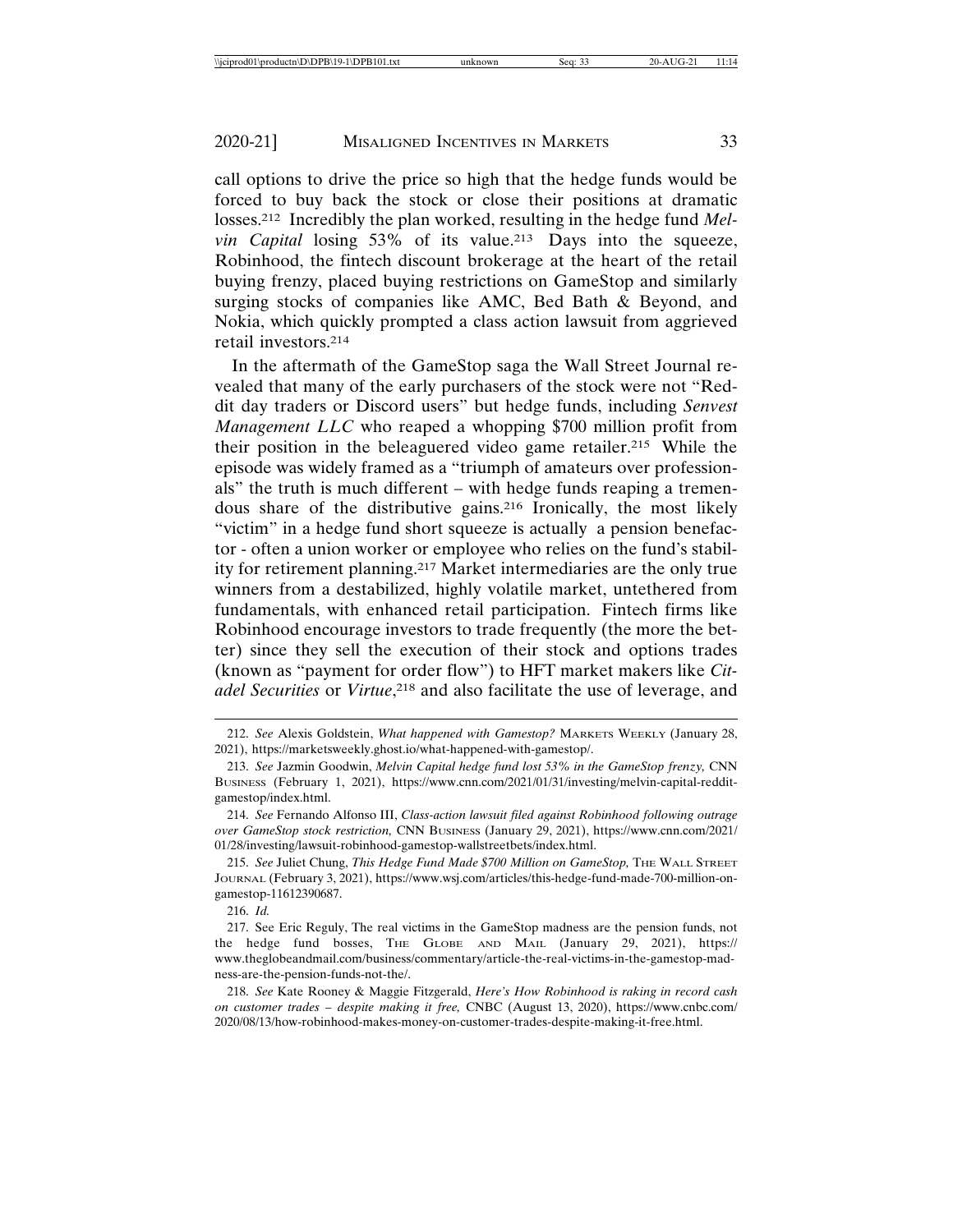call options to drive the price so high that the hedge funds would be forced to buy back the stock or close their positions at dramatic losses.[212] Incredibly the plan worked, resulting in the hedge fund *Melvin Capital* losing 53% of its value.[213] Days into the squeeze, Robinhood, the fintech discount brokerage at the heart of the retail buying frenzy, placed buying restrictions on GameStop and similarly surging stocks of companies like AMC, Bed Bath & Beyond, and Nokia, which quickly prompted a class action lawsuit from aggrieved retail investors.[214]

In the aftermath of the GameStop saga the Wall Street Journal revealed that many of the early purchasers of the stock were not "Reddit day traders or Discord users" but hedge funds, including *Senvest Management LLC* who reaped a whopping $700 million profit from their position in the beleaguered video game retailer.[215] While the episode was widely framed as a "triumph of amateurs over professionals" the truth is much different – with hedge funds reaping a tremendous share of the distributive gains.[216] Ironically, the most likely "victim" in a hedge fund short squeeze is actually a pension benefactor - often a union worker or employee who relies on the fund's stability for retirement planning.[217] Market intermediaries are the only true winners from a destabilized, highly volatile market, untethered from fundamentals, with enhanced retail participation. Fintech firms like Robinhood encourage investors to trade frequently (the more the better) since they sell the execution of their stock and options trades (known as "payment for order flow") to HFT market makers like *Citadel Securities* or *Virtue*,[218] and also facilitate the use of leverage, and

---

212. *See* Alexis Goldstein, *What happened with Gamestop?* MARKETS WEEKLY (January 28, 2021), https://marketsweekly.ghost.io/what-happened-with-gamestop/.

213. *See* Jazmin Goodwin, *Melvin Capital hedge fund lost 53% in the GameStop frenzy,* CNN BUSINESS (February 1, 2021), https://www.cnn.com/2021/01/31/investing/melvin-capital-reddit-gamestop/index.html.

214. *See* Fernando Alfonso III, *Class-action lawsuit filed against Robinhood following outrage over GameStop stock restriction,* CNN BUSINESS (January 29, 2021), https://www.cnn.com/2021/01/28/investing/lawsuit-robinhood-gamestop-wallstreetbets/index.html.

215. *See* Juliet Chung, *This Hedge Fund Made $700 Million on GameStop,* THE WALL STREET JOURNAL (February 3, 2021), https://www.wsj.com/articles/this-hedge-fund-made-700-million-on-gamestop-11612390687.

216. *Id.*

217. See Eric Reguly, The real victims in the GameStop madness are the pension funds, not the hedge fund bosses, THE GLOBE AND MAIL (January 29, 2021), https://www.theglobeandmail.com/business/commentary/article-the-real-victims-in-the-gamestop-madness-are-the-pension-funds-not-the/.

218. *See* Kate Rooney & Maggie Fitzgerald, *Here's How Robinhood is raking in record cash on customer trades – despite making it free,* CNBC (August 13, 2020), https://www.cnbc.com/2020/08/13/how-robinhood-makes-money-on-customer-trades-despite-making-it-free.html.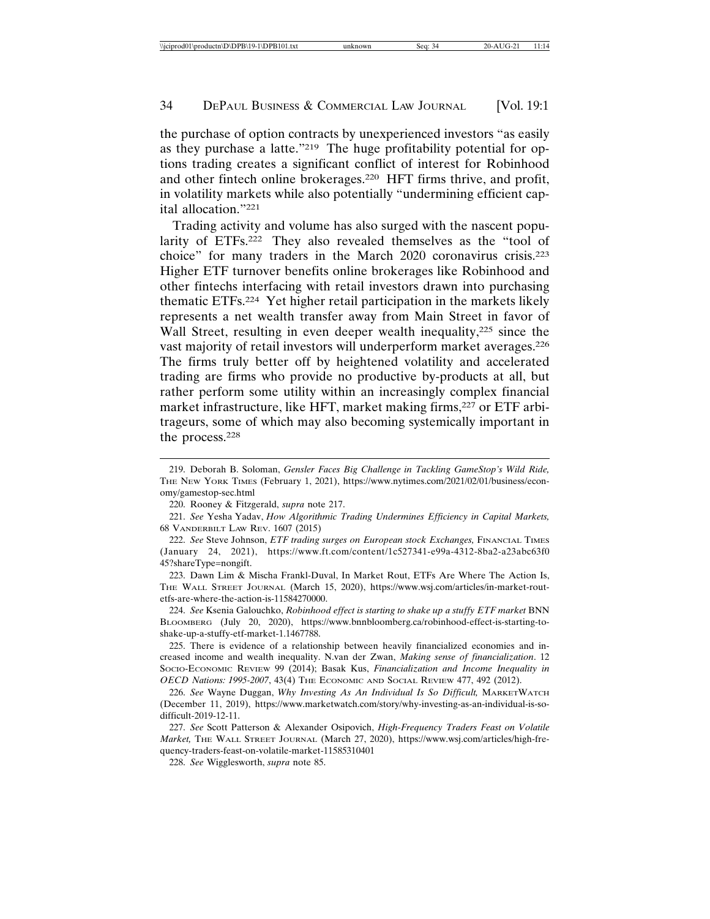the purchase of option contracts by unexperienced investors "as easily as they purchase a latte."[219] The huge profitability potential for options trading creates a significant conflict of interest for Robinhood and other fintech online brokerages.[220] HFT firms thrive, and profit, in volatility markets while also potentially "undermining efficient capital allocation."[221]

Trading activity and volume has also surged with the nascent popularity of ETFs.[222] They also revealed themselves as the "tool of choice" for many traders in the March 2020 coronavirus crisis.[223] Higher ETF turnover benefits online brokerages like Robinhood and other fintechs interfacing with retail investors drawn into purchasing thematic ETFs.[224] Yet higher retail participation in the markets likely represents a net wealth transfer away from Main Street in favor of Wall Street, resulting in even deeper wealth inequality,[225] since the vast majority of retail investors will underperform market averages.[226] The firms truly better off by heightened volatility and accelerated trading are firms who provide no productive by-products at all, but rather perform some utility within an increasingly complex financial market infrastructure, like HFT, market making firms,[227] or ETF arbitrageurs, some of which may also becoming systemically important in the process.[228]

---

219. Deborah B. Soloman, *Gensler Faces Big Challenge in Tackling GameStop's Wild Ride,* The New York Times (February 1, 2021), https://www.nytimes.com/2021/02/01/business/economy/gamestop-sec.html

220. Rooney & Fitzgerald, *supra* note 217.

221. *See* Yesha Yadav, *How Algorithmic Trading Undermines Efficiency in Capital Markets,* 68 Vanderbilt Law Rev. 1607 (2015)

222. *See* Steve Johnson, *ETF trading surges on European stock Exchanges,* Financial Times (January 24, 2021), https://www.ft.com/content/1c527341-e99a-4312-8ba2-a23abc63f045?shareType=nongift.

223. Dawn Lim & Mischa Frankl-Duval, In Market Rout, ETFs Are Where The Action Is, The Wall Street Journal (March 15, 2020), https://www.wsj.com/articles/in-market-rout-etfs-are-where-the-action-is-11584270000.

224. *See* Ksenia Galouchko, *Robinhood effect is starting to shake up a stuffy ETF market* BNN Bloomberg (July 20, 2020), https://www.bnnbloomberg.ca/robinhood-effect-is-starting-to-shake-up-a-stuffy-etf-market-1.1467788.

225. There is evidence of a relationship between heavily financialized economies and increased income and wealth inequality. N.van der Zwan, *Making sense of financialization*. 12 Socio-Economic Review 99 (2014); Basak Kus, *Financialization and Income Inequality in OECD Nations: 1995-2007*, 43(4) The Economic and Social Review 477, 492 (2012).

226. *See* Wayne Duggan, *Why Investing As An Individual Is So Difficult,* MarketWatch (December 11, 2019), https://www.marketwatch.com/story/why-investing-as-an-individual-is-so-difficult-2019-12-11.

227. *See* Scott Patterson & Alexander Osipovich, *High-Frequency Traders Feast on Volatile Market,* The Wall Street Journal (March 27, 2020), https://www.wsj.com/articles/high-frequency-traders-feast-on-volatile-market-11585310401

228. *See* Wigglesworth, *supra* note 85.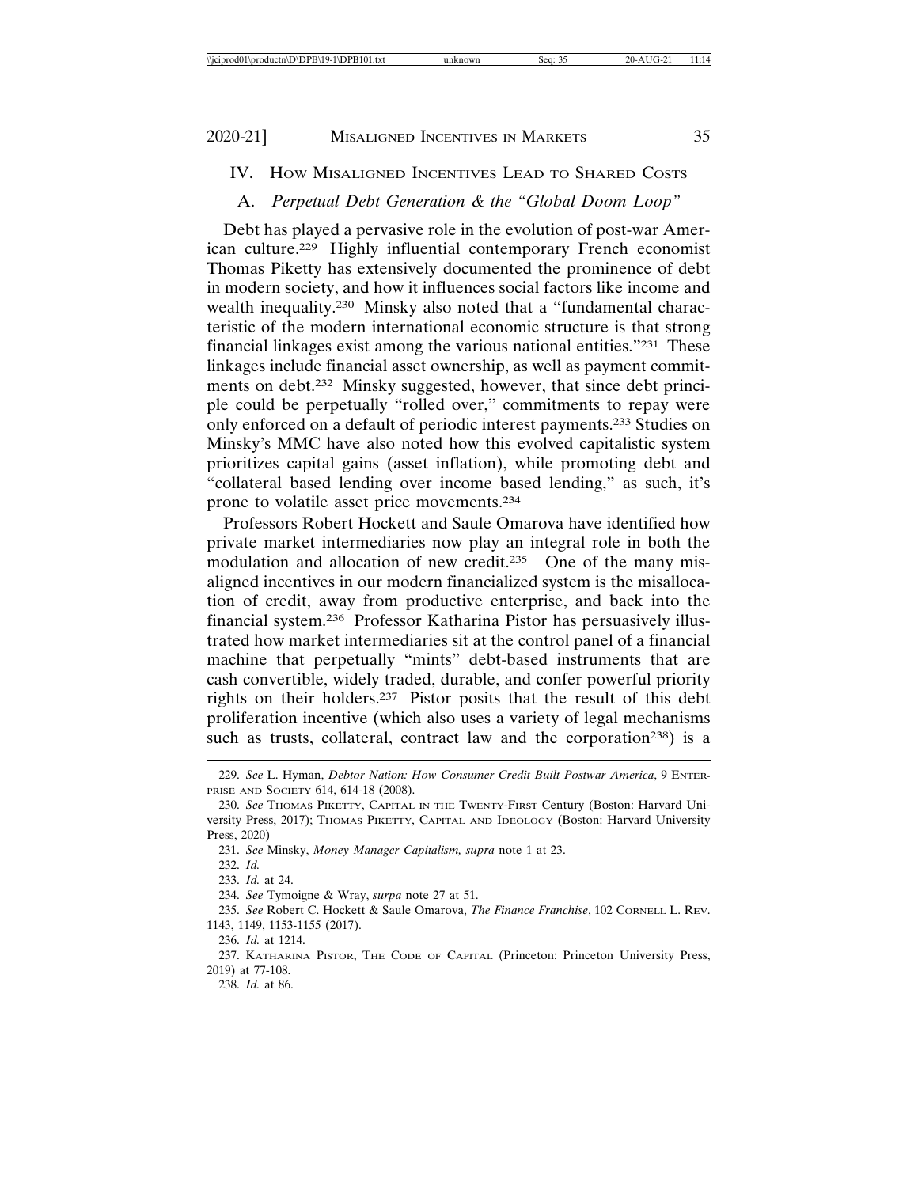## IV. How Misaligned Incentives Lead to Shared Costs

### A. *Perpetual Debt Generation & the "Global Doom Loop"*

Debt has played a pervasive role in the evolution of post-war American culture.[229] Highly influential contemporary French economist Thomas Piketty has extensively documented the prominence of debt in modern society, and how it influences social factors like income and wealth inequality.[230] Minsky also noted that a "fundamental characteristic of the modern international economic structure is that strong financial linkages exist among the various national entities."[231] These linkages include financial asset ownership, as well as payment commitments on debt.[232] Minsky suggested, however, that since debt principle could be perpetually "rolled over," commitments to repay were only enforced on a default of periodic interest payments.[233] Studies on Minsky's MMC have also noted how this evolved capitalistic system prioritizes capital gains (asset inflation), while promoting debt and "collateral based lending over income based lending," as such, it's prone to volatile asset price movements.[234]

Professors Robert Hockett and Saule Omarova have identified how private market intermediaries now play an integral role in both the modulation and allocation of new credit.[235] One of the many misaligned incentives in our modern financialized system is the misallocation of credit, away from productive enterprise, and back into the financial system.[236] Professor Katharina Pistor has persuasively illustrated how market intermediaries sit at the control panel of a financial machine that perpetually "mints" debt-based instruments that are cash convertible, widely traded, durable, and confer powerful priority rights on their holders.[237] Pistor posits that the result of this debt proliferation incentive (which also uses a variety of legal mechanisms such as trusts, collateral, contract law and the corporation[238]) is a

---

229. *See* L. Hyman, *Debtor Nation: How Consumer Credit Built Postwar America*, 9 Enterprise and Society 614, 614-18 (2008).

230. *See* Thomas Piketty, Capital in the Twenty-First Century (Boston: Harvard University Press, 2017); Thomas Piketty, Capital and Ideology (Boston: Harvard University Press, 2020)

231. *See* Minsky, *Money Manager Capitalism, supra* note 1 at 23.

232. *Id.*

233. *Id.* at 24.

234. *See* Tymoigne & Wray, *surpa* note 27 at 51.

235. *See* Robert C. Hockett & Saule Omarova, *The Finance Franchise*, 102 Cornell L. Rev. 1143, 1149, 1153-1155 (2017).

236. *Id.* at 1214.

237. Katharina Pistor, The Code of Capital (Princeton: Princeton University Press, 2019) at 77-108.

238. *Id.* at 86.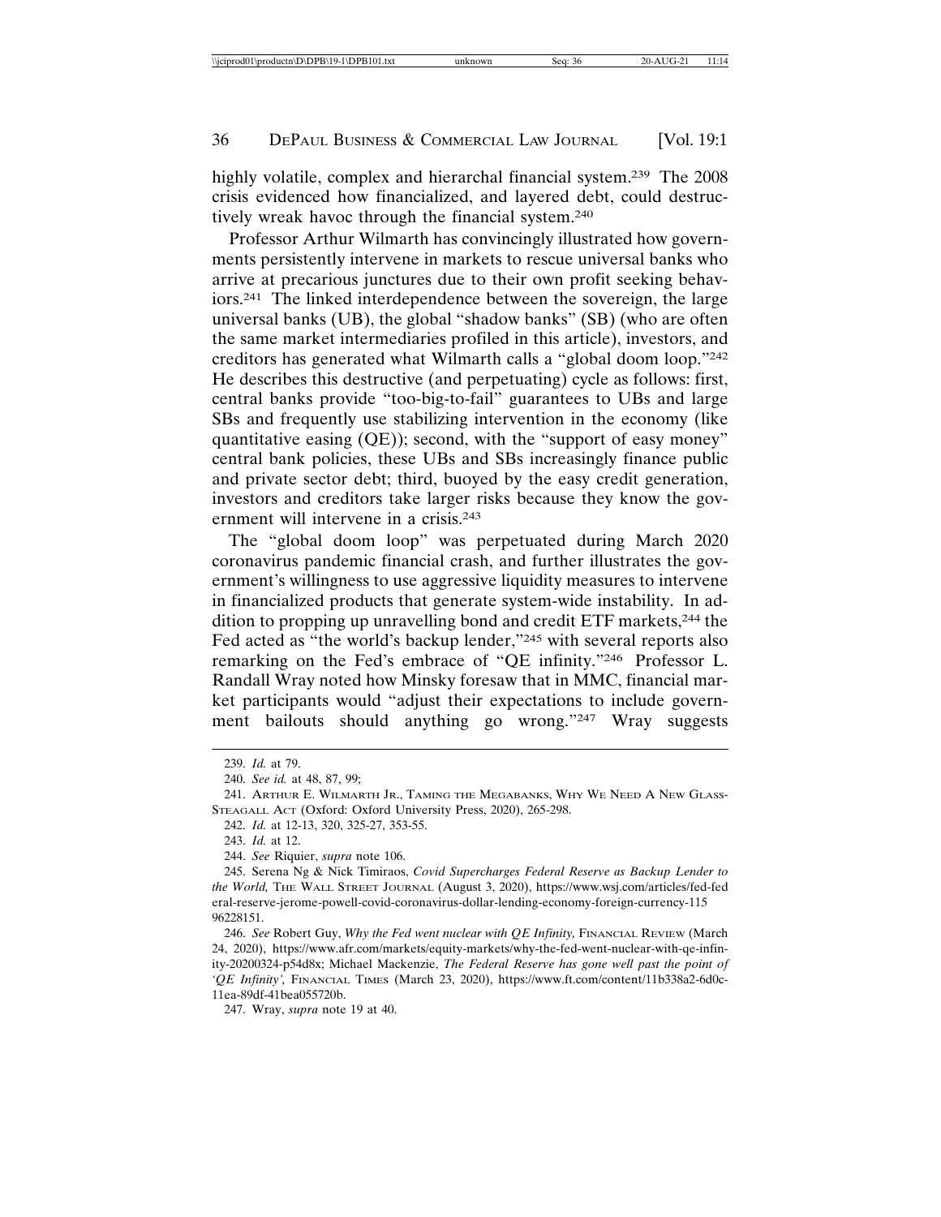highly volatile, complex and hierarchal financial system.[239] The 2008 crisis evidenced how financialized, and layered debt, could destructively wreak havoc through the financial system.[240]

Professor Arthur Wilmarth has convincingly illustrated how governments persistently intervene in markets to rescue universal banks who arrive at precarious junctures due to their own profit seeking behaviors.[241] The linked interdependence between the sovereign, the large universal banks (UB), the global "shadow banks" (SB) (who are often the same market intermediaries profiled in this article), investors, and creditors has generated what Wilmarth calls a "global doom loop."[242] He describes this destructive (and perpetuating) cycle as follows: first, central banks provide "too-big-to-fail" guarantees to UBs and large SBs and frequently use stabilizing intervention in the economy (like quantitative easing (QE)); second, with the "support of easy money" central bank policies, these UBs and SBs increasingly finance public and private sector debt; third, buoyed by the easy credit generation, investors and creditors take larger risks because they know the government will intervene in a crisis.[243]

The "global doom loop" was perpetuated during March 2020 coronavirus pandemic financial crash, and further illustrates the government's willingness to use aggressive liquidity measures to intervene in financialized products that generate system-wide instability. In addition to propping up unravelling bond and credit ETF markets,[244] the Fed acted as "the world's backup lender,"[245] with several reports also remarking on the Fed's embrace of "QE infinity."[246] Professor L. Randall Wray noted how Minsky foresaw that in MMC, financial market participants would "adjust their expectations to include government bailouts should anything go wrong."[247] Wray suggests

---

239. *Id.* at 79.

240. *See id.* at 48, 87, 99;

241. Arthur E. Wilmarth Jr., Taming the Megabanks, Why We Need a New Glass-Steagall Act (Oxford: Oxford University Press, 2020), 265-298.

242. *Id.* at 12-13, 320, 325-27, 353-55.

243. *Id.* at 12.

244. *See* Riquier, *supra* note 106.

245. Serena Ng & Nick Timiraos, *Covid Supercharges Federal Reserve as Backup Lender to the World,* The Wall Street Journal (August 3, 2020), https://www.wsj.com/articles/fed-federal-reserve-jerome-powell-covid-coronavirus-dollar-lending-economy-foreign-currency-11596228151.

246. *See* Robert Guy, *Why the Fed went nuclear with QE Infinity,* Financial Review (March 24, 2020), https://www.afr.com/markets/equity-markets/why-the-fed-went-nuclear-with-qe-infinity-20200324-p54d8x; Michael Mackenzie, *The Federal Reserve has gone well past the point of 'QE Infinity',* Financial Times (March 23, 2020), https://www.ft.com/content/11b338a2-6d0c-11ea-89df-41bea055720b.

247. Wray, *supra* note 19 at 40.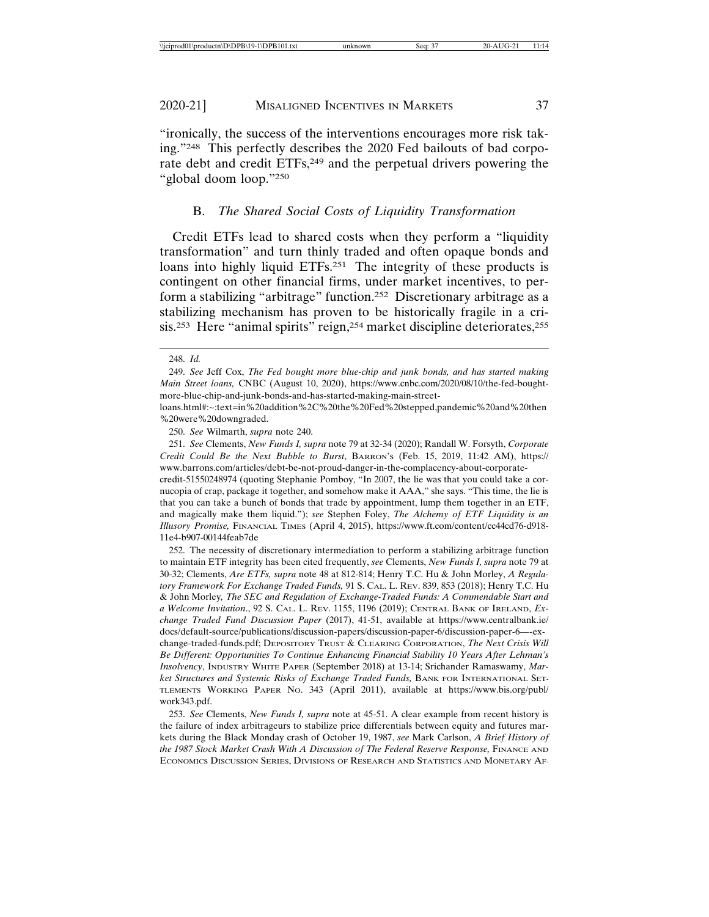"ironically, the success of the interventions encourages more risk taking."[248] This perfectly describes the 2020 Fed bailouts of bad corporate debt and credit ETFs,[249] and the perpetual drivers powering the "global doom loop."[250]

### B. *The Shared Social Costs of Liquidity Transformation*

Credit ETFs lead to shared costs when they perform a "liquidity transformation" and turn thinly traded and often opaque bonds and loans into highly liquid ETFs.[251] The integrity of these products is contingent on other financial firms, under market incentives, to perform a stabilizing "arbitrage" function.[252] Discretionary arbitrage as a stabilizing mechanism has proven to be historically fragile in a crisis.[253] Here "animal spirits" reign,[254] market discipline deteriorates,[255]

---

248. *Id.*

249. *See* Jeff Cox, *The Fed bought more blue-chip and junk bonds, and has started making Main Street loans,* CNBC (August 10, 2020), https://www.cnbc.com/2020/08/10/the-fed-bought-more-blue-chip-and-junk-bonds-and-has-started-making-main-street-loans.html#:~:text=in%20addition%2C%20the%20Fed%20stepped,pandemic%20and%20then%20were%20downgraded.

250. *See* Wilmarth, *supra* note 240.

251. *See* Clements, *New Funds I, supra* note 79 at 32-34 (2020); Randall W. Forsyth, *Corporate Credit Could Be the Next Bubble to Burst*, BARRON'S (Feb. 15, 2019, 11:42 AM), https://www.barrons.com/articles/debt-be-not-proud-danger-in-the-complacency-about-corporate-credit-51550248974 (quoting Stephanie Pomboy, "In 2007, the lie was that you could take a cornucopia of crap, package it together, and somehow make it AAA," she says. "This time, the lie is that you can take a bunch of bonds that trade by appointment, lump them together in an ETF, and magically make them liquid."); *see* Stephen Foley, *The Alchemy of ETF Liquidity is an Illusory Promise,* FINANCIAL TIMES (April 4, 2015), https://www.ft.com/content/cc44cd76-d918-11e4-b907-00144feab7de

252. The necessity of discretionary intermediation to perform a stabilizing arbitrage function to maintain ETF integrity has been cited frequently, *see* Clements, *New Funds I, supra* note 79 at 30-32; Clements, *Are ETFs, supra* note 48 at 812-814; Henry T.C. Hu & John Morley, *A Regulatory Framework For Exchange Traded Funds,* 91 S. CAL. L. REV. 839, 853 (2018); Henry T.C. Hu & John Morley, *The SEC and Regulation of Exchange-Traded Funds: A Commendable Start and a Welcome Invitation*., 92 S. CAL. L. REV. 1155, 1196 (2019); CENTRAL BANK OF IRELAND, *Exchange Traded Fund Discussion Paper* (2017), 41-51, available at https://www.centralbank.ie/docs/default-source/publications/discussion-papers/discussion-paper-6/discussion-paper-6—-exchange-traded-funds.pdf; DEPOSITORY TRUST & CLEARING CORPORATION, *The Next Crisis Will Be Different: Opportunities To Continue Enhancing Financial Stability 10 Years After Lehman's Insolvency*, INDUSTRY WHITE PAPER (September 2018) at 13-14; Srichander Ramaswamy, *Market Structures and Systemic Risks of Exchange Traded Funds,* BANK FOR INTERNATIONAL SETTLEMENTS WORKING PAPER NO. 343 (April 2011), available at https://www.bis.org/publ/work343.pdf.

253. *See* Clements, *New Funds I, supra* note at 45-51. A clear example from recent history is the failure of index arbitrageurs to stabilize price differentials between equity and futures markets during the Black Monday crash of October 19, 1987, *see* Mark Carlson, *A Brief History of the 1987 Stock Market Crash With A Discussion of The Federal Reserve Response,* FINANCE AND ECONOMICS DISCUSSION SERIES, DIVISIONS OF RESEARCH AND STATISTICS AND MONETARY AF-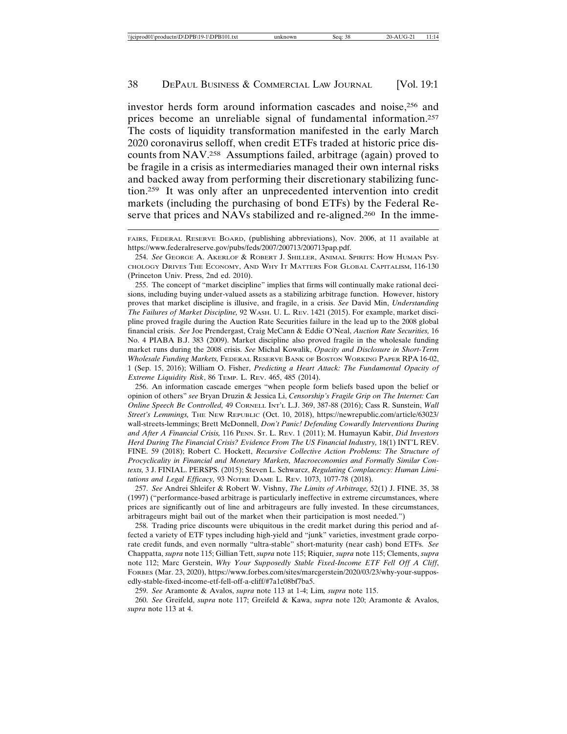investor herds form around information cascades and noise,[256] and prices become an unreliable signal of fundamental information.[257] The costs of liquidity transformation manifested in the early March 2020 coronavirus selloff, when credit ETFs traded at historic price discounts from NAV.[258] Assumptions failed, arbitrage (again) proved to be fragile in a crisis as intermediaries managed their own internal risks and backed away from performing their discretionary stabilizing function.[259] It was only after an unprecedented intervention into credit markets (including the purchasing of bond ETFs) by the Federal Reserve that prices and NAVs stabilized and re-aligned.[260] In the imme-

---

FAIRS, FEDERAL RESERVE BOARD, (publishing abbreviations), Nov. 2006, at 11 available at https://www.federalreserve.gov/pubs/feds/2007/200713/200713pap.pdf.

254. *See* GEORGE A. AKERLOF & ROBERT J. SHILLER, ANIMAL SPIRITS: HOW HUMAN PSYCHOLOGY DRIVES THE ECONOMY, AND WHY IT MATTERS FOR GLOBAL CAPITALISM, 116-130 (Princeton Univ. Press, 2nd ed. 2010).

255. The concept of "market discipline" implies that firms will continually make rational decisions, including buying under-valued assets as a stabilizing arbitrage function. However, history proves that market discipline is illusive, and fragile, in a crisis. *See* David Min, *Understanding The Failures of Market Discipline,* 92 WASH. U. L. REV. 1421 (2015). For example, market discipline proved fragile during the Auction Rate Securities failure in the lead up to the 2008 global financial crisis. *See* Joe Prendergast, Craig McCann & Eddie O'Neal, *Auction Rate Securities,* 16 No. 4 PIABA B.J. 383 (2009). Market discipline also proved fragile in the wholesale funding market runs during the 2008 crisis. *See* Michal Kowalik, *Opacity and Disclosure in Short-Term Wholesale Funding Markets,* FEDERAL RESERVE BANK OF BOSTON WORKING PAPER RPA 16-02, 1 (Sep. 15, 2016); William O. Fisher, *Predicting a Heart Attack: The Fundamental Opacity of Extreme Liquidity Risk*, 86 TEMP. L. REV. 465, 485 (2014).

256. An information cascade emerges "when people form beliefs based upon the belief or opinion of others" *see* Bryan Druzin & Jessica Li, *Censorship's Fragile Grip on The Internet: Can Online Speech Be Controlled,* 49 CORNELL INT'L L.J. 369, 387-88 (2016); Cass R. Sunstein, *Wall Street's Lemmings,* THE NEW REPUBLIC (Oct. 10, 2018), https://newrepublic.com/article/63023/wall-streets-lemmings; Brett McDonnell, *Don't Panic! Defending Cowardly Interventions During and After A Financial Crisis,* 116 PENN. ST. L. REV. 1 (2011); M. Humayun Kabir, *Did Investors Herd During The Financial Crisis? Evidence From The US Financial Industry,* 18(1) INT'L REV. FINE. 59 (2018); Robert C. Hockett, *Recursive Collective Action Problems: The Structure of Procyclicality in Financial and Monetary Markets, Macroeconomies and Formally Similar Contexts,* 3 J. FINIAL. PERSPS. (2015); Steven L. Schwarcz, *Regulating Complacency: Human Limitations and Legal Efficacy,* 93 NOTRE DAME L. REV. 1073, 1077-78 (2018).

257. *See* Andrei Shleifer & Robert W. Vishny, *The Limits of Arbitrage,* 52(1) J. FINE. 35, 38 (1997) ("performance-based arbitrage is particularly ineffective in extreme circumstances, where prices are significantly out of line and arbitrageurs are fully invested. In these circumstances, arbitrageurs might bail out of the market when their participation is most needed.")

258. Trading price discounts were ubiquitous in the credit market during this period and affected a variety of ETF types including high-yield and "junk" varieties, investment grade corporate credit funds, and even normally "ultra-stable" short-maturity (near cash) bond ETFs. *See* Chappatta, *supra* note 115; Gillian Tett, *supra* note 115; Riquier, *supra* note 115; Clements, *supra* note 112; Marc Gerstein, *Why Your Supposedly Stable Fixed-Income ETF Fell Off A Cliff*, FORBES (Mar. 23, 2020), https://www.forbes.com/sites/marcgerstein/2020/03/23/why-your-supposedly-stable-fixed-income-etf-fell-off-a-cliff/#7a1c08bf7ba5.

259. *See* Aramonte & Avalos, *supra* note 113 at 1-4; Lim*, supra* note 115.

260. *See* Greifeld, *supra* note 117; Greifeld & Kawa, *supra* note 120; Aramonte & Avalos, *supra* note 113 at 4.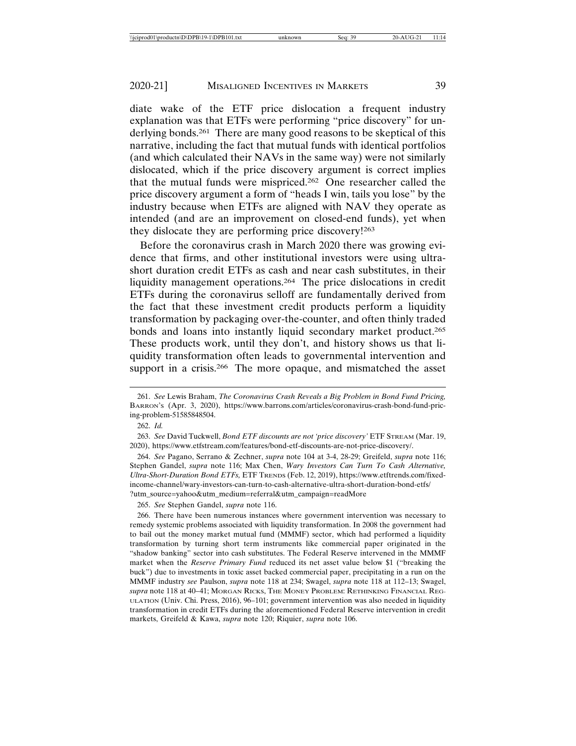diate wake of the ETF price dislocation a frequent industry explanation was that ETFs were performing "price discovery" for underlying bonds.[261] There are many good reasons to be skeptical of this narrative, including the fact that mutual funds with identical portfolios (and which calculated their NAVs in the same way) were not similarly dislocated, which if the price discovery argument is correct implies that the mutual funds were mispriced.[262] One researcher called the price discovery argument a form of "heads I win, tails you lose" by the industry because when ETFs are aligned with NAV they operate as intended (and are an improvement on closed-end funds), yet when they dislocate they are performing price discovery![263]

Before the coronavirus crash in March 2020 there was growing evidence that firms, and other institutional investors were using ultra-short duration credit ETFs as cash and near cash substitutes, in their liquidity management operations.[264] The price dislocations in credit ETFs during the coronavirus selloff are fundamentally derived from the fact that these investment credit products perform a liquidity transformation by packaging over-the-counter, and often thinly traded bonds and loans into instantly liquid secondary market product.[265] These products work, until they don't, and history shows us that liquidity transformation often leads to governmental intervention and support in a crisis.[266] The more opaque, and mismatched the asset

---

261. *See* Lewis Braham, *The Coronavirus Crash Reveals a Big Problem in Bond Fund Pricing,* BARRON'S (Apr. 3, 2020), https://www.barrons.com/articles/coronavirus-crash-bond-fund-pricing-problem-51585848504.

262. *Id.*

263. *See* David Tuckwell, *Bond ETF discounts are not 'price discovery'* ETF STREAM (Mar. 19, 2020), https://www.etfstream.com/features/bond-etf-discounts-are-not-price-discovery/.

264. *See* Pagano, Serrano & Zechner, *supra* note 104 at 3-4, 28-29; Greifeld, *supra* note 116; Stephen Gandel, *supra* note 116; Max Chen, *Wary Investors Can Turn To Cash Alternative, Ultra-Short-Duration Bond ETFs,* ETF TRENDS (Feb. 12, 2019), https://www.etftrends.com/fixed-income-channel/wary-investors-can-turn-to-cash-alternative-ultra-short-duration-bond-etfs/?utm_source=yahoo&utm_medium=referral&utm_campaign=readMore

265. *See* Stephen Gandel, *supra* note 116.

266. There have been numerous instances where government intervention was necessary to remedy systemic problems associated with liquidity transformation. In 2008 the government had to bail out the money market mutual fund (MMMF) sector, which had performed a liquidity transformation by turning short term instruments like commercial paper originated in the "shadow banking" sector into cash substitutes. The Federal Reserve intervened in the MMMF market when the *Reserve Primary Fund* reduced its net asset value below $1 ("breaking the buck") due to investments in toxic asset backed commercial paper, precipitating in a run on the MMMF industry *see* Paulson, *supra* note 118 at 234; Swagel, *supra* note 118 at 112–13; Swagel, *supra* note 118 at 40–41; MORGAN RICKS, THE MONEY PROBLEM: RETHINKING FINANCIAL REGULATION (Univ. Chi. Press, 2016), 96–101; government intervention was also needed in liquidity transformation in credit ETFs during the aforementioned Federal Reserve intervention in credit markets, Greifeld & Kawa, *supra* note 120; Riquier, *supra* note 106.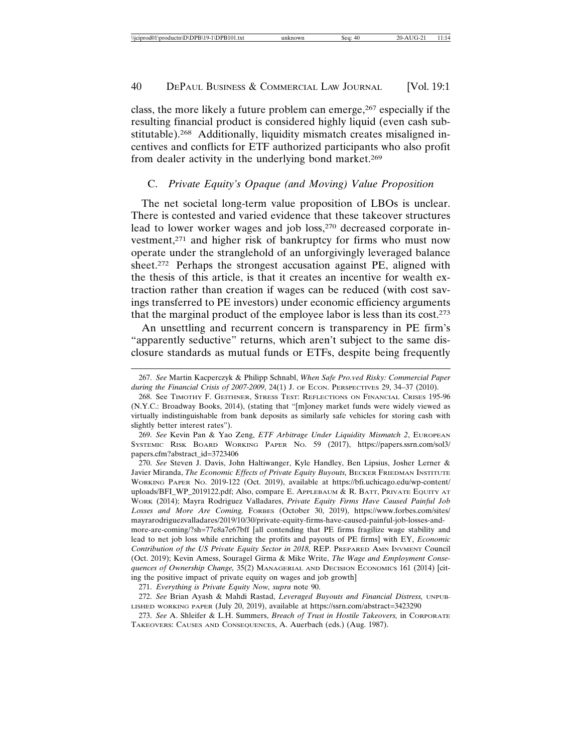class, the more likely a future problem can emerge,[267] especially if the resulting financial product is considered highly liquid (even cash substitutable).[268] Additionally, liquidity mismatch creates misaligned incentives and conflicts for ETF authorized participants who also profit from dealer activity in the underlying bond market.[269]

### C. *Private Equity's Opaque (and Moving) Value Proposition*

The net societal long-term value proposition of LBOs is unclear. There is contested and varied evidence that these takeover structures lead to lower worker wages and job loss,[270] decreased corporate investment,[271] and higher risk of bankruptcy for firms who must now operate under the stranglehold of an unforgivingly leveraged balance sheet.[272] Perhaps the strongest accusation against PE, aligned with the thesis of this article, is that it creates an incentive for wealth extraction rather than creation if wages can be reduced (with cost savings transferred to PE investors) under economic efficiency arguments that the marginal product of the employee labor is less than its cost.[273]

An unsettling and recurrent concern is transparency in PE firm's "apparently seductive" returns, which aren't subject to the same disclosure standards as mutual funds or ETFs, despite being frequently

---

267. *See* Martin Kacperczyk & Philipp Schnabl, *When Safe Pro.ved Risky: Commercial Paper during the Financial Crisis of 2007-2009*, 24(1) J. OF ECON. PERSPECTIVES 29, 34–37 (2010).

268. See TIMOTHY F. GEITHNER, STRESS TEST: REFLECTIONS ON FINANCIAL CRISES 195-96 (N.Y.C.: Broadway Books, 2014), (stating that "[m]oney market funds were widely viewed as virtually indistinguishable from bank deposits as similarly safe vehicles for storing cash with slightly better interest rates").

269. *See* Kevin Pan & Yao Zeng, *ETF Arbitrage Under Liquidity Mismatch 2*, EUROPEAN SYSTEMIC RISK BOARD WORKING PAPER NO. 59 (2017), https://papers.ssrn.com/sol3/papers.cfm?abstract_id=3723406

270. *See* Steven J. Davis, John Haltiwanger, Kyle Handley, Ben Lipsius, Josher Lerner & Javier Miranda, *The Economic Effects of Private Equity Buyouts,* BECKER FRIEDMAN INSTITUTE WORKING PAPER NO. 2019-122 (Oct. 2019), available at https://bfi.uchicago.edu/wp-content/uploads/BFI_WP_2019122.pdf; Also, compare E. APPLEBAUM & R. BATT, PRIVATE EQUITY AT WORK (2014); Mayra Rodriguez Valladares, *Private Equity Firms Have Caused Painful Job Losses and More Are Coming,* FORBES (October 30, 2019), https://www.forbes.com/sites/mayrarodriguezvalladares/2019/10/30/private-equity-firms-have-caused-painful-job-losses-and-more-are-coming/?sh=77e8a7e67bff [all contending that PE firms fragilize wage stability and lead to net job loss while enriching the profits and payouts of PE firms] with EY, *Economic Contribution of the US Private Equity Sector in 2018,* REP. PREPARED AMN INVMENT Council (Oct. 2019); Kevin Amess, Souragel Girma & Mike Write, *The Wage and Employment Consequences of Ownership Change,* 35(2) MANAGERIAL AND DECISION ECONOMICS 161 (2014) [citing the positive impact of private equity on wages and job growth]

271. *Everything is Private Equity Now, supra* note 90.

272. *See* Brian Ayash & Mahdi Rastad, *Leveraged Buyouts and Financial Distress,* UNPUBLISHED WORKING PAPER (July 20, 2019), available at https://ssrn.com/abstract=3423290

273. *See* A. Shleifer & L.H. Summers, *Breach of Trust in Hostile Takeovers,* in CORPORATE TAKEOVERS: CAUSES AND CONSEQUENCES, A. Auerbach (eds.) (Aug. 1987).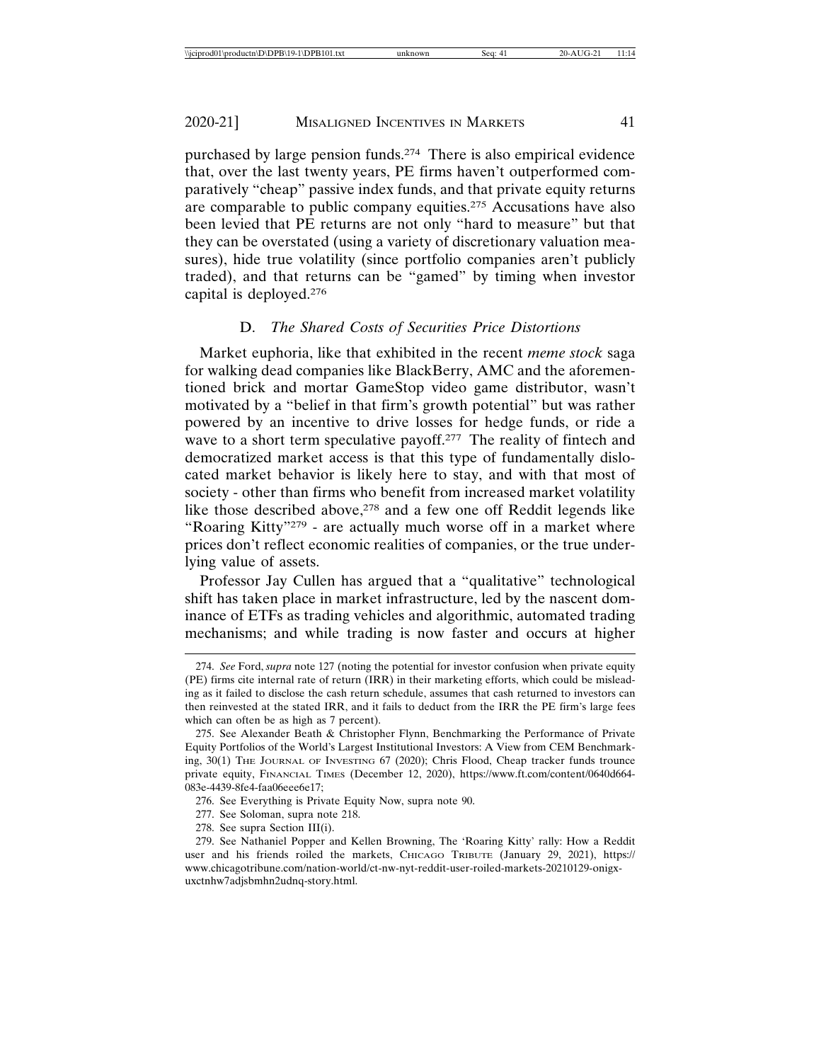purchased by large pension funds.[274] There is also empirical evidence that, over the last twenty years, PE firms haven't outperformed comparatively "cheap" passive index funds, and that private equity returns are comparable to public company equities.[275] Accusations have also been levied that PE returns are not only "hard to measure" but that they can be overstated (using a variety of discretionary valuation measures), hide true volatility (since portfolio companies aren't publicly traded), and that returns can be "gamed" by timing when investor capital is deployed.[276]

### D. *The Shared Costs of Securities Price Distortions*

Market euphoria, like that exhibited in the recent *meme stock* saga for walking dead companies like BlackBerry, AMC and the aforementioned brick and mortar GameStop video game distributor, wasn't motivated by a "belief in that firm's growth potential" but was rather powered by an incentive to drive losses for hedge funds, or ride a wave to a short term speculative payoff.[277] The reality of fintech and democratized market access is that this type of fundamentally dislocated market behavior is likely here to stay, and with that most of society - other than firms who benefit from increased market volatility like those described above,[278] and a few one off Reddit legends like "Roaring Kitty"[279] - are actually much worse off in a market where prices don't reflect economic realities of companies, or the true underlying value of assets.

Professor Jay Cullen has argued that a "qualitative" technological shift has taken place in market infrastructure, led by the nascent dominance of ETFs as trading vehicles and algorithmic, automated trading mechanisms; and while trading is now faster and occurs at higher

---

274. *See* Ford, *supra* note 127 (noting the potential for investor confusion when private equity (PE) firms cite internal rate of return (IRR) in their marketing efforts, which could be misleading as it failed to disclose the cash return schedule, assumes that cash returned to investors can then reinvested at the stated IRR, and it fails to deduct from the IRR the PE firm's large fees which can often be as high as 7 percent).

275. See Alexander Beath & Christopher Flynn, Benchmarking the Performance of Private Equity Portfolios of the World's Largest Institutional Investors: A View from CEM Benchmarking, 30(1) The Journal of Investing 67 (2020); Chris Flood, Cheap tracker funds trounce private equity, Financial Times (December 12, 2020), https://www.ft.com/content/0640d664-083e-4439-8fe4-faa06eee6e17;

276. See Everything is Private Equity Now, supra note 90.

277. See Soloman, supra note 218.

278. See supra Section III(i).

279. See Nathaniel Popper and Kellen Browning, The 'Roaring Kitty' rally: How a Reddit user and his friends roiled the markets, Chicago Tribune (January 29, 2021), https://www.chicagotribune.com/nation-world/ct-nw-nyt-reddit-user-roiled-markets-20210129-onigx-uxctnhw7adjsbmhn2udnq-story.html.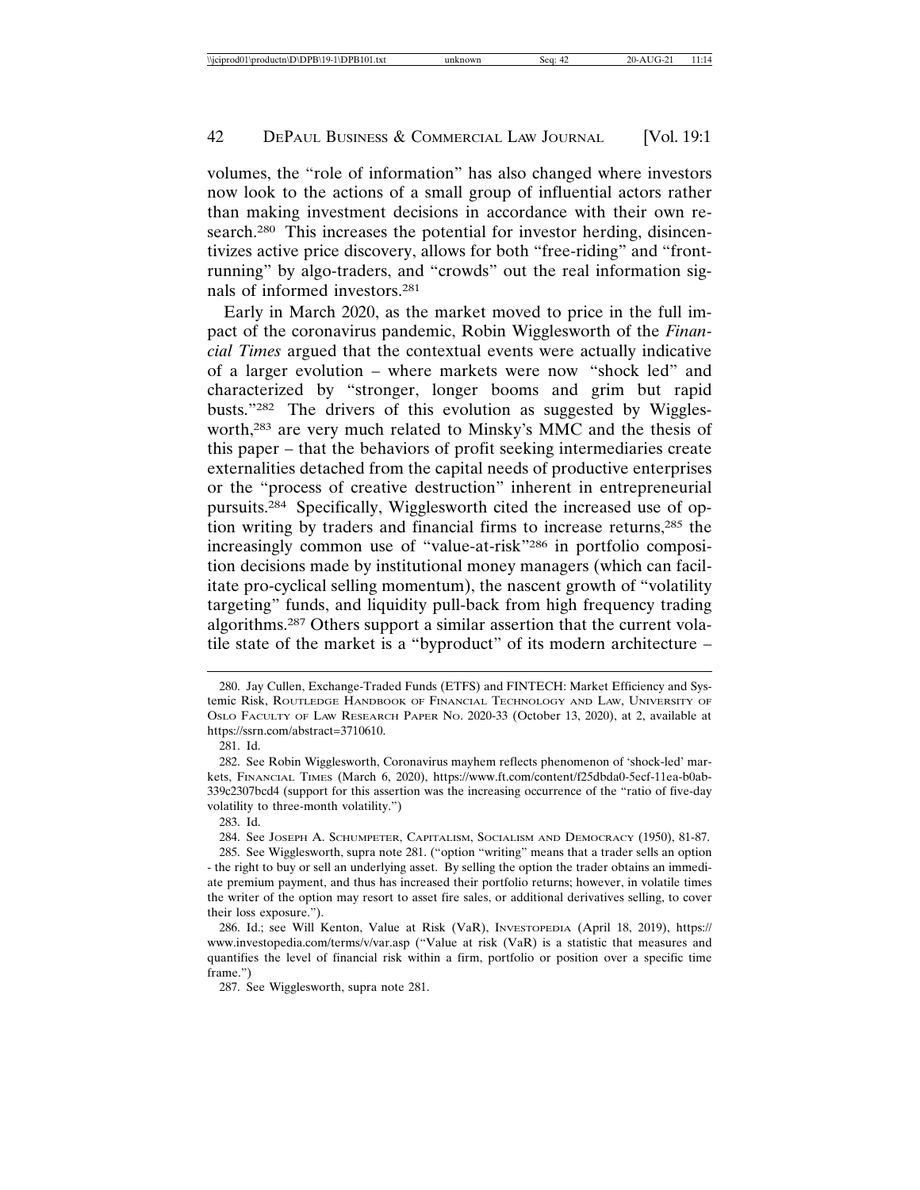volumes, the "role of information" has also changed where investors now look to the actions of a small group of influential actors rather than making investment decisions in accordance with their own research.[280] This increases the potential for investor herding, disincentivizes active price discovery, allows for both "free-riding" and "front-running" by algo-traders, and "crowds" out the real information signals of informed investors.[281]

Early in March 2020, as the market moved to price in the full impact of the coronavirus pandemic, Robin Wigglesworth of the *Financial Times* argued that the contextual events were actually indicative of a larger evolution – where markets were now "shock led" and characterized by "stronger, longer booms and grim but rapid busts."[282] The drivers of this evolution as suggested by Wigglesworth,[283] are very much related to Minsky's MMC and the thesis of this paper – that the behaviors of profit seeking intermediaries create externalities detached from the capital needs of productive enterprises or the "process of creative destruction" inherent in entrepreneurial pursuits.[284] Specifically, Wigglesworth cited the increased use of option writing by traders and financial firms to increase returns,[285] the increasingly common use of "value-at-risk"[286] in portfolio composition decisions made by institutional money managers (which can facilitate pro-cyclical selling momentum), the nascent growth of "volatility targeting" funds, and liquidity pull-back from high frequency trading algorithms.[287] Others support a similar assertion that the current volatile state of the market is a "byproduct" of its modern architecture –

---

280. Jay Cullen, Exchange-Traded Funds (ETFS) and FINTECH: Market Efficiency and Systemic Risk, ROUTLEDGE HANDBOOK OF FINANCIAL TECHNOLOGY AND LAW, UNIVERSITY OF OSLO FACULTY OF LAW RESEARCH PAPER NO. 2020-33 (October 13, 2020), at 2, available at https://ssrn.com/abstract=3710610.

281. Id.

282. See Robin Wigglesworth, Coronavirus mayhem reflects phenomenon of 'shock-led' markets, FINANCIAL TIMES (March 6, 2020), https://www.ft.com/content/f25dbda0-5ecf-11ea-b0ab-339c2307bcd4 (support for this assertion was the increasing occurrence of the "ratio of five-day volatility to three-month volatility.")

283. Id.

284. See JOSEPH A. SCHUMPETER, CAPITALISM, SOCIALISM AND DEMOCRACY (1950), 81-87.

285. See Wigglesworth, supra note 281. ("option "writing" means that a trader sells an option - the right to buy or sell an underlying asset. By selling the option the trader obtains an immediate premium payment, and thus has increased their portfolio returns; however, in volatile times the writer of the option may resort to asset fire sales, or additional derivatives selling, to cover their loss exposure.").

286. Id.; see Will Kenton, Value at Risk (VaR), INVESTOPEDIA (April 18, 2019), https://www.investopedia.com/terms/v/var.asp ("Value at risk (VaR) is a statistic that measures and quantifies the level of financial risk within a firm, portfolio or position over a specific time frame.")

287. See Wigglesworth, supra note 281.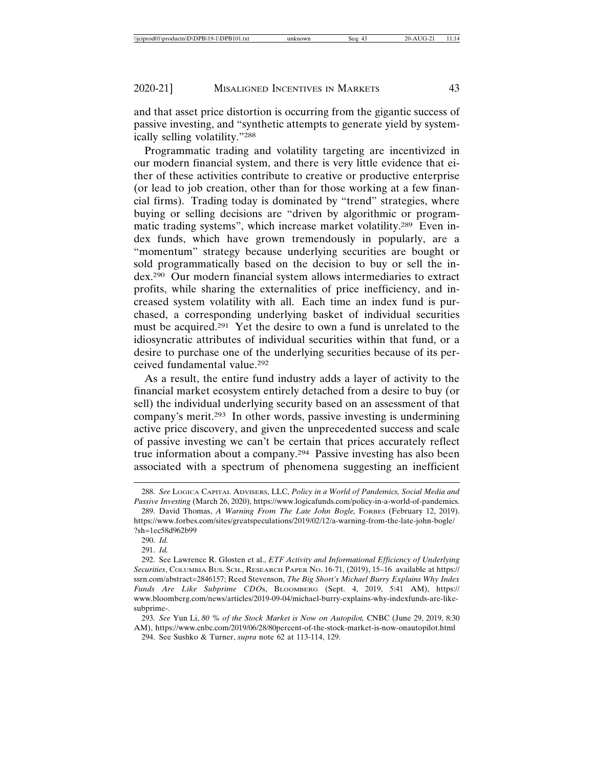and that asset price distortion is occurring from the gigantic success of passive investing, and "synthetic attempts to generate yield by systemically selling volatility."[288]

Programmatic trading and volatility targeting are incentivized in our modern financial system, and there is very little evidence that either of these activities contribute to creative or productive enterprise (or lead to job creation, other than for those working at a few financial firms). Trading today is dominated by "trend" strategies, where buying or selling decisions are "driven by algorithmic or programmatic trading systems", which increase market volatility.[289] Even index funds, which have grown tremendously in popularly, are a "momentum" strategy because underlying securities are bought or sold programmatically based on the decision to buy or sell the index.[290] Our modern financial system allows intermediaries to extract profits, while sharing the externalities of price inefficiency, and increased system volatility with all. Each time an index fund is purchased, a corresponding underlying basket of individual securities must be acquired.[291] Yet the desire to own a fund is unrelated to the idiosyncratic attributes of individual securities within that fund, or a desire to purchase one of the underlying securities because of its perceived fundamental value.[292]

As a result, the entire fund industry adds a layer of activity to the financial market ecosystem entirely detached from a desire to buy (or sell) the individual underlying security based on an assessment of that company's merit.[293] In other words, passive investing is undermining active price discovery, and given the unprecedented success and scale of passive investing we can't be certain that prices accurately reflect true information about a company.[294] Passive investing has also been associated with a spectrum of phenomena suggesting an inefficient

---

288. *See* Logica Capital Advisers, LLC, *Policy in a World of Pandemics, Social Media and Passive Investing* (March 26, 2020), https://www.logicafunds.com/policy-in-a-world-of-pandemics.

289. David Thomas, *A Warning From The Late John Bogle,* Forbes (February 12, 2019). https://www.forbes.com/sites/greatspeculations/2019/02/12/a-warning-from-the-late-john-bogle/?sh=1ec58d962b99

290. *Id.*

291. *Id.*

292. See Lawrence R. Glosten et al., *ETF Activity and Informational Efficiency of Underlying Securities*, Columbia Bus. Sch., Research Paper No. 16-71, (2019), 15–16 available at https://ssrn.com/abstract=2846157; Reed Stevenson, *The Big Short's Michael Burry Explains Why Index Funds Are Like Subprime CDOs*, Bloomberg (Sept. 4, 2019, 5:41 AM), https://www.bloomberg.com/news/articles/2019-09-04/michael-burry-explains-why-indexfunds-are-like-subprime-.

293. *See* Yun Li, *80 % of the Stock Market is Now on Autopilot,* CNBC (June 29, 2019, 8:30 AM), https://www.cnbc.com/2019/06/28/80percent-of-the-stock-market-is-now-onautopilot.html

294. See Sushko & Turner, *supra* note 62 at 113-114, 129.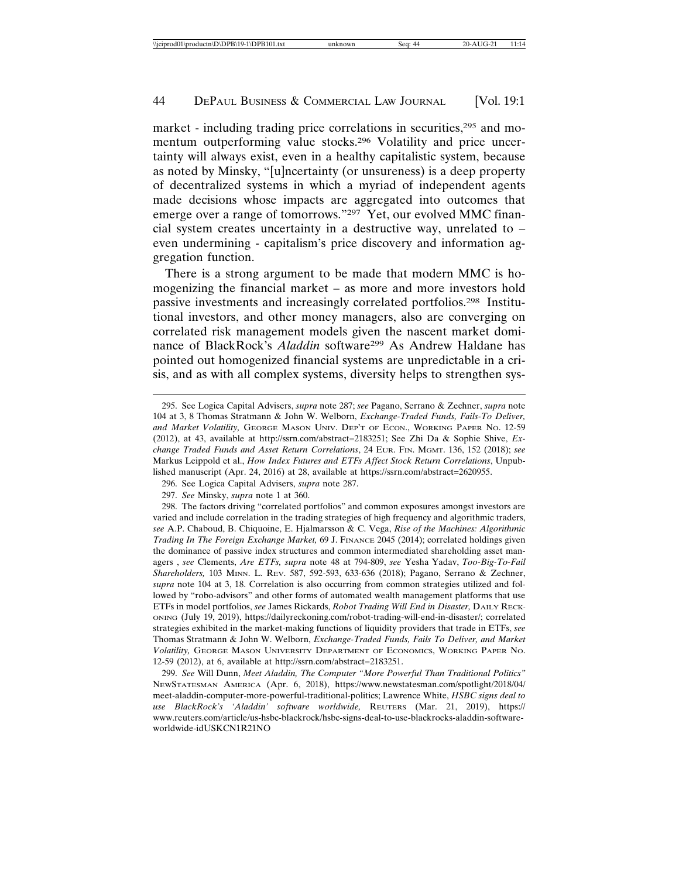market - including trading price correlations in securities,[295] and momentum outperforming value stocks.[296] Volatility and price uncertainty will always exist, even in a healthy capitalistic system, because as noted by Minsky, "[u]ncertainty (or unsureness) is a deep property of decentralized systems in which a myriad of independent agents made decisions whose impacts are aggregated into outcomes that emerge over a range of tomorrows."[297] Yet, our evolved MMC financial system creates uncertainty in a destructive way, unrelated to – even undermining - capitalism's price discovery and information aggregation function.

There is a strong argument to be made that modern MMC is homogenizing the financial market – as more and more investors hold passive investments and increasingly correlated portfolios.[298] Institutional investors, and other money managers, also are converging on correlated risk management models given the nascent market dominance of BlackRock's *Aladdin* software[299] As Andrew Haldane has pointed out homogenized financial systems are unpredictable in a crisis, and as with all complex systems, diversity helps to strengthen sys-

---

295. See Logica Capital Advisers, *supra* note 287; *see* Pagano, Serrano & Zechner, *supra* note 104 at 3, 8 Thomas Stratmann & John W. Welborn, *Exchange-Traded Funds, Fails-To Deliver, and Market Volatility,* George Mason Univ. Dep't of Econ., Working Paper No. 12-59 (2012), at 43, available at http://ssrn.com/abstract=2183251; See Zhi Da & Sophie Shive, *Exchange Traded Funds and Asset Return Correlations*, 24 Eur. Fin. Mgmt. 136, 152 (2018); *see* Markus Leippold et al., *How Index Futures and ETFs Affect Stock Return Correlations*, Unpublished manuscript (Apr. 24, 2016) at 28, available at https://ssrn.com/abstract=2620955.

296. See Logica Capital Advisers, *supra* note 287.

297. *See* Minsky, *supra* note 1 at 360.

298. The factors driving "correlated portfolios" and common exposures amongst investors are varied and include correlation in the trading strategies of high frequency and algorithmic traders, *see* A.P. Chaboud, B. Chiquoine, E. Hjalmarsson & C. Vega, *Rise of the Machines: Algorithmic Trading In The Foreign Exchange Market,* 69 J. Finance 2045 (2014); correlated holdings given the dominance of passive index structures and common intermediated shareholding asset managers , *see* Clements, *Are ETFs, supra* note 48 at 794-809, *see* Yesha Yadav, *Too-Big-To-Fail Shareholders,* 103 Minn. L. Rev. 587, 592-593, 633-636 (2018); Pagano, Serrano & Zechner, *supra* note 104 at 3, 18. Correlation is also occurring from common strategies utilized and followed by "robo-advisors" and other forms of automated wealth management platforms that use ETFs in model portfolios, *see* James Rickards, *Robot Trading Will End in Disaster,* Daily Reckoning (July 19, 2019), https://dailyreckoning.com/robot-trading-will-end-in-disaster/; correlated strategies exhibited in the market-making functions of liquidity providers that trade in ETFs, *see* Thomas Stratmann & John W. Welborn, *Exchange-Traded Funds, Fails To Deliver, and Market Volatility,* George Mason University Department of Economics, Working Paper No. 12-59 (2012), at 6, available at http://ssrn.com/abstract=2183251.

299. *See* Will Dunn, *Meet Aladdin, The Computer "More Powerful Than Traditional Politics"* NewStatesman America (Apr. 6, 2018), https://www.newstatesman.com/spotlight/2018/04/meet-aladdin-computer-more-powerful-traditional-politics; Lawrence White, *HSBC signs deal to use BlackRock's 'Aladdin' software worldwide,* Reuters (Mar. 21, 2019), https://www.reuters.com/article/us-hsbc-blackrock/hsbc-signs-deal-to-use-blackrocks-aladdin-software-worldwide-idUSKCN1R21NO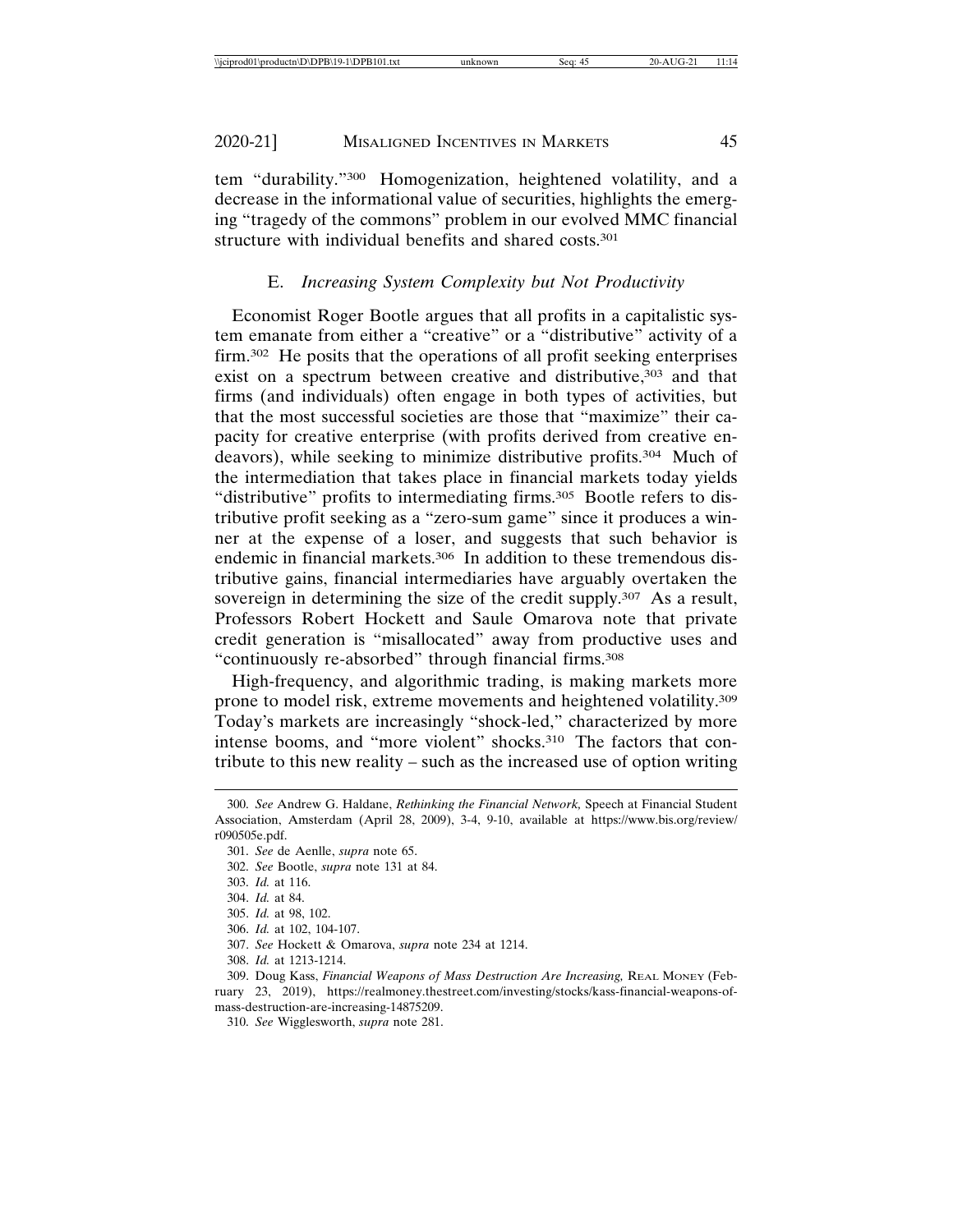tem "durability."[300] Homogenization, heightened volatility, and a decrease in the informational value of securities, highlights the emerging "tragedy of the commons" problem in our evolved MMC financial structure with individual benefits and shared costs.[301]

### E. *Increasing System Complexity but Not Productivity*

Economist Roger Bootle argues that all profits in a capitalistic system emanate from either a "creative" or a "distributive" activity of a firm.[302] He posits that the operations of all profit seeking enterprises exist on a spectrum between creative and distributive,[303] and that firms (and individuals) often engage in both types of activities, but that the most successful societies are those that "maximize" their capacity for creative enterprise (with profits derived from creative endeavors), while seeking to minimize distributive profits.[304] Much of the intermediation that takes place in financial markets today yields "distributive" profits to intermediating firms.[305] Bootle refers to distributive profit seeking as a "zero-sum game" since it produces a winner at the expense of a loser, and suggests that such behavior is endemic in financial markets.[306] In addition to these tremendous distributive gains, financial intermediaries have arguably overtaken the sovereign in determining the size of the credit supply.[307] As a result, Professors Robert Hockett and Saule Omarova note that private credit generation is "misallocated" away from productive uses and "continuously re-absorbed" through financial firms.[308]

High-frequency, and algorithmic trading, is making markets more prone to model risk, extreme movements and heightened volatility.[309] Today's markets are increasingly "shock-led," characterized by more intense booms, and "more violent" shocks.[310] The factors that contribute to this new reality – such as the increased use of option writing

---

300. *See* Andrew G. Haldane, *Rethinking the Financial Network,* Speech at Financial Student Association, Amsterdam (April 28, 2009), 3-4, 9-10, available at https://www.bis.org/review/r090505e.pdf.

301. *See* de Aenlle, *supra* note 65.

302. *See* Bootle, *supra* note 131 at 84.

303. *Id.* at 116.

304. *Id.* at 84.

305. *Id.* at 98, 102.

306. *Id.* at 102, 104-107.

307. *See* Hockett & Omarova, *supra* note 234 at 1214.

308. *Id.* at 1213-1214.

309. Doug Kass, *Financial Weapons of Mass Destruction Are Increasing,* REAL MONEY (February 23, 2019), https://realmoney.thestreet.com/investing/stocks/kass-financial-weapons-of-mass-destruction-are-increasing-14875209.

310. *See* Wigglesworth, *supra* note 281.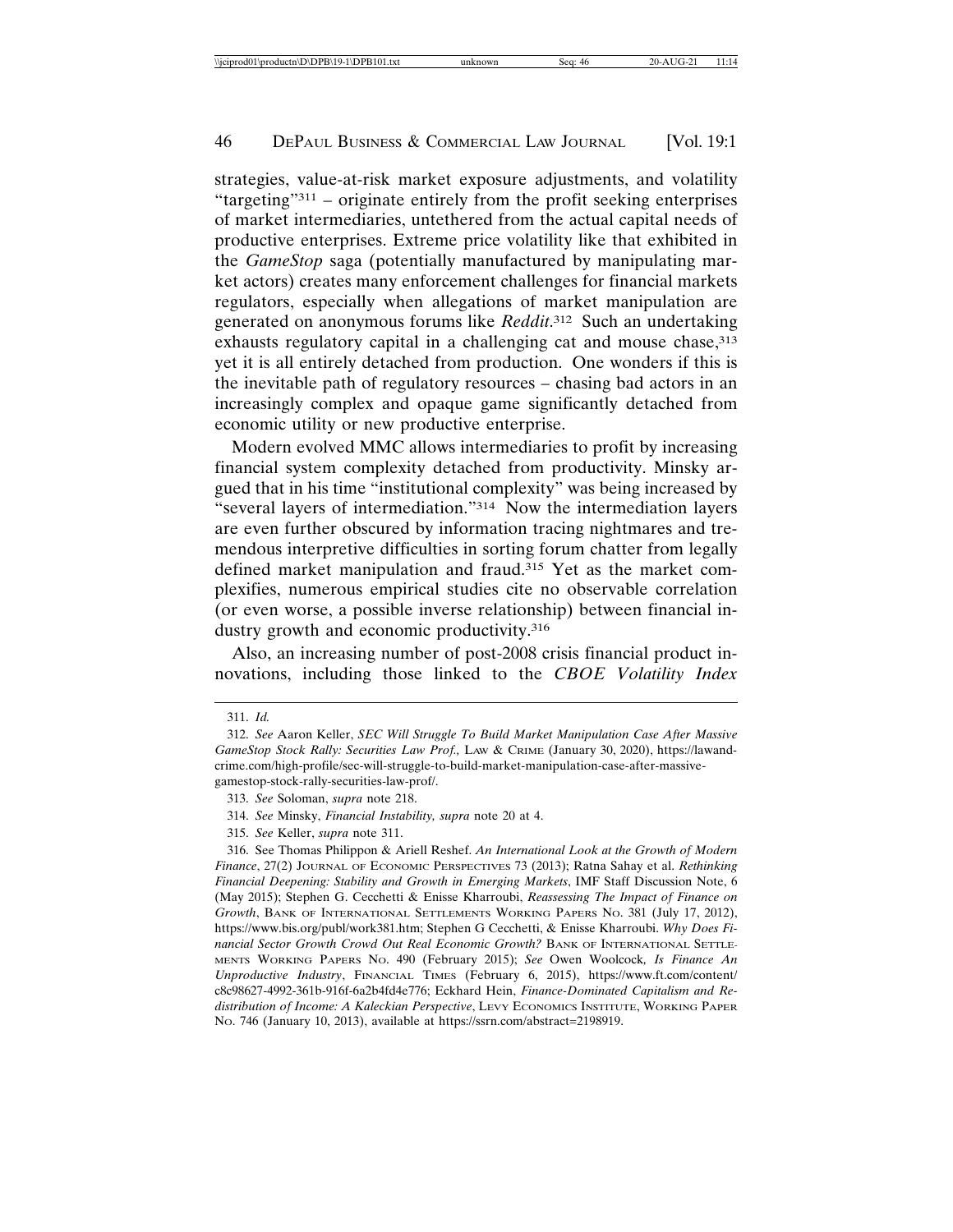strategies, value-at-risk market exposure adjustments, and volatility "targeting"[311] – originate entirely from the profit seeking enterprises of market intermediaries, untethered from the actual capital needs of productive enterprises. Extreme price volatility like that exhibited in the *GameStop* saga (potentially manufactured by manipulating market actors) creates many enforcement challenges for financial markets regulators, especially when allegations of market manipulation are generated on anonymous forums like *Reddit*.[312] Such an undertaking exhausts regulatory capital in a challenging cat and mouse chase,[313] yet it is all entirely detached from production. One wonders if this is the inevitable path of regulatory resources – chasing bad actors in an increasingly complex and opaque game significantly detached from economic utility or new productive enterprise.

Modern evolved MMC allows intermediaries to profit by increasing financial system complexity detached from productivity. Minsky argued that in his time "institutional complexity" was being increased by "several layers of intermediation."[314] Now the intermediation layers are even further obscured by information tracing nightmares and tremendous interpretive difficulties in sorting forum chatter from legally defined market manipulation and fraud.[315] Yet as the market complexifies, numerous empirical studies cite no observable correlation (or even worse, a possible inverse relationship) between financial industry growth and economic productivity.[316]

Also, an increasing number of post-2008 crisis financial product innovations, including those linked to the *CBOE Volatility Index*

---

311. *Id.*

312. *See* Aaron Keller, *SEC Will Struggle To Build Market Manipulation Case After Massive GameStop Stock Rally: Securities Law Prof.,* LAW & CRIME (January 30, 2020), https://lawandcrime.com/high-profile/sec-will-struggle-to-build-market-manipulation-case-after-massive-gamestop-stock-rally-securities-law-prof/.

313. *See* Soloman, *supra* note 218.

314. *See* Minsky, *Financial Instability, supra* note 20 at 4.

315. *See* Keller, *supra* note 311.

316. See Thomas Philippon & Ariell Reshef. *An International Look at the Growth of Modern Finance*, 27(2) JOURNAL OF ECONOMIC PERSPECTIVES 73 (2013); Ratna Sahay et al. *Rethinking Financial Deepening: Stability and Growth in Emerging Markets*, IMF Staff Discussion Note, 6 (May 2015); Stephen G. Cecchetti & Enisse Kharroubi, *Reassessing The Impact of Finance on Growth*, BANK OF INTERNATIONAL SETTLEMENTS WORKING PAPERS NO. 381 (July 17, 2012), https://www.bis.org/publ/work381.htm; Stephen G Cecchetti, & Enisse Kharroubi. *Why Does Financial Sector Growth Crowd Out Real Economic Growth?* BANK OF INTERNATIONAL SETTLEMENTS WORKING PAPERS NO. 490 (February 2015); *See* Owen Woolcock*, Is Finance An Unproductive Industry*, FINANCIAL TIMES (February 6, 2015), https://www.ft.com/content/c8c98627-4992-361b-916f-6a2b4fd4e776; Eckhard Hein, *Finance-Dominated Capitalism and Redistribution of Income: A Kaleckian Perspective*, LEVY ECONOMICS INSTITUTE, WORKING PAPER NO. 746 (January 10, 2013), available at https://ssrn.com/abstract=2198919.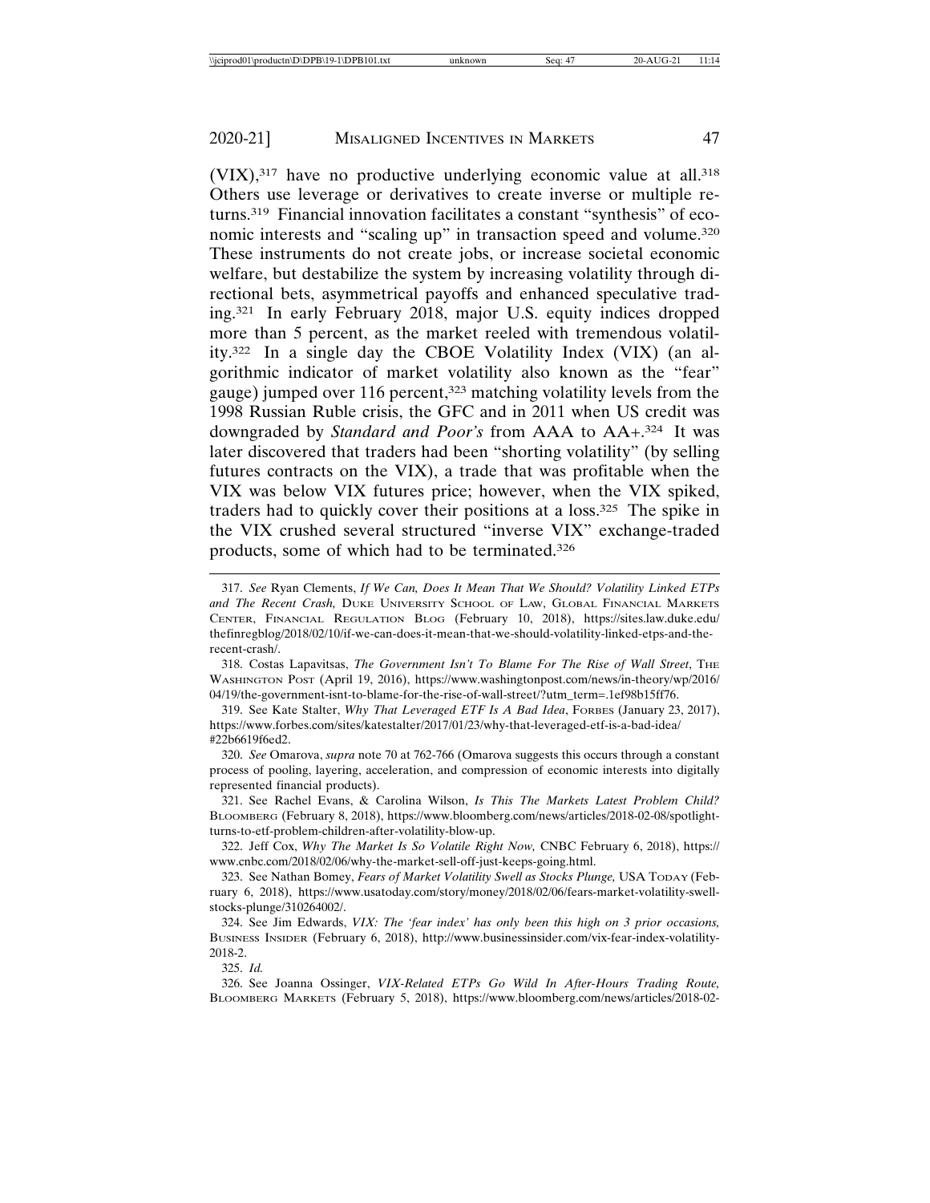(VIX),[317] have no productive underlying economic value at all.[318] Others use leverage or derivatives to create inverse or multiple returns.[319] Financial innovation facilitates a constant "synthesis" of economic interests and "scaling up" in transaction speed and volume.[320] These instruments do not create jobs, or increase societal economic welfare, but destabilize the system by increasing volatility through directional bets, asymmetrical payoffs and enhanced speculative trading.[321] In early February 2018, major U.S. equity indices dropped more than 5 percent, as the market reeled with tremendous volatility.[322] In a single day the CBOE Volatility Index (VIX) (an algorithmic indicator of market volatility also known as the "fear" gauge) jumped over 116 percent,[323] matching volatility levels from the 1998 Russian Ruble crisis, the GFC and in 2011 when US credit was downgraded by *Standard and Poor's* from AAA to AA+.[324] It was later discovered that traders had been "shorting volatility" (by selling futures contracts on the VIX), a trade that was profitable when the VIX was below VIX futures price; however, when the VIX spiked, traders had to quickly cover their positions at a loss.[325] The spike in the VIX crushed several structured "inverse VIX" exchange-traded products, some of which had to be terminated.[326]

---

317. *See* Ryan Clements, *If We Can, Does It Mean That We Should? Volatility Linked ETPs and The Recent Crash,* Duke University School of Law, Global Financial Markets Center, Financial Regulation Blog (February 10, 2018), https://sites.law.duke.edu/thefinregblog/2018/02/10/if-we-can-does-it-mean-that-we-should-volatility-linked-etps-and-the-recent-crash/.

318. Costas Lapavitsas, *The Government Isn't To Blame For The Rise of Wall Street*, The Washington Post (April 19, 2016), https://www.washingtonpost.com/news/in-theory/wp/2016/04/19/the-government-isnt-to-blame-for-the-rise-of-wall-street/?utm_term=.1ef98b15ff76.

319. See Kate Stalter, *Why That Leveraged ETF Is A Bad Idea*, Forbes (January 23, 2017), https://www.forbes.com/sites/katestalter/2017/01/23/why-that-leveraged-etf-is-a-bad-idea/#22b6619f6ed2.

320. *See* Omarova, *supra* note 70 at 762-766 (Omarova suggests this occurs through a constant process of pooling, layering, acceleration, and compression of economic interests into digitally represented financial products).

321. See Rachel Evans, & Carolina Wilson, *Is This The Markets Latest Problem Child?* Bloomberg (February 8, 2018), https://www.bloomberg.com/news/articles/2018-02-08/spotlight-turns-to-etf-problem-children-after-volatility-blow-up.

322. Jeff Cox, *Why The Market Is So Volatile Right Now,* CNBC February 6, 2018), https://www.cnbc.com/2018/02/06/why-the-market-sell-off-just-keeps-going.html.

323. See Nathan Bomey, *Fears of Market Volatility Swell as Stocks Plunge,* USA Today (February 6, 2018), https://www.usatoday.com/story/money/2018/02/06/fears-market-volatility-swell-stocks-plunge/310264002/.

324. See Jim Edwards, *VIX: The 'fear index' has only been this high on 3 prior occasions,* Business Insider (February 6, 2018), http://www.businessinsider.com/vix-fear-index-volatility-2018-2.

325. *Id.*

326. See Joanna Ossinger, *VIX-Related ETPs Go Wild In After-Hours Trading Route,* Bloomberg Markets (February 5, 2018), https://www.bloomberg.com/news/articles/2018-02-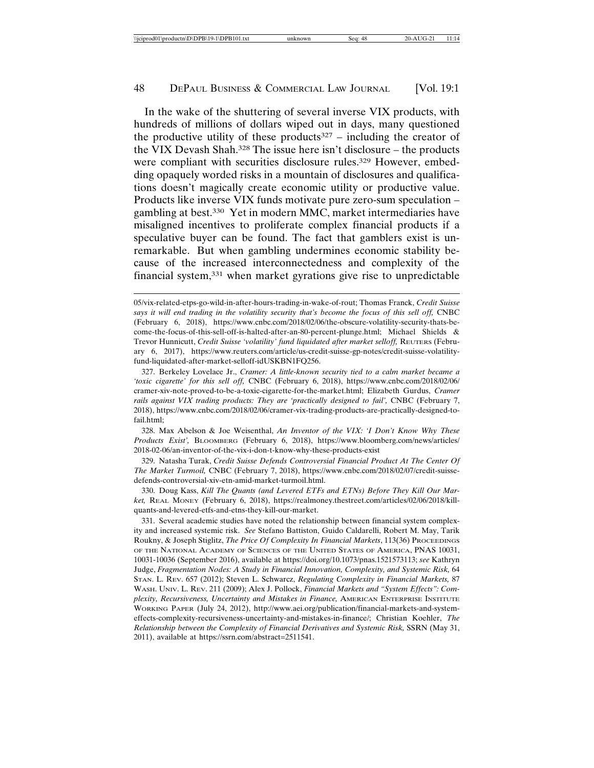In the wake of the shuttering of several inverse VIX products, with hundreds of millions of dollars wiped out in days, many questioned the productive utility of these products[327] – including the creator of the VIX Devash Shah.[328] The issue here isn't disclosure – the products were compliant with securities disclosure rules.[329] However, embedding opaquely worded risks in a mountain of disclosures and qualifications doesn't magically create economic utility or productive value. Products like inverse VIX funds motivate pure zero-sum speculation – gambling at best.[330] Yet in modern MMC, market intermediaries have misaligned incentives to proliferate complex financial products if a speculative buyer can be found. The fact that gamblers exist is unremarkable. But when gambling undermines economic stability because of the increased interconnectedness and complexity of the financial system,[331] when market gyrations give rise to unpredictable

---

05/vix-related-etps-go-wild-in-after-hours-trading-in-wake-of-rout; Thomas Franck, *Credit Suisse says it will end trading in the volatility security that's become the focus of this sell off,* CNBC (February 6, 2018), https://www.cnbc.com/2018/02/06/the-obscure-volatility-security-thats-become-the-focus-of-this-sell-off-is-halted-after-an-80-percent-plunge.html; Michael Shields & Trevor Hunnicutt, *Credit Suisse 'volatility' fund liquidated after market selloff,* REUTERS (February 6, 2017), https://www.reuters.com/article/us-credit-suisse-gp-notes/credit-suisse-volatility-fund-liquidated-after-market-selloff-idUSKBN1FQ256.

327. Berkeley Lovelace Jr., *Cramer: A little-known security tied to a calm market became a 'toxic cigarette' for this sell off,* CNBC (February 6, 2018), https://www.cnbc.com/2018/02/06/cramer-xiv-note-proved-to-be-a-toxic-cigarette-for-the-market.html; Elizabeth Gurdus, *Cramer rails against VIX trading products: They are 'practically designed to fail',* CNBC (February 7, 2018), https://www.cnbc.com/2018/02/06/cramer-vix-trading-products-are-practically-designed-to-fail.html;

328. Max Abelson & Joe Weisenthal, *An Inventor of the VIX: 'I Don't Know Why These Products Exist',* BLOOMBERG (February 6, 2018), https://www.bloomberg.com/news/articles/2018-02-06/an-inventor-of-the-vix-i-don-t-know-why-these-products-exist

329. Natasha Turak, *Credit Suisse Defends Controversial Financial Product At The Center Of The Market Turmoil,* CNBC (February 7, 2018), https://www.cnbc.com/2018/02/07/credit-suisse-defends-controversial-xiv-etn-amid-market-turmoil.html.

330. Doug Kass, *Kill The Quants (and Levered ETFs and ETNs) Before They Kill Our Market,* REAL MONEY (February 6, 2018), https://realmoney.thestreet.com/articles/02/06/2018/kill-quants-and-levered-etfs-and-etns-they-kill-our-market.

331. Several academic studies have noted the relationship between financial system complexity and increased systemic risk. *See* Stefano Battiston, Guido Caldarelli, Robert M. May, Tarik Roukny, & Joseph Stiglitz, *The Price Of Complexity In Financial Markets*, 113(36) PROCEEDINGS OF THE NATIONAL ACADEMY OF SCIENCES OF THE UNITED STATES OF AMERICA, PNAS 10031, 10031-10036 (September 2016), available at https://doi.org/10.1073/pnas.1521573113; *see* Kathryn Judge, *Fragmentation Nodes: A Study in Financial Innovation, Complexity, and Systemic Risk,* 64 STAN. L. REV. 657 (2012); Steven L. Schwarcz, *Regulating Complexity in Financial Markets,* 87 WASH. UNIV. L. REV. 211 (2009); Alex J. Pollock, *Financial Markets and "System Effects": Complexity, Recursiveness, Uncertainty and Mistakes in Finance,* AMERICAN ENTERPRISE INSTITUTE WORKING PAPER (July 24, 2012), http://www.aei.org/publication/financial-markets-and-system-effects-complexity-recursiveness-uncertainty-and-mistakes-in-finance/; Christian Koehler, *The Relationship between the Complexity of Financial Derivatives and Systemic Risk,* SSRN (May 31, 2011), available at https://ssrn.com/abstract=2511541.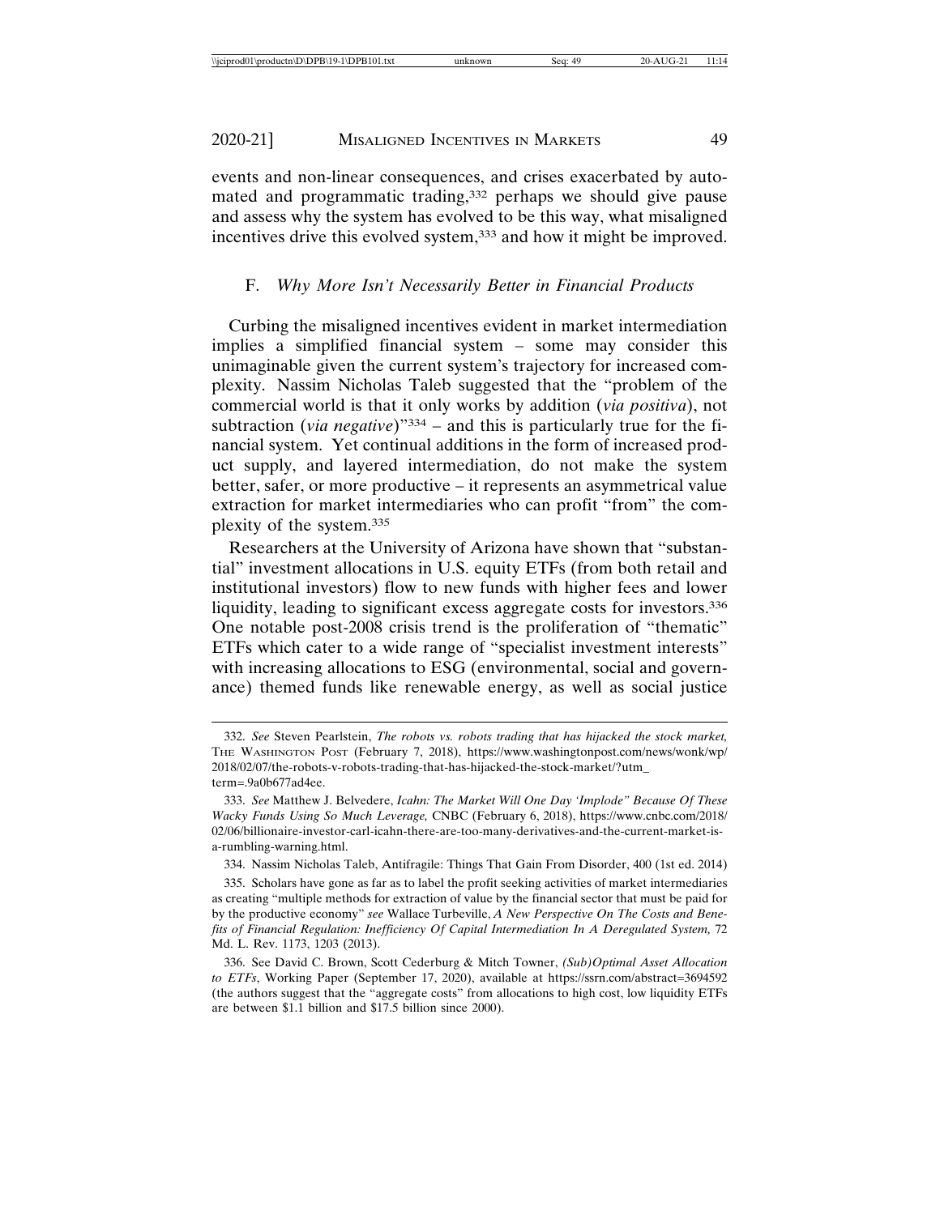events and non-linear consequences, and crises exacerbated by automated and programmatic trading,[332] perhaps we should give pause and assess why the system has evolved to be this way, what misaligned incentives drive this evolved system,[333] and how it might be improved.

### F. *Why More Isn't Necessarily Better in Financial Products*

Curbing the misaligned incentives evident in market intermediation implies a simplified financial system – some may consider this unimaginable given the current system's trajectory for increased complexity. Nassim Nicholas Taleb suggested that the "problem of the commercial world is that it only works by addition (*via positiva*), not subtraction (*via negative*)"[334] – and this is particularly true for the financial system. Yet continual additions in the form of increased product supply, and layered intermediation, do not make the system better, safer, or more productive – it represents an asymmetrical value extraction for market intermediaries who can profit "from" the complexity of the system.[335]

Researchers at the University of Arizona have shown that "substantial" investment allocations in U.S. equity ETFs (from both retail and institutional investors) flow to new funds with higher fees and lower liquidity, leading to significant excess aggregate costs for investors.[336] One notable post-2008 crisis trend is the proliferation of "thematic" ETFs which cater to a wide range of "specialist investment interests" with increasing allocations to ESG (environmental, social and governance) themed funds like renewable energy, as well as social justice

---

332. *See* Steven Pearlstein, *The robots vs. robots trading that has hijacked the stock market,* The Washington Post (February 7, 2018), https://www.washingtonpost.com/news/wonk/wp/2018/02/07/the-robots-v-robots-trading-that-has-hijacked-the-stock-market/?utm_term=.9a0b677ad4ee.

333. *See* Matthew J. Belvedere, *Icahn: The Market Will One Day 'Implode" Because Of These Wacky Funds Using So Much Leverage,* CNBC (February 6, 2018), https://www.cnbc.com/2018/02/06/billionaire-investor-carl-icahn-there-are-too-many-derivatives-and-the-current-market-is-a-rumbling-warning.html.

334. Nassim Nicholas Taleb, Antifragile: Things That Gain From Disorder, 400 (1st ed. 2014)

335. Scholars have gone as far as to label the profit seeking activities of market intermediaries as creating "multiple methods for extraction of value by the financial sector that must be paid for by the productive economy" *see* Wallace Turbeville, *A New Perspective On The Costs and Benefits of Financial Regulation: Inefficiency Of Capital Intermediation In A Deregulated System,* 72 Md. L. Rev. 1173, 1203 (2013).

336. See David C. Brown, Scott Cederburg & Mitch Towner, *(Sub)Optimal Asset Allocation to ETFs*, Working Paper (September 17, 2020), available at https://ssrn.com/abstract=3694592 (the authors suggest that the "aggregate costs" from allocations to high cost, low liquidity ETFs are between $1.1 billion and $17.5 billion since 2000).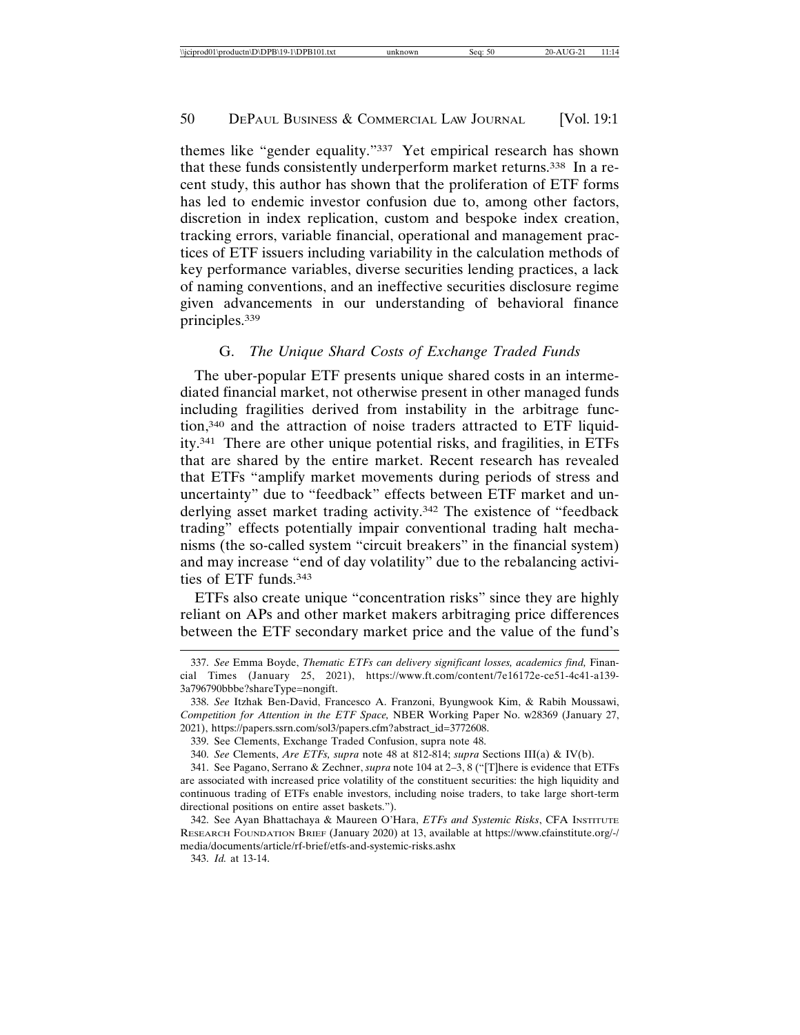themes like "gender equality."[337] Yet empirical research has shown that these funds consistently underperform market returns.[338] In a recent study, this author has shown that the proliferation of ETF forms has led to endemic investor confusion due to, among other factors, discretion in index replication, custom and bespoke index creation, tracking errors, variable financial, operational and management practices of ETF issuers including variability in the calculation methods of key performance variables, diverse securities lending practices, a lack of naming conventions, and an ineffective securities disclosure regime given advancements in our understanding of behavioral finance principles.[339]

### G. *The Unique Shard Costs of Exchange Traded Funds*

The uber-popular ETF presents unique shared costs in an intermediated financial market, not otherwise present in other managed funds including fragilities derived from instability in the arbitrage function,[340] and the attraction of noise traders attracted to ETF liquidity.[341] There are other unique potential risks, and fragilities, in ETFs that are shared by the entire market. Recent research has revealed that ETFs "amplify market movements during periods of stress and uncertainty" due to "feedback" effects between ETF market and underlying asset market trading activity.[342] The existence of "feedback trading" effects potentially impair conventional trading halt mechanisms (the so-called system "circuit breakers" in the financial system) and may increase "end of day volatility" due to the rebalancing activities of ETF funds.[343]

ETFs also create unique "concentration risks" since they are highly reliant on APs and other market makers arbitraging price differences between the ETF secondary market price and the value of the fund's

---

337. *See* Emma Boyde, *Thematic ETFs can delivery significant losses, academics find,* Financial Times (January 25, 2021), https://www.ft.com/content/7e16172e-ce51-4c41-a139-3a796790bbbe?shareType=nongift.

338. *See* Itzhak Ben-David, Francesco A. Franzoni, Byungwook Kim, & Rabih Moussawi, *Competition for Attention in the ETF Space,* NBER Working Paper No. w28369 (January 27, 2021), https://papers.ssrn.com/sol3/papers.cfm?abstract_id=3772608.

339. See Clements, Exchange Traded Confusion, supra note 48.

340. *See* Clements, *Are ETFs, supra* note 48 at 812-814; *supra* Sections III(a) & IV(b).

341. See Pagano, Serrano & Zechner, *supra* note 104 at 2–3, 8 ("[T]here is evidence that ETFs are associated with increased price volatility of the constituent securities: the high liquidity and continuous trading of ETFs enable investors, including noise traders, to take large short-term directional positions on entire asset baskets.").

342. See Ayan Bhattachaya & Maureen O'Hara, *ETFs and Systemic Risks*, CFA Institute Research Foundation Brief (January 2020) at 13, available at https://www.cfainstitute.org/-/media/documents/article/rf-brief/etfs-and-systemic-risks.ashx

343. *Id.* at 13-14.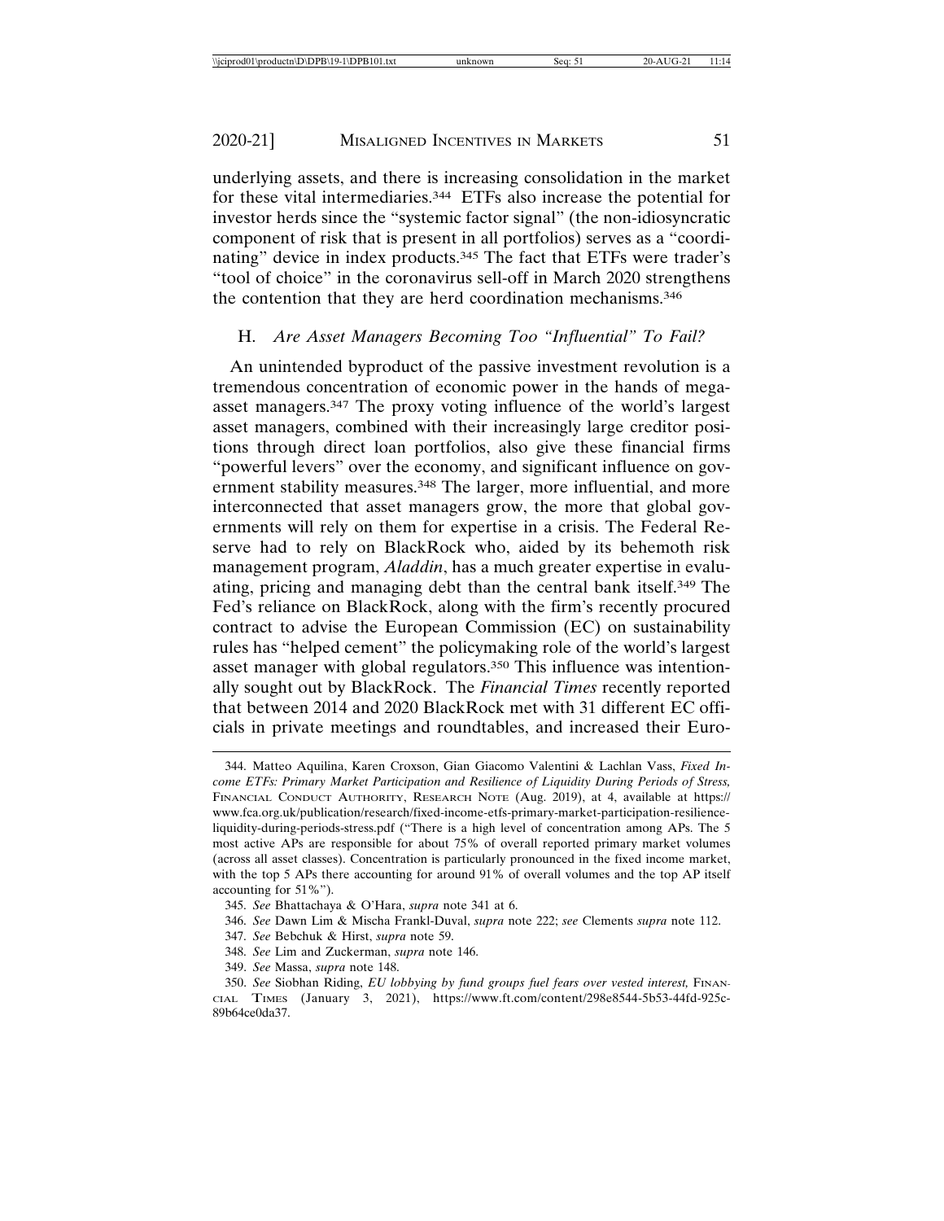underlying assets, and there is increasing consolidation in the market for these vital intermediaries.[344] ETFs also increase the potential for investor herds since the "systemic factor signal" (the non-idiosyncratic component of risk that is present in all portfolios) serves as a "coordinating" device in index products.[345] The fact that ETFs were trader's "tool of choice" in the coronavirus sell-off in March 2020 strengthens the contention that they are herd coordination mechanisms.[346]

### H. *Are Asset Managers Becoming Too "Influential" To Fail?*

An unintended byproduct of the passive investment revolution is a tremendous concentration of economic power in the hands of mega-asset managers.[347] The proxy voting influence of the world's largest asset managers, combined with their increasingly large creditor positions through direct loan portfolios, also give these financial firms "powerful levers" over the economy, and significant influence on government stability measures.[348] The larger, more influential, and more interconnected that asset managers grow, the more that global governments will rely on them for expertise in a crisis. The Federal Reserve had to rely on BlackRock who, aided by its behemoth risk management program, *Aladdin*, has a much greater expertise in evaluating, pricing and managing debt than the central bank itself.[349] The Fed's reliance on BlackRock, along with the firm's recently procured contract to advise the European Commission (EC) on sustainability rules has "helped cement" the policymaking role of the world's largest asset manager with global regulators.[350] This influence was intentionally sought out by BlackRock. The *Financial Times* recently reported that between 2014 and 2020 BlackRock met with 31 different EC officials in private meetings and roundtables, and increased their Euro-

---

344. Matteo Aquilina, Karen Croxson, Gian Giacomo Valentini & Lachlan Vass, *Fixed Income ETFs: Primary Market Participation and Resilience of Liquidity During Periods of Stress,* Financial Conduct Authority, Research Note (Aug. 2019), at 4, available at https://www.fca.org.uk/publication/research/fixed-income-etfs-primary-market-participation-resilience-liquidity-during-periods-stress.pdf ("There is a high level of concentration among APs. The 5 most active APs are responsible for about 75% of overall reported primary market volumes (across all asset classes). Concentration is particularly pronounced in the fixed income market, with the top 5 APs there accounting for around 91% of overall volumes and the top AP itself accounting for 51%").

345. *See* Bhattachaya & O'Hara, *supra* note 341 at 6.

346. *See* Dawn Lim & Mischa Frankl-Duval, *supra* note 222; *see* Clements *supra* note 112.

347. *See* Bebchuk & Hirst, *supra* note 59.

348. *See* Lim and Zuckerman, *supra* note 146.

349. *See* Massa, *supra* note 148.

350. *See* Siobhan Riding, *EU lobbying by fund groups fuel fears over vested interest,* Financial Times (January 3, 2021), https://www.ft.com/content/298e8544-5b53-44fd-925c-89b64ce0da37.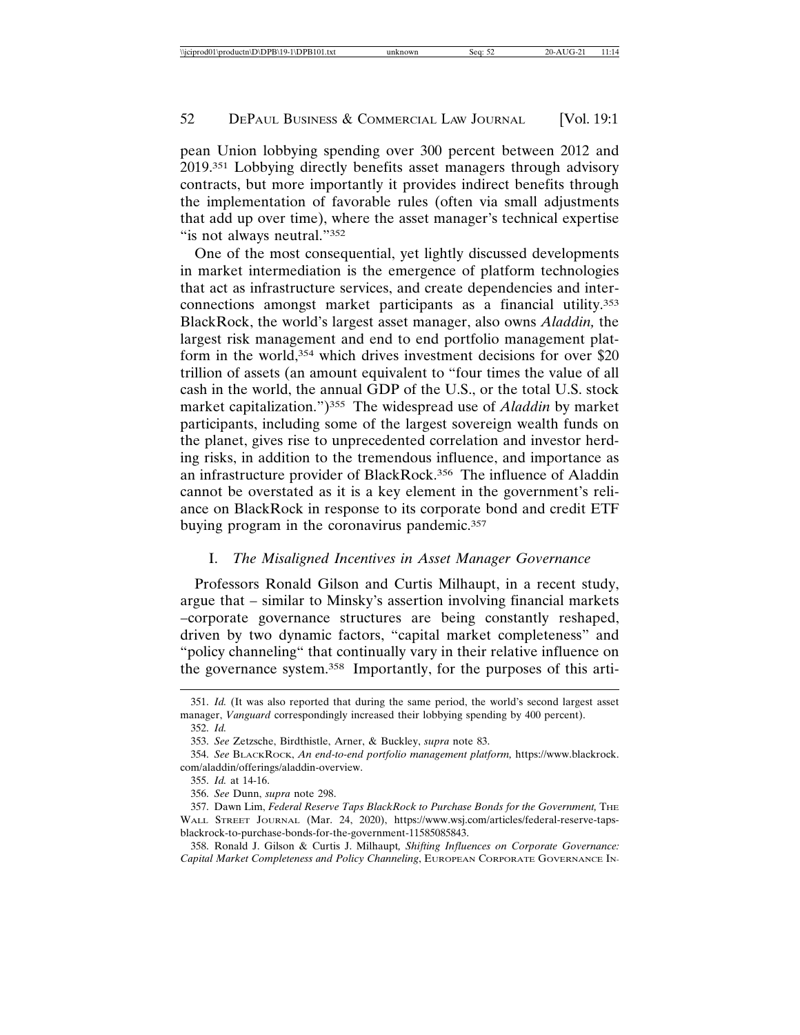pean Union lobbying spending over 300 percent between 2012 and 2019.[351] Lobbying directly benefits asset managers through advisory contracts, but more importantly it provides indirect benefits through the implementation of favorable rules (often via small adjustments that add up over time), where the asset manager's technical expertise "is not always neutral."[352]

One of the most consequential, yet lightly discussed developments in market intermediation is the emergence of platform technologies that act as infrastructure services, and create dependencies and interconnections amongst market participants as a financial utility.[353] BlackRock, the world's largest asset manager, also owns *Aladdin,* the largest risk management and end to end portfolio management platform in the world,[354] which drives investment decisions for over $20 trillion of assets (an amount equivalent to "four times the value of all cash in the world, the annual GDP of the U.S., or the total U.S. stock market capitalization.")[355] The widespread use of *Aladdin* by market participants, including some of the largest sovereign wealth funds on the planet, gives rise to unprecedented correlation and investor herding risks, in addition to the tremendous influence, and importance as an infrastructure provider of BlackRock.[356] The influence of Aladdin cannot be overstated as it is a key element in the government's reliance on BlackRock in response to its corporate bond and credit ETF buying program in the coronavirus pandemic.[357]

### I. *The Misaligned Incentives in Asset Manager Governance*

Professors Ronald Gilson and Curtis Milhaupt, in a recent study, argue that – similar to Minsky's assertion involving financial markets –corporate governance structures are being constantly reshaped, driven by two dynamic factors, "capital market completeness" and "policy channeling" that continually vary in their relative influence on the governance system.[358] Importantly, for the purposes of this arti-

---

351. *Id.* (It was also reported that during the same period, the world's second largest asset manager, *Vanguard* correspondingly increased their lobbying spending by 400 percent).

352. *Id.*

353. *See* Zetzsche, Birdthistle, Arner, & Buckley, *supra* note 83.

354. *See* BLACKROCK, *An end-to-end portfolio management platform,* https://www.blackrock.com/aladdin/offerings/aladdin-overview.

355. *Id.* at 14-16.

356. *See* Dunn, *supra* note 298.

357. Dawn Lim, *Federal Reserve Taps BlackRock to Purchase Bonds for the Government,* THE WALL STREET JOURNAL (Mar. 24, 2020), https://www.wsj.com/articles/federal-reserve-taps-blackrock-to-purchase-bonds-for-the-government-11585085843.

358. Ronald J. Gilson & Curtis J. Milhaupt, *Shifting Influences on Corporate Governance: Capital Market Completeness and Policy Channeling*, EUROPEAN CORPORATE GOVERNANCE IN-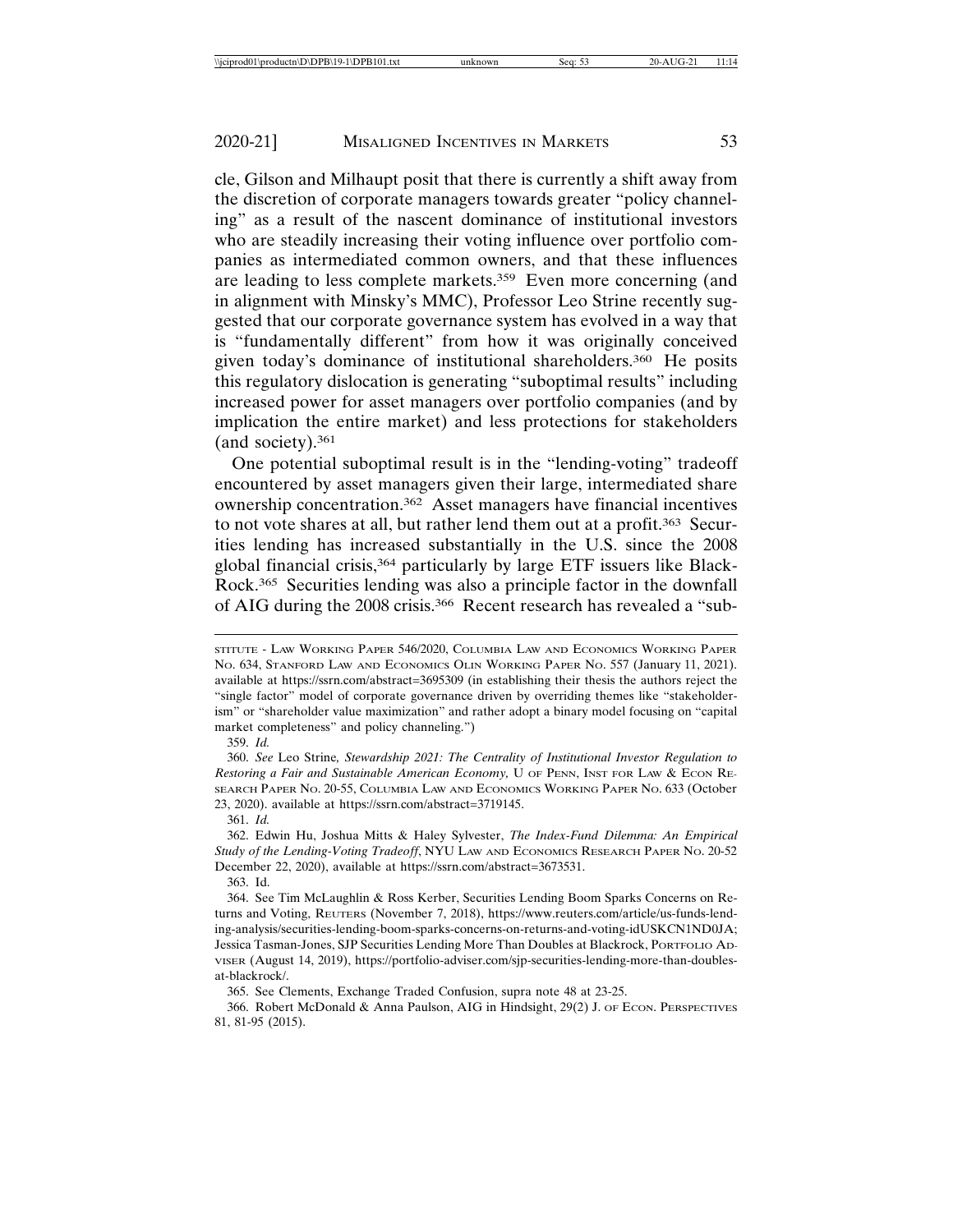cle, Gilson and Milhaupt posit that there is currently a shift away from the discretion of corporate managers towards greater "policy channeling" as a result of the nascent dominance of institutional investors who are steadily increasing their voting influence over portfolio companies as intermediated common owners, and that these influences are leading to less complete markets.[359] Even more concerning (and in alignment with Minsky's MMC), Professor Leo Strine recently suggested that our corporate governance system has evolved in a way that is "fundamentally different" from how it was originally conceived given today's dominance of institutional shareholders.[360] He posits this regulatory dislocation is generating "suboptimal results" including increased power for asset managers over portfolio companies (and by implication the entire market) and less protections for stakeholders (and society).[361]

One potential suboptimal result is in the "lending-voting" tradeoff encountered by asset managers given their large, intermediated share ownership concentration.[362] Asset managers have financial incentives to not vote shares at all, but rather lend them out at a profit.[363] Securities lending has increased substantially in the U.S. since the 2008 global financial crisis,[364] particularly by large ETF issuers like BlackRock.[365] Securities lending was also a principle factor in the downfall of AIG during the 2008 crisis.[366] Recent research has revealed a "sub-

---

STITUTE - LAW WORKING PAPER 546/2020, COLUMBIA LAW AND ECONOMICS WORKING PAPER NO. 634, STANFORD LAW AND ECONOMICS OLIN WORKING PAPER NO. 557 (January 11, 2021). available at https://ssrn.com/abstract=3695309 (in establishing their thesis the authors reject the "single factor" model of corporate governance driven by overriding themes like "stakeholderism" or "shareholder value maximization" and rather adopt a binary model focusing on "capital market completeness" and policy channeling.")

359. *Id.*

360. *See* Leo Strine, *Stewardship 2021: The Centrality of Institutional Investor Regulation to Restoring a Fair and Sustainable American Economy,* U OF PENN, INST FOR LAW & ECON RESEARCH PAPER NO. 20-55, COLUMBIA LAW AND ECONOMICS WORKING PAPER NO. 633 (October 23, 2020). available at https://ssrn.com/abstract=3719145.

361. *Id.*

362. Edwin Hu, Joshua Mitts & Haley Sylvester, *The Index-Fund Dilemma: An Empirical Study of the Lending-Voting Tradeoff*, NYU LAW AND ECONOMICS RESEARCH PAPER NO. 20-52 December 22, 2020), available at https://ssrn.com/abstract=3673531.

363. Id.

364. See Tim McLaughlin & Ross Kerber, Securities Lending Boom Sparks Concerns on Returns and Voting, REUTERS (November 7, 2018), https://www.reuters.com/article/us-funds-lending-analysis/securities-lending-boom-sparks-concerns-on-returns-and-voting-idUSKCN1ND0JA; Jessica Tasman-Jones, SJP Securities Lending More Than Doubles at Blackrock, PORTFOLIO ADVISER (August 14, 2019), https://portfolio-adviser.com/sjp-securities-lending-more-than-doubles-at-blackrock/.

365. See Clements, Exchange Traded Confusion, supra note 48 at 23-25.

366. Robert McDonald & Anna Paulson, AIG in Hindsight, 29(2) J. OF ECON. PERSPECTIVES 81, 81-95 (2015).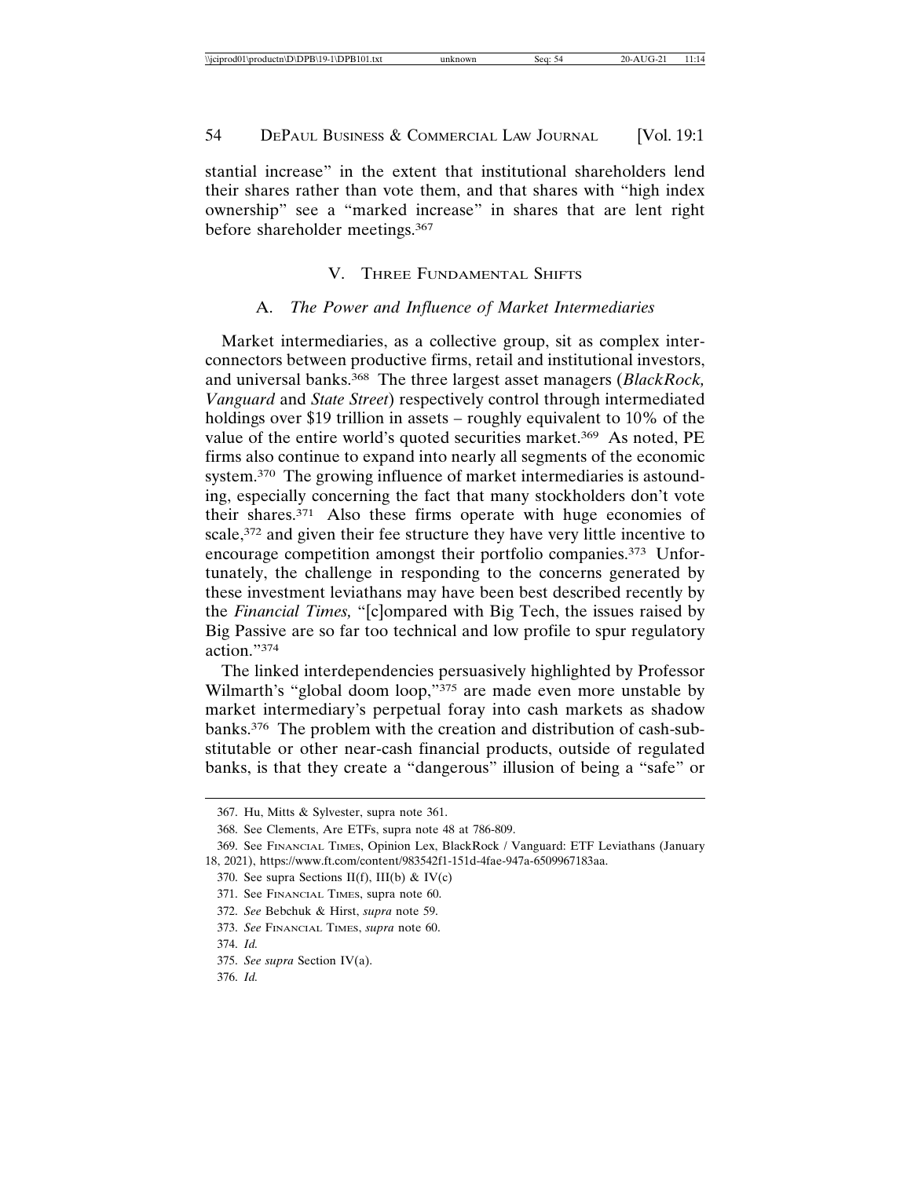stantial increase" in the extent that institutional shareholders lend their shares rather than vote them, and that shares with "high index ownership" see a "marked increase" in shares that are lent right before shareholder meetings.[367]

## V. Three Fundamental Shifts

### A. *The Power and Influence of Market Intermediaries*

Market intermediaries, as a collective group, sit as complex interconnectors between productive firms, retail and institutional investors, and universal banks.[368] The three largest asset managers (*BlackRock, Vanguard* and *State Street*) respectively control through intermediated holdings over $19 trillion in assets – roughly equivalent to 10% of the value of the entire world's quoted securities market.[369] As noted, PE firms also continue to expand into nearly all segments of the economic system.[370] The growing influence of market intermediaries is astounding, especially concerning the fact that many stockholders don't vote their shares.[371] Also these firms operate with huge economies of scale,[372] and given their fee structure they have very little incentive to encourage competition amongst their portfolio companies.[373] Unfortunately, the challenge in responding to the concerns generated by these investment leviathans may have been best described recently by the *Financial Times,* "[c]ompared with Big Tech, the issues raised by Big Passive are so far too technical and low profile to spur regulatory action."[374]

The linked interdependencies persuasively highlighted by Professor Wilmarth's "global doom loop,"[375] are made even more unstable by market intermediary's perpetual foray into cash markets as shadow banks.[376] The problem with the creation and distribution of cash-substitutable or other near-cash financial products, outside of regulated banks, is that they create a "dangerous" illusion of being a "safe" or

---

367. Hu, Mitts & Sylvester, supra note 361.

368. See Clements, Are ETFs, supra note 48 at 786-809.

369. See Financial Times, Opinion Lex, BlackRock / Vanguard: ETF Leviathans (January 18, 2021), https://www.ft.com/content/983542f1-151d-4fae-947a-6509967183aa.

370. See supra Sections II(f), III(b) & IV(c)

371. See Financial Times, supra note 60.

372. *See* Bebchuk & Hirst, *supra* note 59.

373. *See* Financial Times, *supra* note 60.

374. *Id.*

375. *See supra* Section IV(a).

376. *Id.*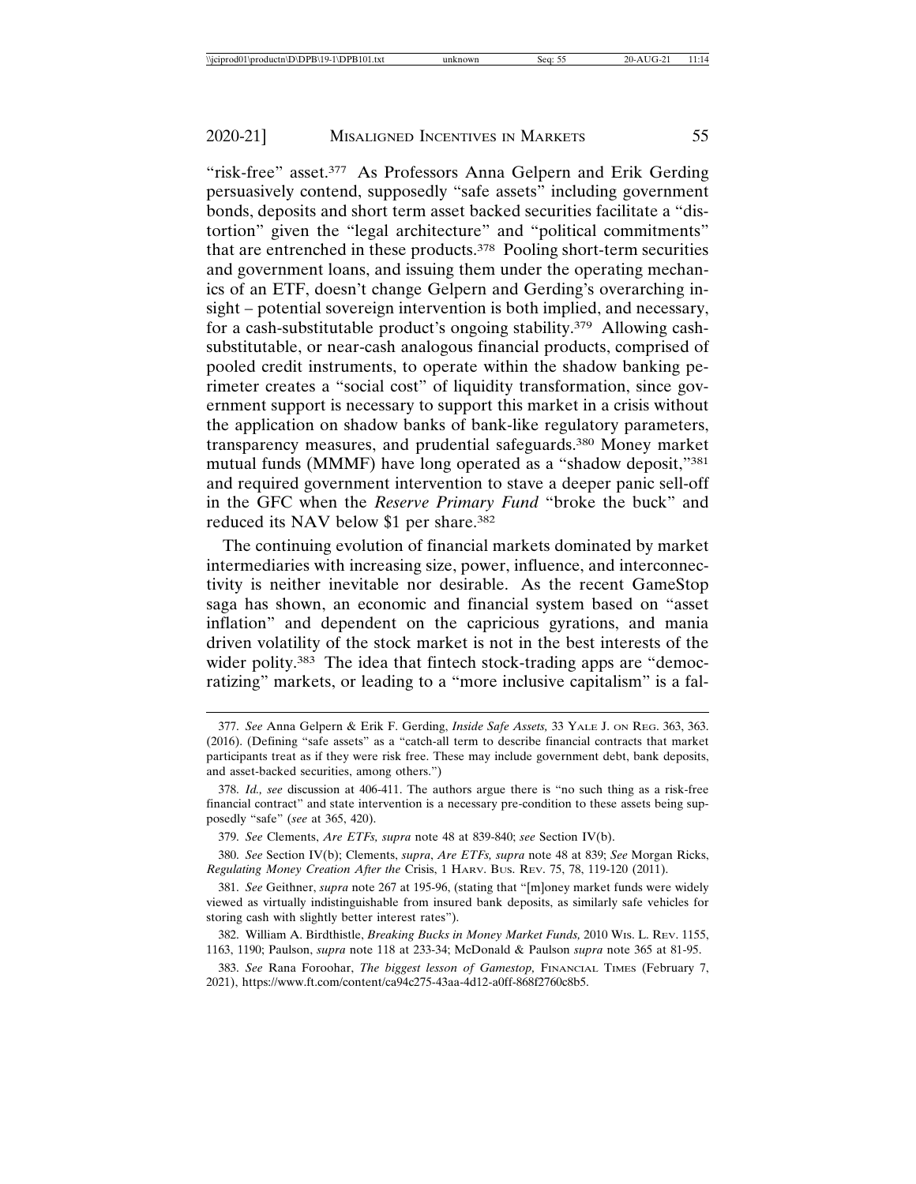"risk-free" asset.[377] As Professors Anna Gelpern and Erik Gerding persuasively contend, supposedly "safe assets" including government bonds, deposits and short term asset backed securities facilitate a "distortion" given the "legal architecture" and "political commitments" that are entrenched in these products.[378] Pooling short-term securities and government loans, and issuing them under the operating mechanics of an ETF, doesn't change Gelpern and Gerding's overarching insight – potential sovereign intervention is both implied, and necessary, for a cash-substitutable product's ongoing stability.[379] Allowing cash-substitutable, or near-cash analogous financial products, comprised of pooled credit instruments, to operate within the shadow banking perimeter creates a "social cost" of liquidity transformation, since government support is necessary to support this market in a crisis without the application on shadow banks of bank-like regulatory parameters, transparency measures, and prudential safeguards.[380] Money market mutual funds (MMMF) have long operated as a "shadow deposit,"[381] and required government intervention to stave a deeper panic sell-off in the GFC when the *Reserve Primary Fund* "broke the buck" and reduced its NAV below $1 per share.[382]

The continuing evolution of financial markets dominated by market intermediaries with increasing size, power, influence, and interconnectivity is neither inevitable nor desirable. As the recent GameStop saga has shown, an economic and financial system based on "asset inflation" and dependent on the capricious gyrations, and mania driven volatility of the stock market is not in the best interests of the wider polity.[383] The idea that fintech stock-trading apps are "democratizing" markets, or leading to a "more inclusive capitalism" is a fal-

---

377. *See* Anna Gelpern & Erik F. Gerding, *Inside Safe Assets,* 33 Yale J. on Reg. 363, 363. (2016). (Defining "safe assets" as a "catch-all term to describe financial contracts that market participants treat as if they were risk free. These may include government debt, bank deposits, and asset-backed securities, among others.")

378. *Id., see* discussion at 406-411. The authors argue there is "no such thing as a risk-free financial contract" and state intervention is a necessary pre-condition to these assets being supposedly "safe" (*see* at 365, 420).

379. *See* Clements, *Are ETFs, supra* note 48 at 839-840; *see* Section IV(b).

380. *See* Section IV(b); Clements, *supra*, *Are ETFs, supra* note 48 at 839; *See* Morgan Ricks, *Regulating Money Creation After the* Crisis, 1 Harv. Bus. Rev. 75, 78, 119-120 (2011).

381. *See* Geithner, *supra* note 267 at 195-96, (stating that "[m]oney market funds were widely viewed as virtually indistinguishable from insured bank deposits, as similarly safe vehicles for storing cash with slightly better interest rates").

382. William A. Birdthistle, *Breaking Bucks in Money Market Funds,* 2010 Wis. L. Rev. 1155, 1163, 1190; Paulson, *supra* note 118 at 233-34; McDonald & Paulson *supra* note 365 at 81-95.

383. *See* Rana Foroohar, *The biggest lesson of Gamestop,* Financial Times (February 7, 2021), https://www.ft.com/content/ca94c275-43aa-4d12-a0ff-868f2760c8b5.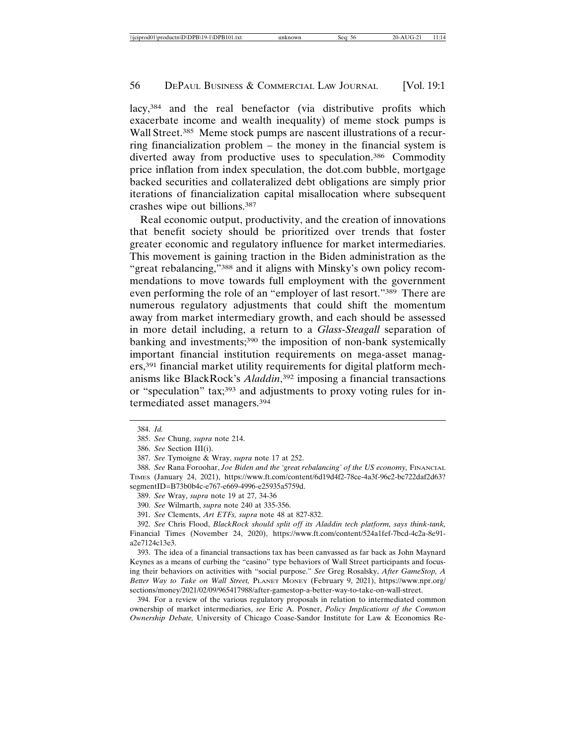lacy,[384] and the real benefactor (via distributive profits which exacerbate income and wealth inequality) of meme stock pumps is Wall Street.[385] Meme stock pumps are nascent illustrations of a recurring financialization problem – the money in the financial system is diverted away from productive uses to speculation.[386] Commodity price inflation from index speculation, the dot.com bubble, mortgage backed securities and collateralized debt obligations are simply prior iterations of financialization capital misallocation where subsequent crashes wipe out billions.[387]

Real economic output, productivity, and the creation of innovations that benefit society should be prioritized over trends that foster greater economic and regulatory influence for market intermediaries. This movement is gaining traction in the Biden administration as the "great rebalancing,"[388] and it aligns with Minsky's own policy recommendations to move towards full employment with the government even performing the role of an "employer of last resort."[389] There are numerous regulatory adjustments that could shift the momentum away from market intermediary growth, and each should be assessed in more detail including, a return to a *Glass-Steagall* separation of banking and investments;[390] the imposition of non-bank systemically important financial institution requirements on mega-asset managers,[391] financial market utility requirements for digital platform mechanisms like BlackRock's *Aladdin*,[392] imposing a financial transactions or "speculation" tax;[393] and adjustments to proxy voting rules for intermediated asset managers.[394]

---

384. *Id.*

385. *See* Chung, *supra* note 214.

386. *See* Section III(i).

387. *See* Tymoigne & Wray, *supra* note 17 at 252.

388. *See* Rana Foroohar, *Joe Biden and the 'great rebalancing' of the US economy,* Financial Times (January 24, 2021), https://www.ft.com/content/6d19d4f2-78ce-4a3f-96c2-bc722daf2d63?segmentID=B73b0b4c-e767-e669-4996-e25935a5759d.

389. *See* Wray, *supra* note 19 at 27, 34-36

390. *See* Wilmarth, *supra* note 240 at 335-356.

391. *See* Clements, *Art ETFs, supra* note 48 at 827-832.

392. *See* Chris Flood, *BlackRock should split off its Aladdin tech platform, says think-tank,* Financial Times (November 24, 2020), https://www.ft.com/content/524a1fef-7bcd-4c2a-8e91-a2e7124c13e3.

393. The idea of a financial transactions tax has been canvassed as far back as John Maynard Keynes as a means of curbing the "casino" type behaviors of Wall Street participants and focusing their behaviors on activities with "social purpose." *See* Greg Rosalsky, *After GameStop, A Better Way to Take on Wall Street,* Planet Money (February 9, 2021), https://www.npr.org/sections/money/2021/02/09/965417988/after-gamestop-a-better-way-to-take-on-wall-street.

394. For a review of the various regulatory proposals in relation to intermediated common ownership of market intermediaries, *see* Eric A. Posner, *Policy Implications of the Common Ownership Debate,* University of Chicago Coase-Sandor Institute for Law & Economics Re-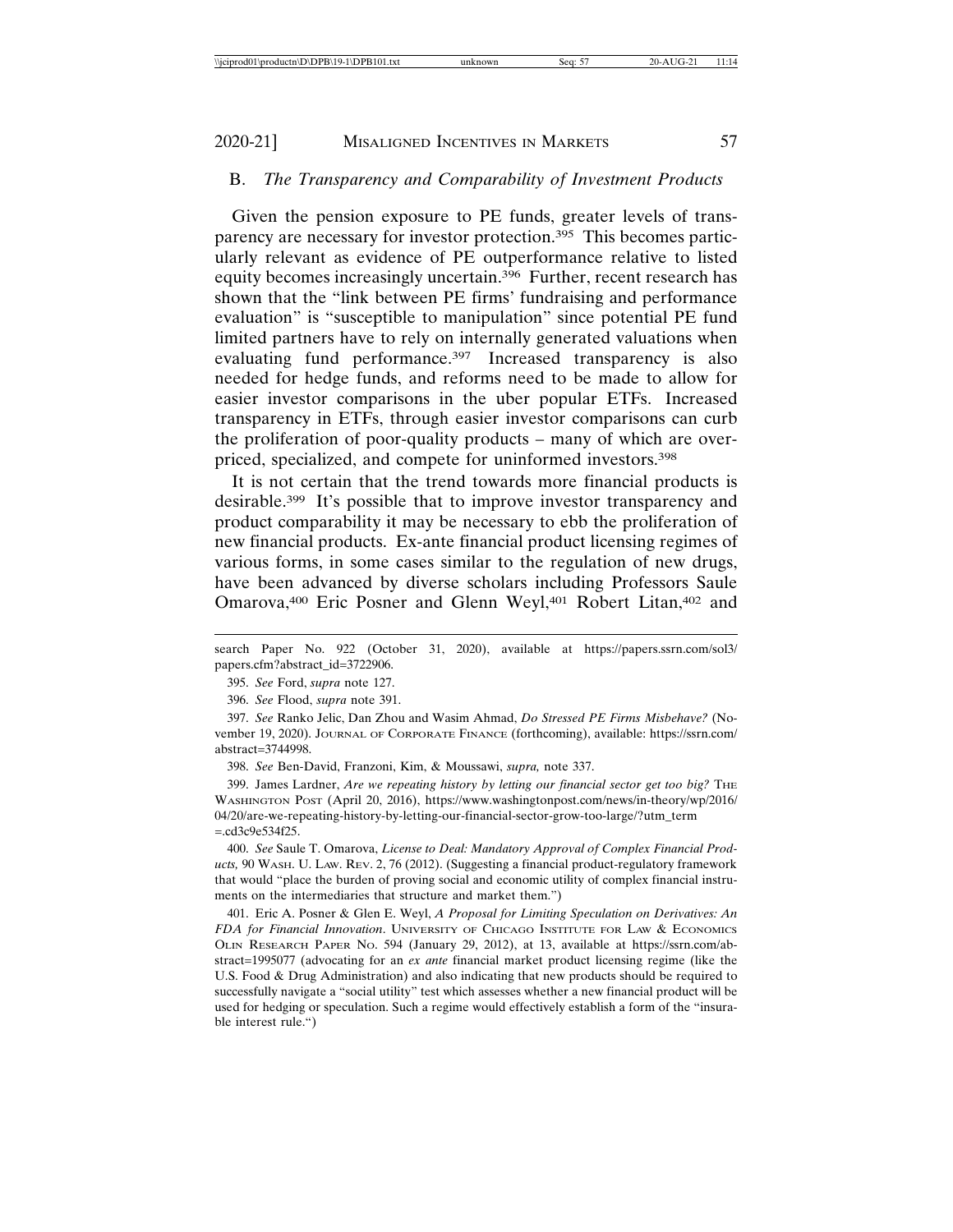## B. *The Transparency and Comparability of Investment Products*

Given the pension exposure to PE funds, greater levels of transparency are necessary for investor protection.[395] This becomes particularly relevant as evidence of PE outperformance relative to listed equity becomes increasingly uncertain.[396] Further, recent research has shown that the "link between PE firms' fundraising and performance evaluation" is "susceptible to manipulation" since potential PE fund limited partners have to rely on internally generated valuations when evaluating fund performance.[397] Increased transparency is also needed for hedge funds, and reforms need to be made to allow for easier investor comparisons in the uber popular ETFs. Increased transparency in ETFs, through easier investor comparisons can curb the proliferation of poor-quality products – many of which are overpriced, specialized, and compete for uninformed investors.[398]

It is not certain that the trend towards more financial products is desirable.[399] It's possible that to improve investor transparency and product comparability it may be necessary to ebb the proliferation of new financial products. Ex-ante financial product licensing regimes of various forms, in some cases similar to the regulation of new drugs, have been advanced by diverse scholars including Professors Saule Omarova,[400] Eric Posner and Glenn Weyl,[401] Robert Litan,[402] and

---

search Paper No. 922 (October 31, 2020), available at https://papers.ssrn.com/sol3/papers.cfm?abstract_id=3722906.

395. *See* Ford, *supra* note 127.

396. *See* Flood, *supra* note 391.

397. *See* Ranko Jelic, Dan Zhou and Wasim Ahmad, *Do Stressed PE Firms Misbehave?* (November 19, 2020). JOURNAL OF CORPORATE FINANCE (forthcoming), available: https://ssrn.com/abstract=3744998.

398. *See* Ben-David, Franzoni, Kim, & Moussawi, *supra,* note 337.

399. James Lardner, *Are we repeating history by letting our financial sector get too big?* THE WASHINGTON POST (April 20, 2016), https://www.washingtonpost.com/news/in-theory/wp/2016/04/20/are-we-repeating-history-by-letting-our-financial-sector-grow-too-large/?utm_term=.cd3c9e534f25.

400. *See* Saule T. Omarova, *License to Deal: Mandatory Approval of Complex Financial Products,* 90 WASH. U. LAW. REV. 2, 76 (2012). (Suggesting a financial product-regulatory framework that would "place the burden of proving social and economic utility of complex financial instruments on the intermediaries that structure and market them.")

401. Eric A. Posner & Glen E. Weyl, *A Proposal for Limiting Speculation on Derivatives: An FDA for Financial Innovation*. UNIVERSITY OF CHICAGO INSTITUTE FOR LAW & ECONOMICS OLIN RESEARCH PAPER NO. 594 (January 29, 2012), at 13, available at https://ssrn.com/abstract=1995077 (advocating for an *ex ante* financial market product licensing regime (like the U.S. Food & Drug Administration) and also indicating that new products should be required to successfully navigate a "social utility" test which assesses whether a new financial product will be used for hedging or speculation. Such a regime would effectively establish a form of the "insurable interest rule.")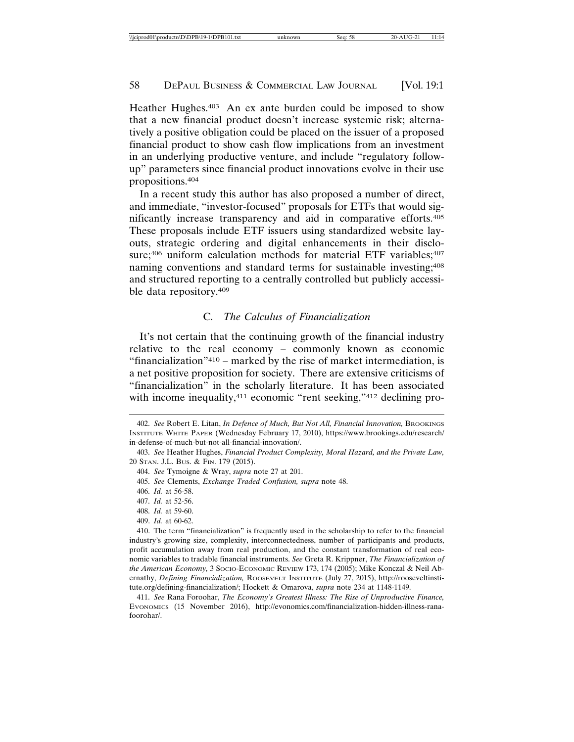Heather Hughes.[403] An ex ante burden could be imposed to show that a new financial product doesn't increase systemic risk; alternatively a positive obligation could be placed on the issuer of a proposed financial product to show cash flow implications from an investment in an underlying productive venture, and include "regulatory follow-up" parameters since financial product innovations evolve in their use propositions.[404]

In a recent study this author has also proposed a number of direct, and immediate, "investor-focused" proposals for ETFs that would significantly increase transparency and aid in comparative efforts.[405] These proposals include ETF issuers using standardized website layouts, strategic ordering and digital enhancements in their disclosure;[406] uniform calculation methods for material ETF variables;[407] naming conventions and standard terms for sustainable investing;[408] and structured reporting to a centrally controlled but publicly accessible data repository.[409]

### C. *The Calculus of Financialization*

It's not certain that the continuing growth of the financial industry relative to the real economy – commonly known as economic "financialization"[410] – marked by the rise of market intermediation, is a net positive proposition for society. There are extensive criticisms of "financialization" in the scholarly literature. It has been associated with income inequality,[411] economic "rent seeking,"[412] declining pro-

---

402. *See* Robert E. Litan, *In Defence of Much, But Not All, Financial Innovation,* Brookings Institute White Paper (Wednesday February 17, 2010), https://www.brookings.edu/research/in-defense-of-much-but-not-all-financial-innovation/.

403. *See* Heather Hughes, *Financial Product Complexity, Moral Hazard, and the Private Law,* 20 Stan. J.L. Bus. & Fin. 179 (2015).

404. *See* Tymoigne & Wray, *supra* note 27 at 201.

405. *See* Clements, *Exchange Traded Confusion, supra* note 48.

406. *Id.* at 56-58.

407. *Id.* at 52-56.

408. *Id.* at 59-60.

409. *Id.* at 60-62.

410. The term "financialization" is frequently used in the scholarship to refer to the financial industry's growing size, complexity, interconnectedness, number of participants and products, profit accumulation away from real production, and the constant transformation of real economic variables to tradable financial instruments. *See* Greta R. Krippner, *The Financialization of the American Economy,* 3 Socio-Economic Review 173, 174 (2005); Mike Konczal & Neil Abernathy, *Defining Financialization,* Roosevelt Institute (July 27, 2015), http://rooseveltinstitute.org/defining-financialization/; Hockett & Omarova, *supra* note 234 at 1148-1149.

411. *See* Rana Foroohar, *The Economy's Greatest Illness: The Rise of Unproductive Finance,* Evonomics (15 November 2016), http://evonomics.com/financialization-hidden-illness-rana-foorohar/.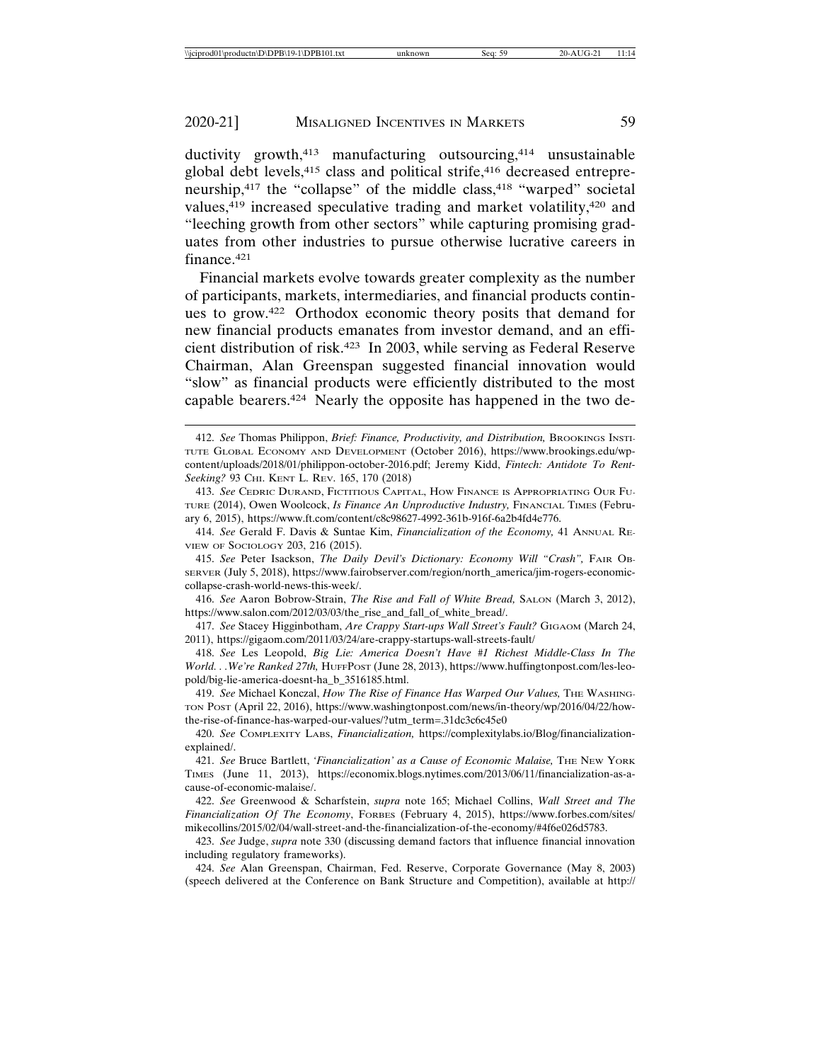ductivity growth,[413] manufacturing outsourcing,[414] unsustainable global debt levels,[415] class and political strife,[416] decreased entrepreneurship,[417] the "collapse" of the middle class,[418] "warped" societal values,[419] increased speculative trading and market volatility,[420] and "leeching growth from other sectors" while capturing promising graduates from other industries to pursue otherwise lucrative careers in finance.[421]

Financial markets evolve towards greater complexity as the number of participants, markets, intermediaries, and financial products continues to grow.[422] Orthodox economic theory posits that demand for new financial products emanates from investor demand, and an efficient distribution of risk.[423] In 2003, while serving as Federal Reserve Chairman, Alan Greenspan suggested financial innovation would "slow" as financial products were efficiently distributed to the most capable bearers.[424] Nearly the opposite has happened in the two de-

---

412. *See* Thomas Philippon, *Brief: Finance, Productivity, and Distribution*, BROOKINGS INSTITUTE GLOBAL ECONOMY AND DEVELOPMENT (October 2016), https://www.brookings.edu/wp-content/uploads/2018/01/philippon-october-2016.pdf; Jeremy Kidd, *Fintech: Antidote To Rent-Seeking?* 93 CHI. KENT L. REV. 165, 170 (2018)

413. *See* CEDRIC DURAND, FICTITIOUS CAPITAL, HOW FINANCE IS APPROPRIATING OUR FUTURE (2014), Owen Woolcock, *Is Finance An Unproductive Industry,* FINANCIAL TIMES (February 6, 2015), https://www.ft.com/content/c8c98627-4992-361b-916f-6a2b4fd4e776.

414. *See* Gerald F. Davis & Suntae Kim, *Financialization of the Economy,* 41 ANNUAL REVIEW OF SOCIOLOGY 203, 216 (2015).

415. *See* Peter Isackson, *The Daily Devil's Dictionary: Economy Will "Crash",* FAIR OBSERVER (July 5, 2018), https://www.fairobserver.com/region/north_america/jim-rogers-economic-collapse-crash-world-news-this-week/.

416. *See* Aaron Bobrow-Strain, *The Rise and Fall of White Bread,* SALON (March 3, 2012), https://www.salon.com/2012/03/03/the_rise_and_fall_of_white_bread/.

417. *See* Stacey Higginbotham, *Are Crappy Start-ups Wall Street's Fault?* GIGAOM (March 24, 2011), https://gigaom.com/2011/03/24/are-crappy-startups-wall-streets-fault/

418. *See* Les Leopold, *Big Lie: America Doesn't Have #1 Richest Middle-Class In The World. . .We're Ranked 27th,* HUFFPOST (June 28, 2013), https://www.huffingtonpost.com/les-leopold/big-lie-america-doesnt-ha_b_3516185.html.

419. *See* Michael Konczal, *How The Rise of Finance Has Warped Our Values,* THE WASHINGTON POST (April 22, 2016), https://www.washingtonpost.com/news/in-theory/wp/2016/04/22/how-the-rise-of-finance-has-warped-our-values/?utm_term=.31dc3c6c45e0

420. *See* COMPLEXITY LABS, *Financialization,* https://complexitylabs.io/Blog/financialization-explained/.

421. *See* Bruce Bartlett, *'Financialization' as a Cause of Economic Malaise,* THE NEW YORK TIMES (June 11, 2013), https://economix.blogs.nytimes.com/2013/06/11/financialization-as-a-cause-of-economic-malaise/.

422. *See* Greenwood & Scharfstein, *supra* note 165; Michael Collins, *Wall Street and The Financialization Of The Economy*, FORBES (February 4, 2015), https://www.forbes.com/sites/mikecollins/2015/02/04/wall-street-and-the-financialization-of-the-economy/#4f6e026d5783.

423. *See* Judge, *supra* note 330 (discussing demand factors that influence financial innovation including regulatory frameworks).

424. *See* Alan Greenspan, Chairman, Fed. Reserve, Corporate Governance (May 8, 2003) (speech delivered at the Conference on Bank Structure and Competition), available at http://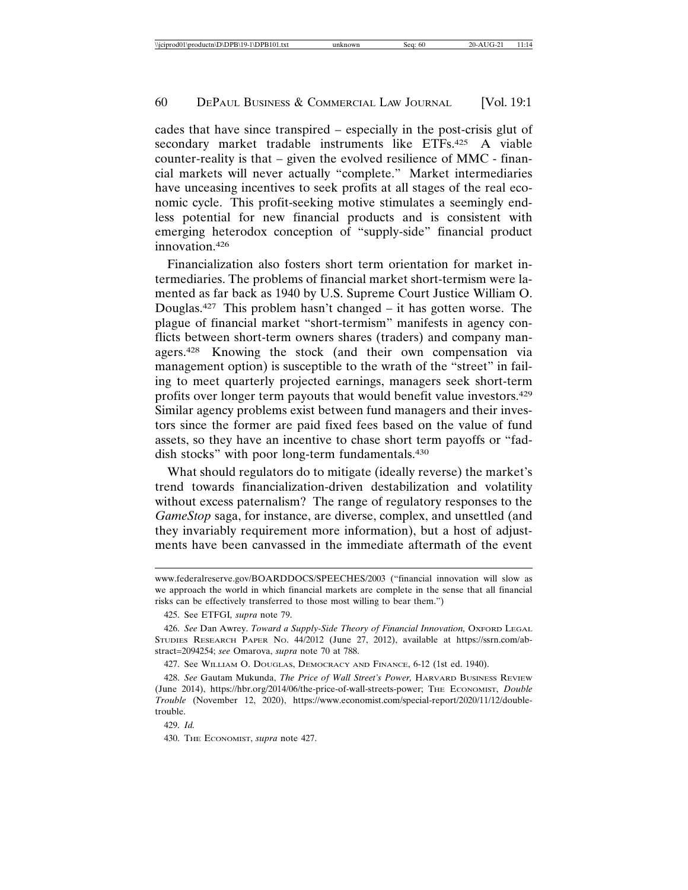cades that have since transpired – especially in the post-crisis glut of secondary market tradable instruments like ETFs.[425] A viable counter-reality is that – given the evolved resilience of MMC - financial markets will never actually "complete." Market intermediaries have unceasing incentives to seek profits at all stages of the real economic cycle. This profit-seeking motive stimulates a seemingly endless potential for new financial products and is consistent with emerging heterodox conception of "supply-side" financial product innovation.[426]

Financialization also fosters short term orientation for market intermediaries. The problems of financial market short-termism were lamented as far back as 1940 by U.S. Supreme Court Justice William O. Douglas.[427] This problem hasn't changed – it has gotten worse. The plague of financial market "short-termism" manifests in agency conflicts between short-term owners shares (traders) and company managers.[428] Knowing the stock (and their own compensation via management option) is susceptible to the wrath of the "street" in failing to meet quarterly projected earnings, managers seek short-term profits over longer term payouts that would benefit value investors.[429] Similar agency problems exist between fund managers and their investors since the former are paid fixed fees based on the value of fund assets, so they have an incentive to chase short term payoffs or "faddish stocks" with poor long-term fundamentals.[430]

What should regulators do to mitigate (ideally reverse) the market's trend towards financialization-driven destabilization and volatility without excess paternalism? The range of regulatory responses to the *GameStop* saga, for instance, are diverse, complex, and unsettled (and they invariably requirement more information), but a host of adjustments have been canvassed in the immediate aftermath of the event

---

www.federalreserve.gov/BOARDDOCS/SPEECHES/2003 ("financial innovation will slow as we approach the world in which financial markets are complete in the sense that all financial risks can be effectively transferred to those most willing to bear them.")

425. See ETFGI, *supra* note 79.

426. *See* Dan Awrey. *Toward a Supply-Side Theory of Financial Innovation,* Oxford Legal Studies Research Paper No. 44/2012 (June 27, 2012), available at https://ssrn.com/abstract=2094254; *see* Omarova, *supra* note 70 at 788.

427. See William O. Douglas, Democracy and Finance, 6-12 (1st ed. 1940).

428. *See* Gautam Mukunda, *The Price of Wall Street's Power,* Harvard Business Review (June 2014), https://hbr.org/2014/06/the-price-of-wall-streets-power; The Economist, *Double Trouble* (November 12, 2020), https://www.economist.com/special-report/2020/11/12/double-trouble.

429. *Id.*

430. The Economist, *supra* note 427.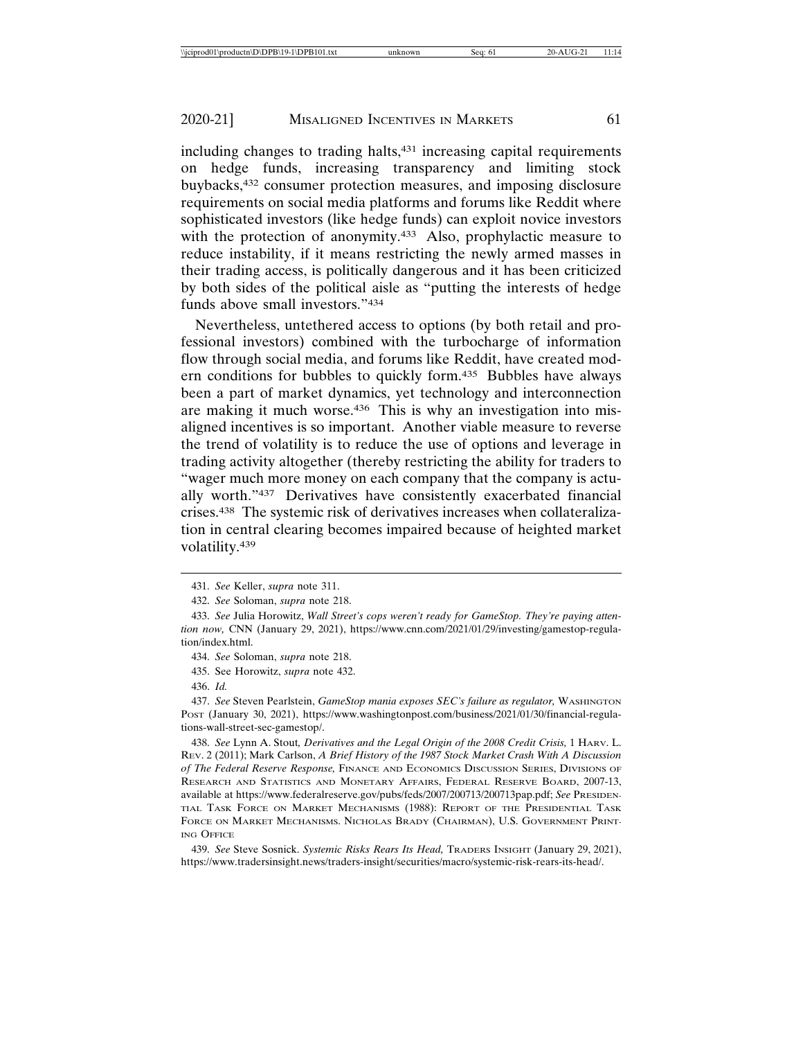including changes to trading halts,[431] increasing capital requirements on hedge funds, increasing transparency and limiting stock buybacks,[432] consumer protection measures, and imposing disclosure requirements on social media platforms and forums like Reddit where sophisticated investors (like hedge funds) can exploit novice investors with the protection of anonymity.[433] Also, prophylactic measure to reduce instability, if it means restricting the newly armed masses in their trading access, is politically dangerous and it has been criticized by both sides of the political aisle as "putting the interests of hedge funds above small investors."[434]

Nevertheless, untethered access to options (by both retail and professional investors) combined with the turbocharge of information flow through social media, and forums like Reddit, have created modern conditions for bubbles to quickly form.[435] Bubbles have always been a part of market dynamics, yet technology and interconnection are making it much worse.[436] This is why an investigation into misaligned incentives is so important. Another viable measure to reverse the trend of volatility is to reduce the use of options and leverage in trading activity altogether (thereby restricting the ability for traders to "wager much more money on each company that the company is actually worth."[437] Derivatives have consistently exacerbated financial crises.[438] The systemic risk of derivatives increases when collateralization in central clearing becomes impaired because of heighted market volatility.[439]

---

431. *See* Keller, *supra* note 311.

432. *See* Soloman, *supra* note 218.

433. *See* Julia Horowitz, *Wall Street's cops weren't ready for GameStop. They're paying attention now,* CNN (January 29, 2021), https://www.cnn.com/2021/01/29/investing/gamestop-regulation/index.html.

434. *See* Soloman, *supra* note 218.

435. See Horowitz, *supra* note 432.

436. *Id.*

437. *See* Steven Pearlstein, *GameStop mania exposes SEC's failure as regulator,* WASHINGTON POST (January 30, 2021), https://www.washingtonpost.com/business/2021/01/30/financial-regulations-wall-street-sec-gamestop/.

438. *See* Lynn A. Stout, *Derivatives and the Legal Origin of the 2008 Credit Crisis,* 1 HARV. L. REV. 2 (2011); Mark Carlson, *A Brief History of the 1987 Stock Market Crash With A Discussion of The Federal Reserve Response,* FINANCE AND ECONOMICS DISCUSSION SERIES, DIVISIONS OF RESEARCH AND STATISTICS AND MONETARY AFFAIRS, FEDERAL RESERVE BOARD, 2007-13, available at https://www.federalreserve.gov/pubs/feds/2007/200713/200713pap.pdf; *See* PRESIDENTIAL TASK FORCE ON MARKET MECHANISMS (1988): REPORT OF THE PRESIDENTIAL TASK FORCE ON MARKET MECHANISMS. NICHOLAS BRADY (CHAIRMAN), U.S. GOVERNMENT PRINTING OFFICE

439. *See* Steve Sosnick. *Systemic Risks Rears Its Head,* TRADERS INSIGHT (January 29, 2021), https://www.tradersinsight.news/traders-insight/securities/macro/systemic-risk-rears-its-head/.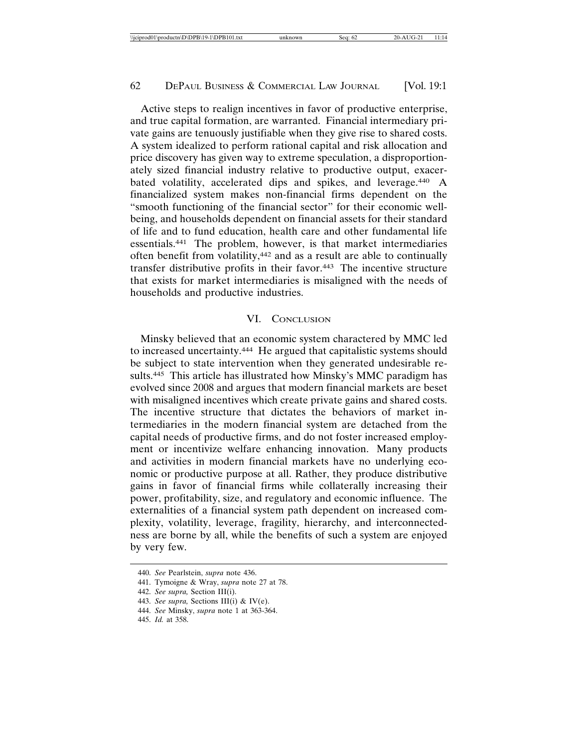Active steps to realign incentives in favor of productive enterprise, and true capital formation, are warranted. Financial intermediary private gains are tenuously justifiable when they give rise to shared costs. A system idealized to perform rational capital and risk allocation and price discovery has given way to extreme speculation, a disproportionately sized financial industry relative to productive output, exacerbated volatility, accelerated dips and spikes, and leverage.[440] A financialized system makes non-financial firms dependent on the "smooth functioning of the financial sector" for their economic well-being, and households dependent on financial assets for their standard of life and to fund education, health care and other fundamental life essentials.[441] The problem, however, is that market intermediaries often benefit from volatility,[442] and as a result are able to continually transfer distributive profits in their favor.[443] The incentive structure that exists for market intermediaries is misaligned with the needs of households and productive industries.

## VI. Conclusion

Minsky believed that an economic system charactered by MMC led to increased uncertainty.[444] He argued that capitalistic systems should be subject to state intervention when they generated undesirable results.[445] This article has illustrated how Minsky's MMC paradigm has evolved since 2008 and argues that modern financial markets are beset with misaligned incentives which create private gains and shared costs. The incentive structure that dictates the behaviors of market intermediaries in the modern financial system are detached from the capital needs of productive firms, and do not foster increased employment or incentivize welfare enhancing innovation. Many products and activities in modern financial markets have no underlying economic or productive purpose at all. Rather, they produce distributive gains in favor of financial firms while collaterally increasing their power, profitability, size, and regulatory and economic influence. The externalities of a financial system path dependent on increased complexity, volatility, leverage, fragility, hierarchy, and interconnectedness are borne by all, while the benefits of such a system are enjoyed by very few.

---

440. *See* Pearlstein, *supra* note 436.

441. Tymoigne & Wray, *supra* note 27 at 78.

442. *See supra,* Section III(i).

443. *See supra,* Sections III(i) & IV(e).

444. *See* Minsky, *supra* note 1 at 363-364.

445. *Id.* at 358.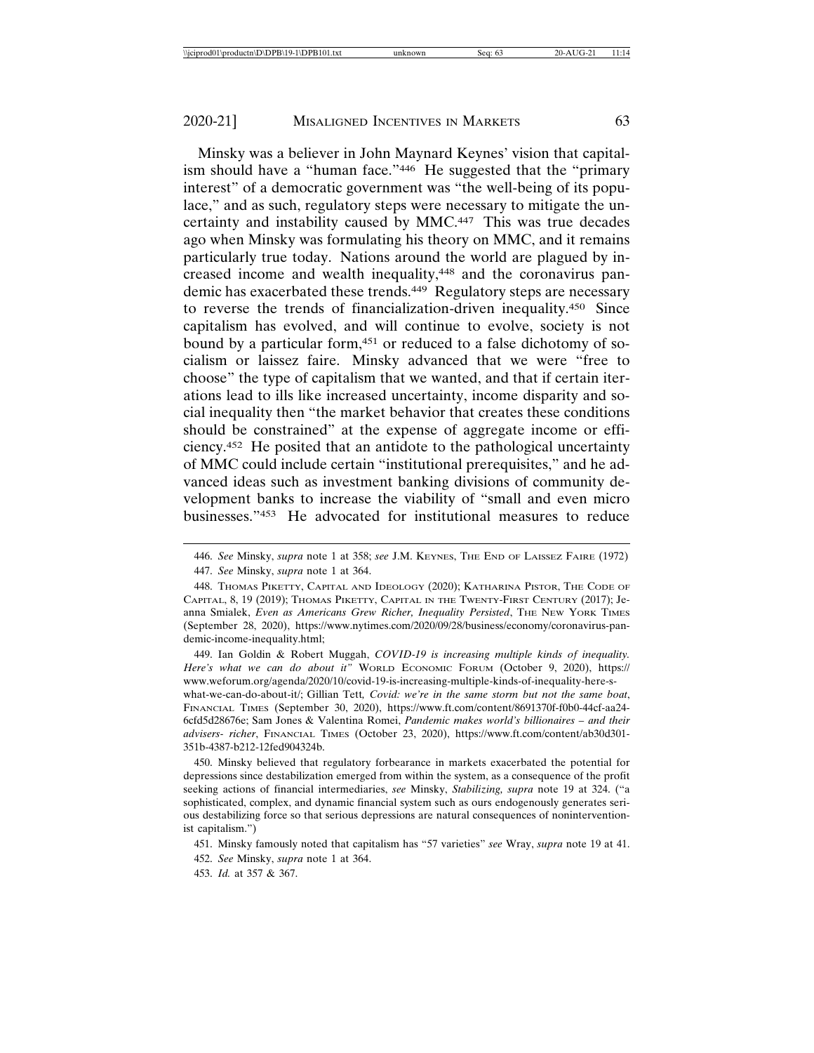Minsky was a believer in John Maynard Keynes' vision that capitalism should have a "human face."[446] He suggested that the "primary interest" of a democratic government was "the well-being of its populace," and as such, regulatory steps were necessary to mitigate the uncertainty and instability caused by MMC.[447] This was true decades ago when Minsky was formulating his theory on MMC, and it remains particularly true today. Nations around the world are plagued by increased income and wealth inequality,[448] and the coronavirus pandemic has exacerbated these trends.[449] Regulatory steps are necessary to reverse the trends of financialization-driven inequality.[450] Since capitalism has evolved, and will continue to evolve, society is not bound by a particular form,[451] or reduced to a false dichotomy of socialism or laissez faire. Minsky advanced that we were "free to choose" the type of capitalism that we wanted, and that if certain iterations lead to ills like increased uncertainty, income disparity and social inequality then "the market behavior that creates these conditions should be constrained" at the expense of aggregate income or efficiency.[452] He posited that an antidote to the pathological uncertainty of MMC could include certain "institutional prerequisites," and he advanced ideas such as investment banking divisions of community development banks to increase the viability of "small and even micro businesses."[453] He advocated for institutional measures to reduce

---

446. *See* Minsky, *supra* note 1 at 358; *see* J.M. Keynes, The End of Laissez Faire (1972)

447. *See* Minsky, *supra* note 1 at 364.

448. Thomas Piketty, Capital and Ideology (2020); Katharina Pistor, The Code of Capital, 8, 19 (2019); Thomas Piketty, Capital in the Twenty-First Century (2017); Jeanna Smialek, *Even as Americans Grew Richer, Inequality Persisted*, The New York Times (September 28, 2020), https://www.nytimes.com/2020/09/28/business/economy/coronavirus-pandemic-income-inequality.html;

449. Ian Goldin & Robert Muggah, *COVID-19 is increasing multiple kinds of inequality. Here's what we can do about it"* World Economic Forum (October 9, 2020), https://www.weforum.org/agenda/2020/10/covid-19-is-increasing-multiple-kinds-of-inequality-here-s-what-we-can-do-about-it/; Gillian Tett*, Covid: we're in the same storm but not the same boat*, Financial Times (September 30, 2020), https://www.ft.com/content/8691370f-f0b0-44cf-aa24-6cfd5d28676e; Sam Jones & Valentina Romei, *Pandemic makes world's billionaires – and their advisers- richer*, Financial Times (October 23, 2020), https://www.ft.com/content/ab30d301-351b-4387-b212-12fed904324b.

450. Minsky believed that regulatory forbearance in markets exacerbated the potential for depressions since destabilization emerged from within the system, as a consequence of the profit seeking actions of financial intermediaries, *see* Minsky, *Stabilizing, supra* note 19 at 324. ("a sophisticated, complex, and dynamic financial system such as ours endogenously generates serious destabilizing force so that serious depressions are natural consequences of noninterventionist capitalism.")

451. Minsky famously noted that capitalism has "57 varieties" *see* Wray, *supra* note 19 at 41.

452. *See* Minsky, *supra* note 1 at 364.

453. *Id.* at 357 & 367.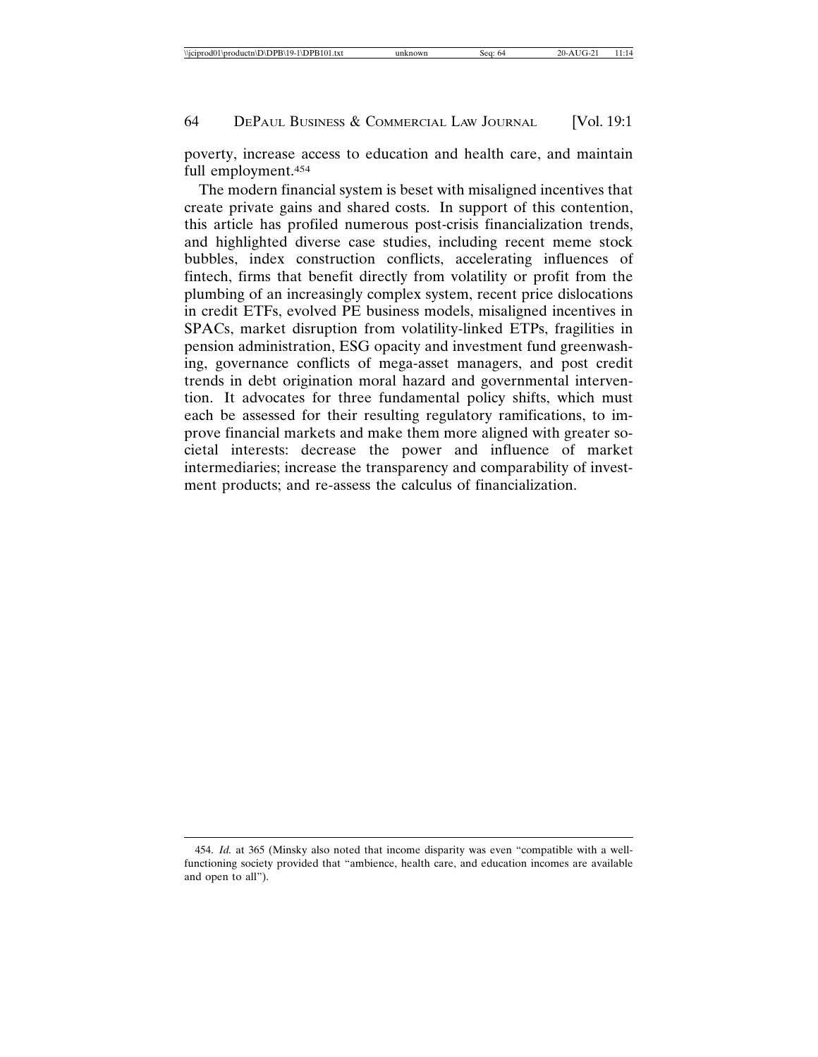poverty, increase access to education and health care, and maintain full employment.[454]

The modern financial system is beset with misaligned incentives that create private gains and shared costs. In support of this contention, this article has profiled numerous post-crisis financialization trends, and highlighted diverse case studies, including recent meme stock bubbles, index construction conflicts, accelerating influences of fintech, firms that benefit directly from volatility or profit from the plumbing of an increasingly complex system, recent price dislocations in credit ETFs, evolved PE business models, misaligned incentives in SPACs, market disruption from volatility-linked ETPs, fragilities in pension administration, ESG opacity and investment fund greenwashing, governance conflicts of mega-asset managers, and post credit trends in debt origination moral hazard and governmental intervention. It advocates for three fundamental policy shifts, which must each be assessed for their resulting regulatory ramifications, to improve financial markets and make them more aligned with greater societal interests: decrease the power and influence of market intermediaries; increase the transparency and comparability of investment products; and re-assess the calculus of financialization.

---

454. *Id.* at 365 (Minsky also noted that income disparity was even "compatible with a well-functioning society provided that "ambience, health care, and education incomes are available and open to all").